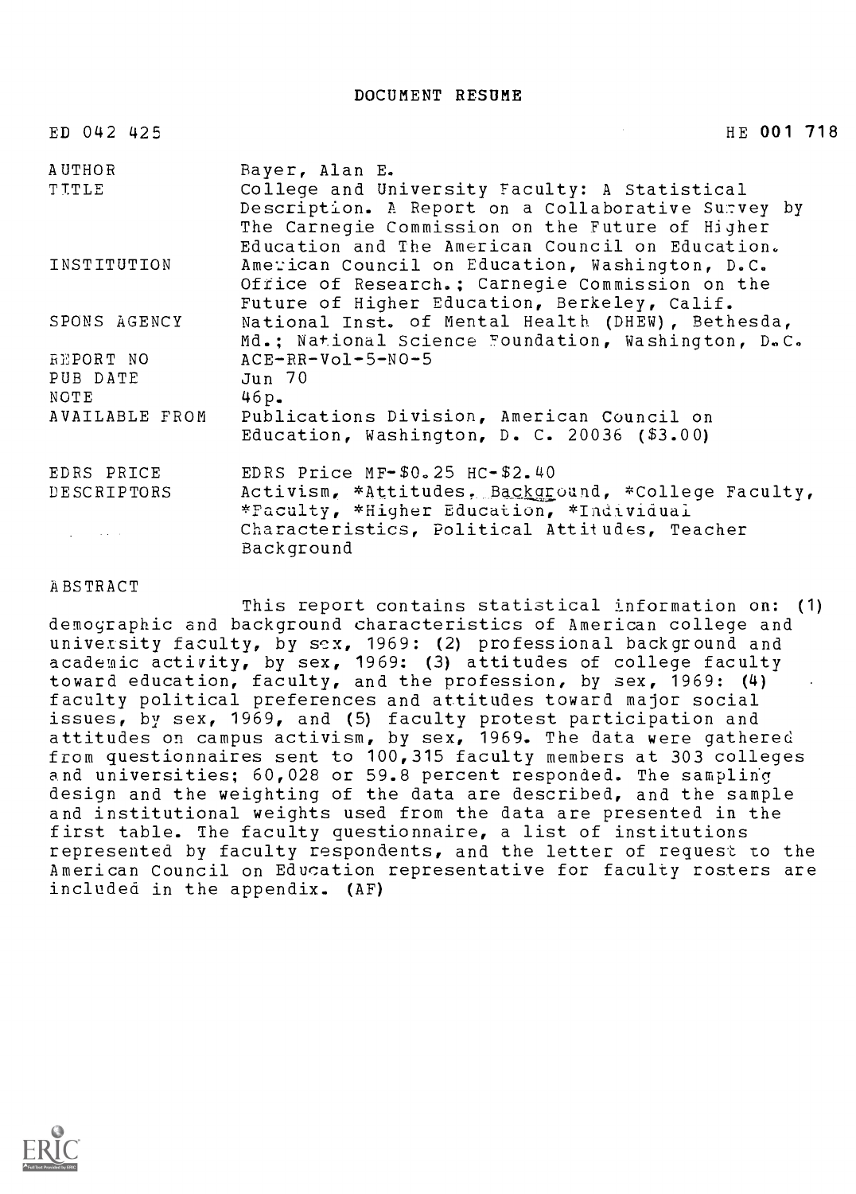# DOCUMENT RESUME

ED 042 425 HE 001 718

| | |
|---|---|
| AUTHOR | Bayer, Alan E. |
| TITLE | College and University Faculty: A Statistical Description. A Report on a Collaborative Survey by The Carnegie Commission on the Future of Higher Education and The American Council on Education. |
| INSTITUTION | American Council on Education, Washington, D.C. Office of Research.; Carnegie Commission on the Future of Higher Education, Berkeley, Calif. |
| SPONS AGENCY | National Inst. of Mental Health (DHEW), Bethesda, Md.; National Science Foundation, Washington, D.C. |
| REPORT NO | ACE-RR-Vol-5-NO-5 |
| PUB DATE | Jun 70 |
| NOTE | 46p. |
| AVAILABLE FROM | Publications Division, American Council on Education, Washington, D. C. 20036 ($3.00) |
| EDRS PRICE | EDRS Price MF-$0.25 HC-$2.40 |
| DESCRIPTORS | Activism, *Attitudes, Background, *College Faculty, *Faculty, *Higher Education, *Individual Characteristics, Political Attitudes, Teacher Background |

## ABSTRACT

This report contains statistical information on: (1) demographic and background characteristics of American college and university faculty, by sex, 1969: (2) professional background and academic activity, by sex, 1969: (3) attitudes of college faculty toward education, faculty, and the profession, by sex, 1969: (4) faculty political preferences and attitudes toward major social issues, by sex, 1969, and (5) faculty protest participation and attitudes on campus activism, by sex, 1969. The data were gathered from questionnaires sent to 100,315 faculty members at 303 colleges and universities; 60,028 or 59.8 percent responded. The sampling design and the weighting of the data are described, and the sample and institutional weights used from the data are presented in the first table. The faculty questionnaire, a list of institutions represented by faculty respondents, and the letter of request to the American Council on Education representative for faculty rosters are included in the appendix. (AF)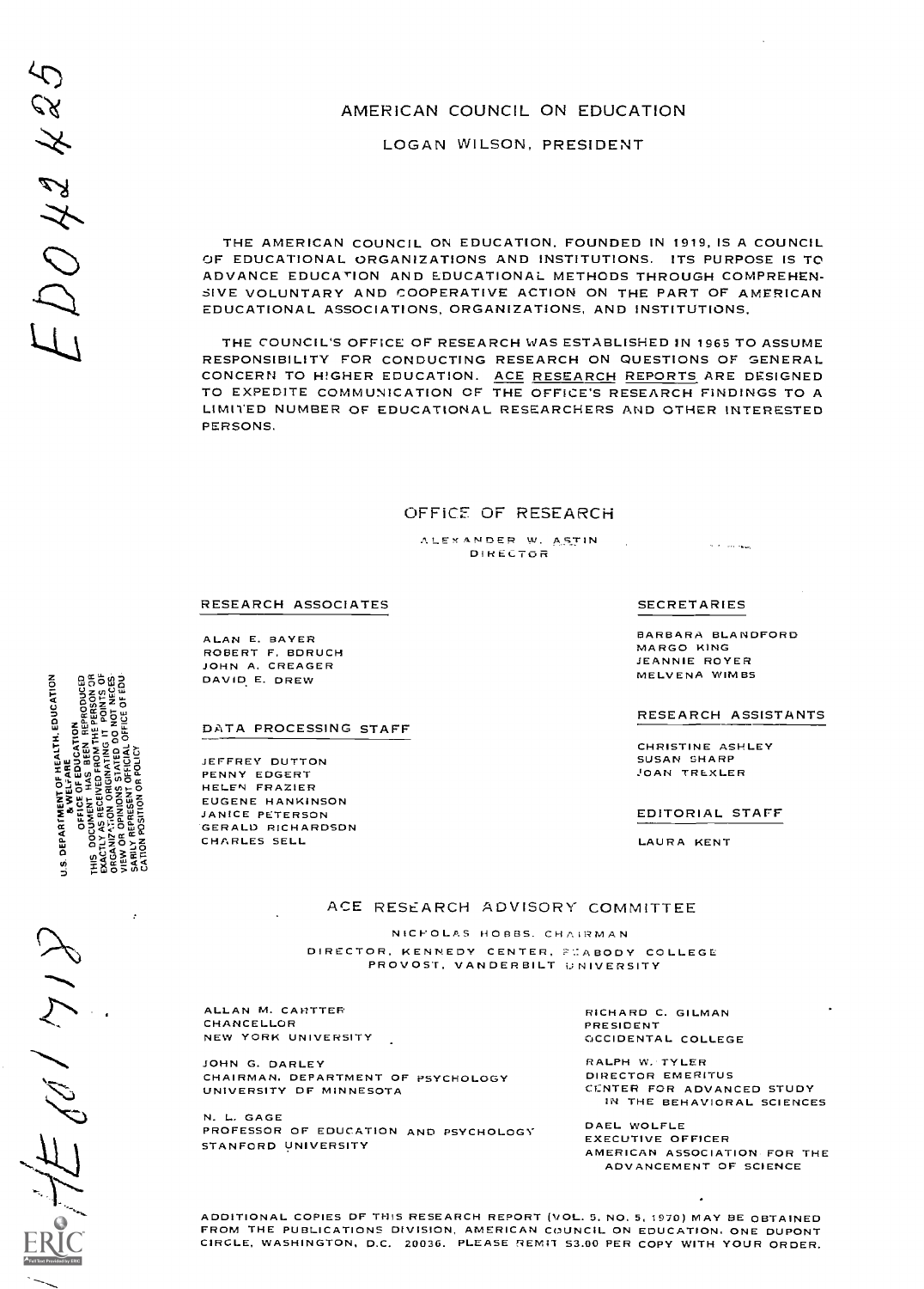# AMERICAN COUNCIL ON EDUCATION

LOGAN WILSON, PRESIDENT

THE AMERICAN COUNCIL ON EDUCATION, FOUNDED IN 1919, IS A COUNCIL OF EDUCATIONAL ORGANIZATIONS AND INSTITUTIONS. ITS PURPOSE IS TO ADVANCE EDUCATION AND EDUCATIONAL METHODS THROUGH COMPREHENSIVE VOLUNTARY AND COOPERATIVE ACTION ON THE PART OF AMERICAN EDUCATIONAL ASSOCIATIONS, ORGANIZATIONS, AND INSTITUTIONS.

THE COUNCIL'S OFFICE OF RESEARCH WAS ESTABLISHED IN 1965 TO ASSUME RESPONSIBILITY FOR CONDUCTING RESEARCH ON QUESTIONS OF GENERAL CONCERN TO HIGHER EDUCATION. ACE RESEARCH REPORTS ARE DESIGNED TO EXPEDITE COMMUNICATION OF THE OFFICE'S RESEARCH FINDINGS TO A LIMITED NUMBER OF EDUCATIONAL RESEARCHERS AND OTHER INTERESTED PERSONS.

## OFFICE OF RESEARCH

ALEXANDER W. ASTIN
DIRECTOR

### RESEARCH ASSOCIATES

ALAN E. BAYER
ROBERT F. BORUCH
JOHN A. CREAGER
DAVID E. DREW

### DATA PROCESSING STAFF

JEFFREY DUTTON
PENNY EDGERT
HELEN FRAZIER
EUGENE HANKINSON
JANICE PETERSON
GERALD RICHARDSON
CHARLES SELL

### SECRETARIES

BARBARA BLANDFORD
MARGO KING
JEANNIE ROYER
MELVENA WIMBS

### RESEARCH ASSISTANTS

CHRISTINE ASHLEY
SUSAN SHARP
JOAN TREXLER

### EDITORIAL STAFF

LAURA KENT

## ACE RESEARCH ADVISORY COMMITTEE

NICHOLAS HOBBS, CHAIRMAN
DIRECTOR, KENNEDY CENTER, PEABODY COLLEGE
PROVOST, VANDERBILT UNIVERSITY

ALLAN M. CARTTER
CHANCELLOR
NEW YORK UNIVERSITY

JOHN G. DARLEY
CHAIRMAN, DEPARTMENT OF PSYCHOLOGY
UNIVERSITY OF MINNESOTA

N. L. GAGE
PROFESSOR OF EDUCATION AND PSYCHOLOGY
STANFORD UNIVERSITY

RICHARD C. GILMAN
PRESIDENT
OCCIDENTAL COLLEGE

RALPH W. TYLER
DIRECTOR EMERITUS
CENTER FOR ADVANCED STUDY IN THE BEHAVIORAL SCIENCES

DAEL WOLFLE
EXECUTIVE OFFICER
AMERICAN ASSOCIATION FOR THE ADVANCEMENT OF SCIENCE

ADDITIONAL COPIES OF THIS RESEARCH REPORT (VOL. 5, NO. 5, 1970) MAY BE OBTAINED FROM THE PUBLICATIONS DIVISION, AMERICAN COUNCIL ON EDUCATION, ONE DUPONT CIRCLE, WASHINGTON, D.C. 20036. PLEASE REMIT $3.00 PER COPY WITH YOUR ORDER.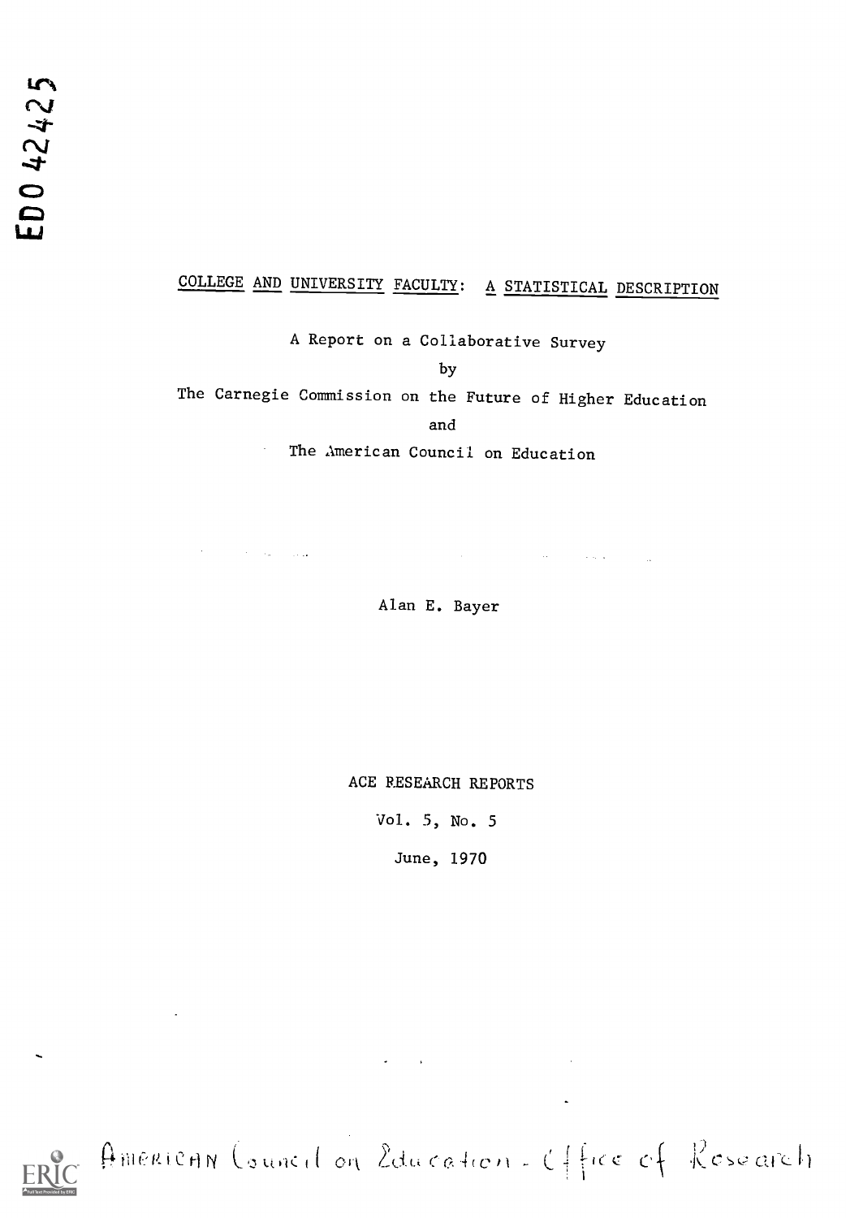ED0 42425

# COLLEGE AND UNIVERSITY FACULTY: A STATISTICAL DESCRIPTION

A Report on a Collaborative Survey

by

The Carnegie Commission on the Future of Higher Education

and

The American Council on Education

Alan E. Bayer

ACE RESEARCH REPORTS

Vol. 5, No. 5

June, 1970

American Council on Education - Office of Research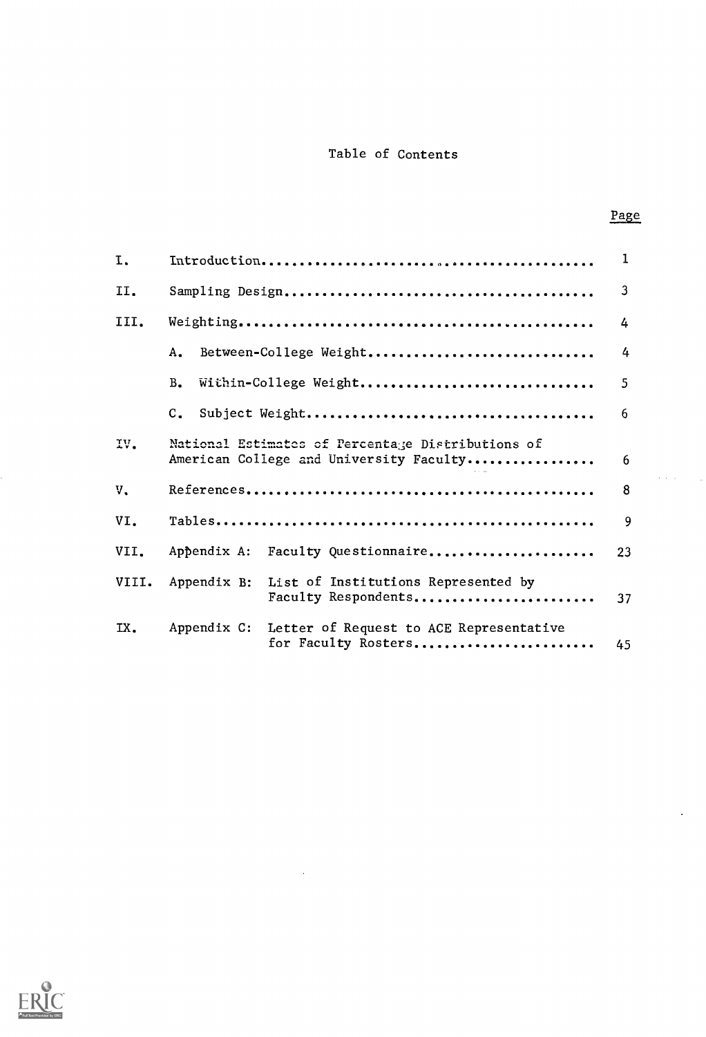# Table of Contents

| | | Page |
|---|---|---|
| I. | Introduction | 1 |
| II. | Sampling Design | 3 |
| III. | Weighting | 4 |
| | A. Between-College Weight | 4 |
| | B. Within-College Weight | 5 |
| | C. Subject Weight | 6 |
| IV. | National Estimates of Percentage Distributions of American College and University Faculty | 6 |
| V. | References | 8 |
| VI. | Tables | 9 |
| VII. | Appendix A: Faculty Questionnaire | 23 |
| VIII. | Appendix B: List of Institutions Represented by Faculty Respondents | 37 |
| IX. | Appendix C: Letter of Request to ACE Representative for Faculty Rosters | 45 |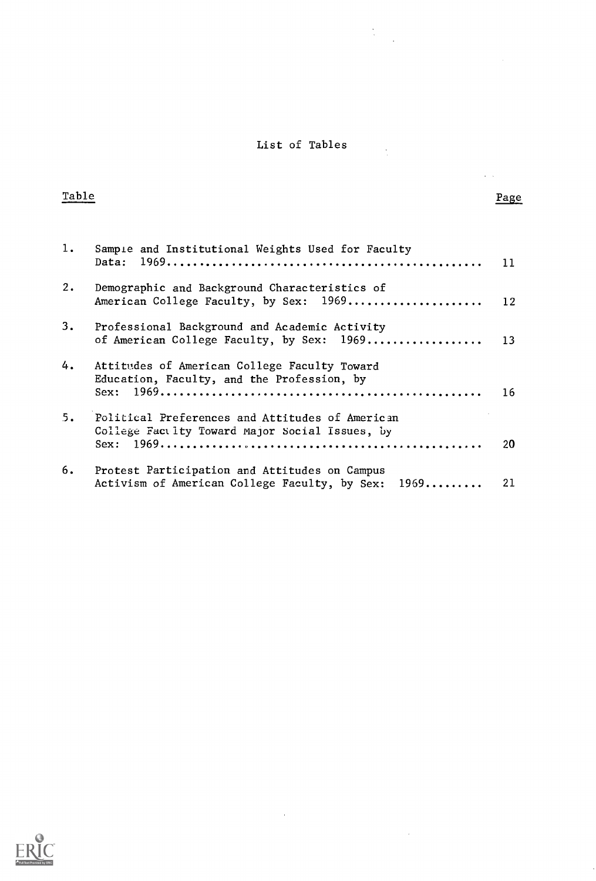# List of Tables

| Table | | Page |
|---|---|---|
| 1. | Sample and Institutional Weights Used for Faculty Data: 1969 | 11 |
| 2. | Demographic and Background Characteristics of American College Faculty, by Sex: 1969 | 12 |
| 3. | Professional Background and Academic Activity of American College Faculty, by Sex: 1969 | 13 |
| 4. | Attitudes of American College Faculty Toward Education, Faculty, and the Profession, by Sex: 1969 | 16 |
| 5. | Political Preferences and Attitudes of American College Faculty Toward Major Social Issues, by Sex: 1969 | 20 |
| 6. | Protest Participation and Attitudes on Campus Activism of American College Faculty, by Sex: 1969 | 21 |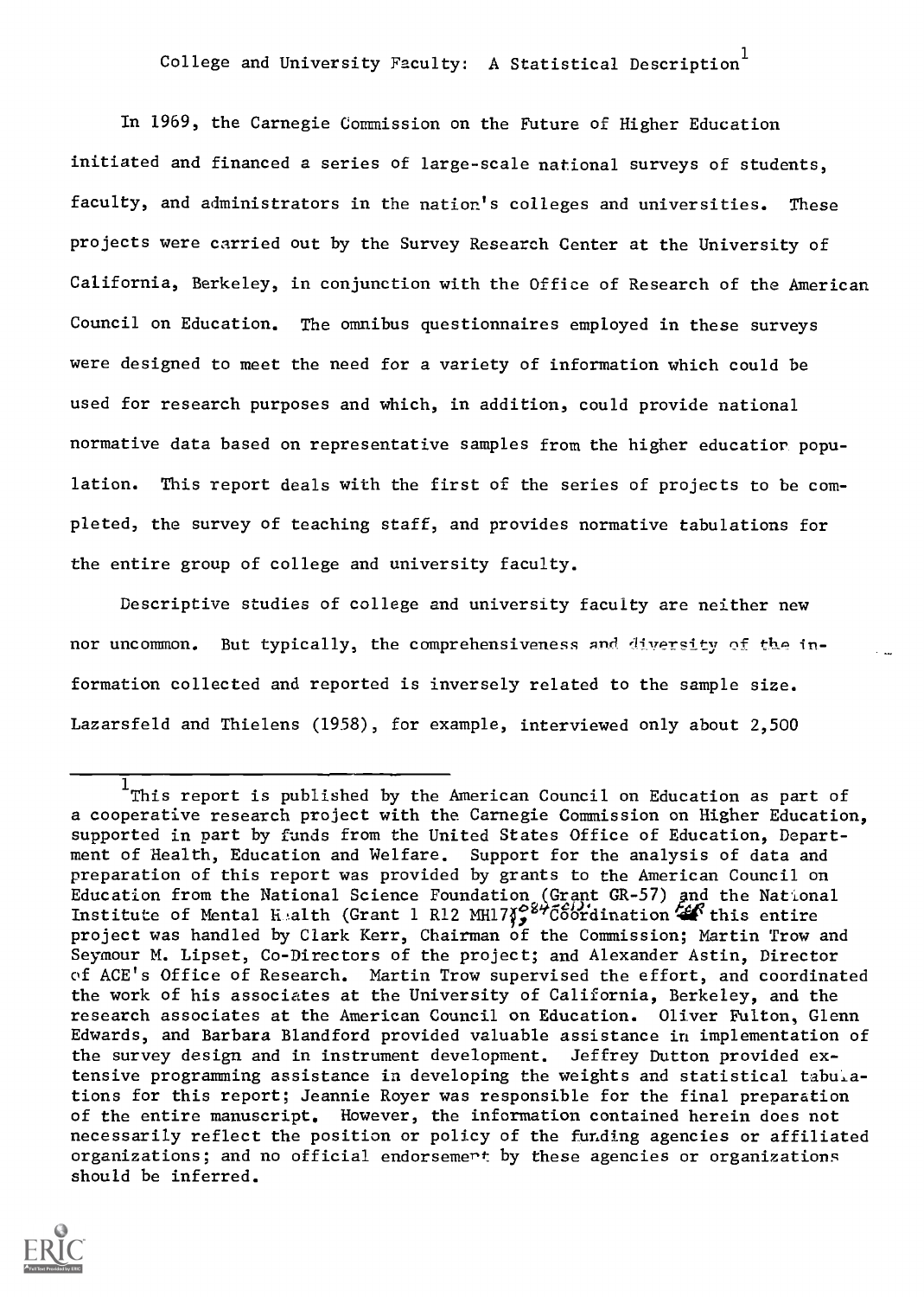# College and University Faculty: A Statistical Description[1]

In 1969, the Carnegie Commission on the Future of Higher Education initiated and financed a series of large-scale national surveys of students, faculty, and administrators in the nation's colleges and universities. These projects were carried out by the Survey Research Center at the University of California, Berkeley, in conjunction with the Office of Research of the American Council on Education. The omnibus questionnaires employed in these surveys were designed to meet the need for a variety of information which could be used for research purposes and which, in addition, could provide national normative data based on representative samples from the higher education population. This report deals with the first of the series of projects to be completed, the survey of teaching staff, and provides normative tabulations for the entire group of college and university faculty.

Descriptive studies of college and university faculty are neither new nor uncommon. But typically, the comprehensiveness and diversity of the information collected and reported is inversely related to the sample size. Lazarsfeld and Thielens (1958), for example, interviewed only about 2,500

---

[1] This report is published by the American Council on Education as part of a cooperative research project with the Carnegie Commission on Higher Education, supported in part by funds from the United States Office of Education, Department of Health, Education and Welfare. Support for the analysis of data and preparation of this report was provided by grants to the American Council on Education from the National Science Foundation (Grant GR-57) and the National Institute of Mental Health (Grant 1 R12 MH17). Coordination for this entire project was handled by Clark Kerr, Chairman of the Commission; Martin Trow and Seymour M. Lipset, Co-Directors of the project; and Alexander Astin, Director of ACE's Office of Research. Martin Trow supervised the effort, and coordinated the work of his associates at the University of California, Berkeley, and the research associates at the American Council on Education. Oliver Fulton, Glenn Edwards, and Barbara Blandford provided valuable assistance in implementation of the survey design and in instrument development. Jeffrey Dutton provided extensive programming assistance in developing the weights and statistical tabulations for this report; Jeannie Royer was responsible for the final preparation of the entire manuscript. However, the information contained herein does not necessarily reflect the position or policy of the funding agencies or affiliated organizations; and no official endorsement by these agencies or organizations should be inferred.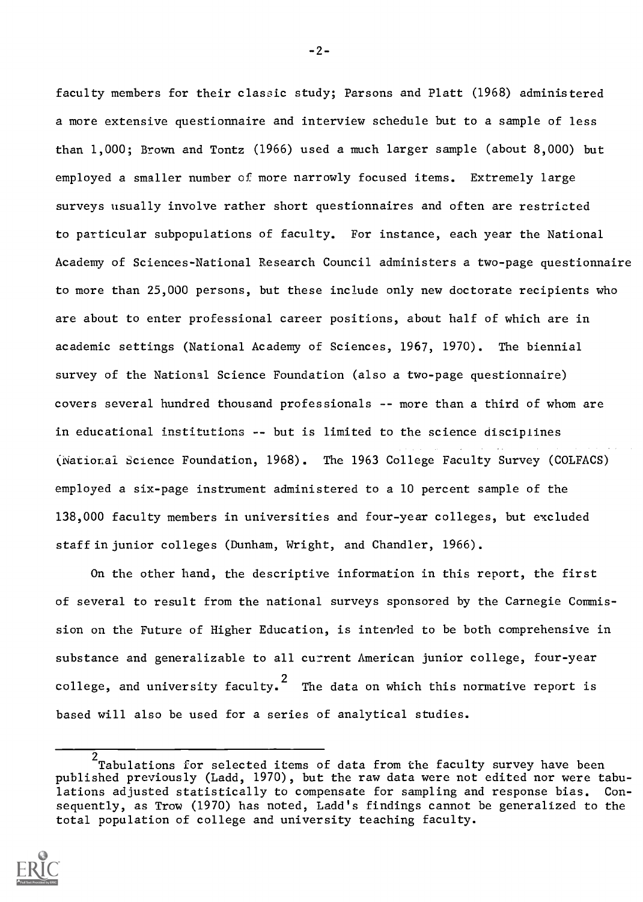faculty members for their classic study; Parsons and Platt (1968) administered a more extensive questionnaire and interview schedule but to a sample of less than 1,000; Brown and Tontz (1966) used a much larger sample (about 8,000) but employed a smaller number of more narrowly focused items. Extremely large surveys usually involve rather short questionnaires and often are restricted to particular subpopulations of faculty. For instance, each year the National Academy of Sciences-National Research Council administers a two-page questionnaire to more than 25,000 persons, but these include only new doctorate recipients who are about to enter professional career positions, about half of which are in academic settings (National Academy of Sciences, 1967, 1970). The biennial survey of the National Science Foundation (also a two-page questionnaire) covers several hundred thousand professionals -- more than a third of whom are in educational institutions -- but is limited to the science disciplines (National Science Foundation, 1968). The 1963 College Faculty Survey (COLFACS) employed a six-page instrument administered to a 10 percent sample of the 138,000 faculty members in universities and four-year colleges, but excluded staff in junior colleges (Dunham, Wright, and Chandler, 1966).

On the other hand, the descriptive information in this report, the first of several to result from the national surveys sponsored by the Carnegie Commission on the Future of Higher Education, is intended to be both comprehensive in substance and generalizable to all current American junior college, four-year college, and university faculty.[2] The data on which this normative report is based will also be used for a series of analytical studies.

---

[2] Tabulations for selected items of data from the faculty survey have been published previously (Ladd, 1970), but the raw data were not edited nor were tabulations adjusted statistically to compensate for sampling and response bias. Consequently, as Trow (1970) has noted, Ladd's findings cannot be generalized to the total population of college and university teaching faculty.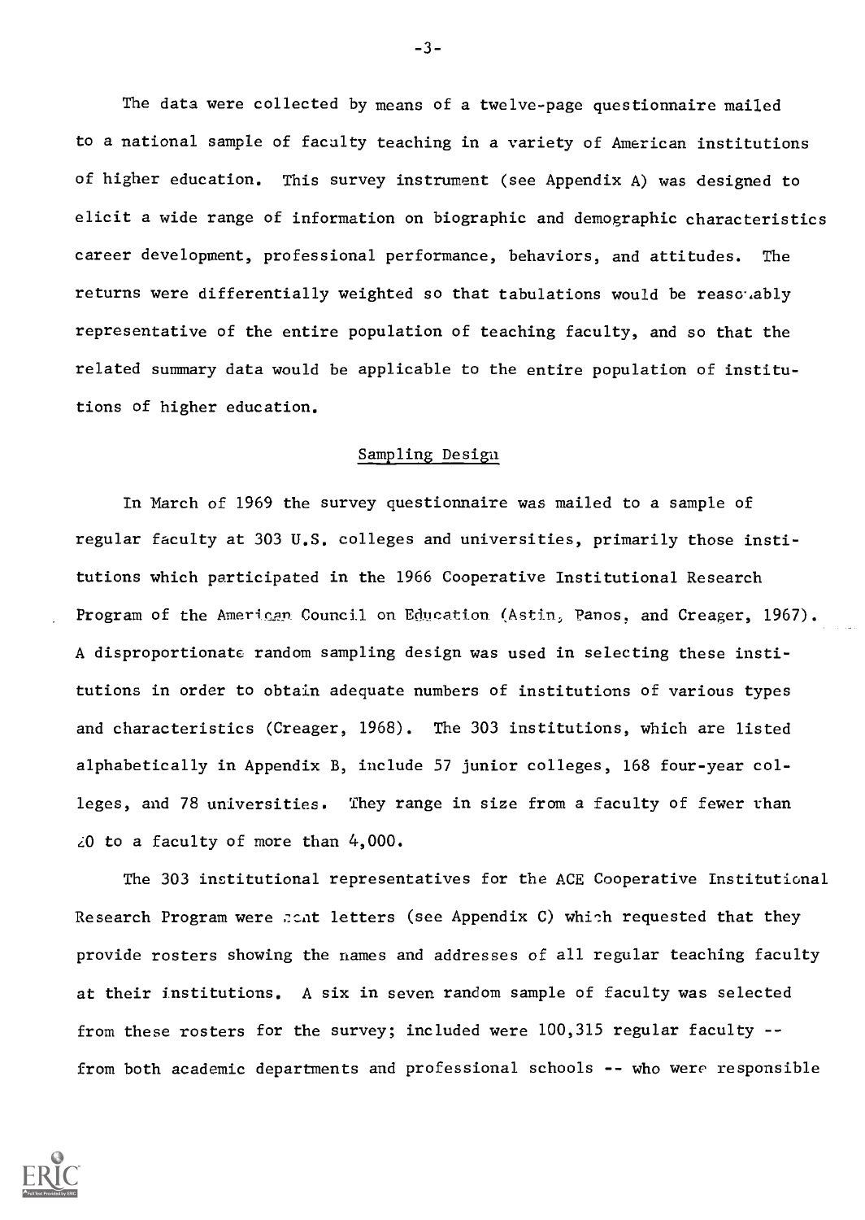The data were collected by means of a twelve-page questionnaire mailed to a national sample of faculty teaching in a variety of American institutions of higher education. This survey instrument (see Appendix A) was designed to elicit a wide range of information on biographic and demographic characteristics career development, professional performance, behaviors, and attitudes. The returns were differentially weighted so that tabulations would be reasonably representative of the entire population of teaching faculty, and so that the related summary data would be applicable to the entire population of institutions of higher education.

## Sampling Design

In March of 1969 the survey questionnaire was mailed to a sample of regular faculty at 303 U.S. colleges and universities, primarily those institutions which participated in the 1966 Cooperative Institutional Research Program of the American Council on Education (Astin, Panos, and Creager, 1967). A disproportionate random sampling design was used in selecting these institutions in order to obtain adequate numbers of institutions of various types and characteristics (Creager, 1968). The 303 institutions, which are listed alphabetically in Appendix B, include 57 junior colleges, 168 four-year colleges, and 78 universities. They range in size from a faculty of fewer than 20 to a faculty of more than 4,000.

The 303 institutional representatives for the ACE Cooperative Institutional Research Program were sent letters (see Appendix C) which requested that they provide rosters showing the names and addresses of all regular teaching faculty at their institutions. A six in seven random sample of faculty was selected from these rosters for the survey; included were 100,315 regular faculty -- from both academic departments and professional schools -- who were responsible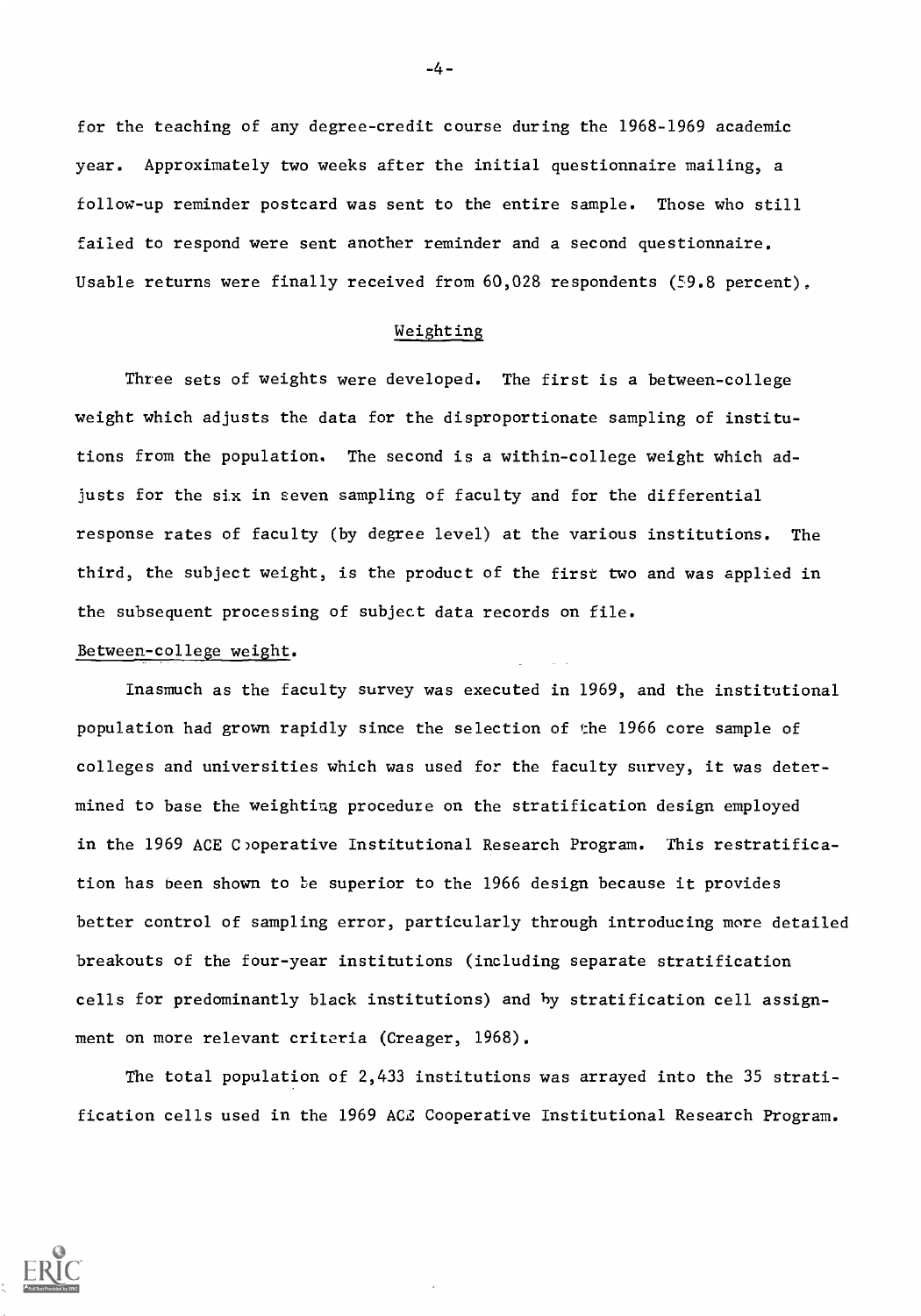for the teaching of any degree-credit course during the 1968-1969 academic year. Approximately two weeks after the initial questionnaire mailing, a follow-up reminder postcard was sent to the entire sample. Those who still failed to respond were sent another reminder and a second questionnaire. Usable returns were finally received from 60,028 respondents (59.8 percent).

## Weighting

Three sets of weights were developed. The first is a between-college weight which adjusts the data for the disproportionate sampling of institutions from the population. The second is a within-college weight which adjusts for the six in seven sampling of faculty and for the differential response rates of faculty (by degree level) at the various institutions. The third, the subject weight, is the product of the first two and was applied in the subsequent processing of subject data records on file.

### Between-college weight.

Inasmuch as the faculty survey was executed in 1969, and the institutional population had grown rapidly since the selection of the 1966 core sample of colleges and universities which was used for the faculty survey, it was determined to base the weighting procedure on the stratification design employed in the 1969 ACE Cooperative Institutional Research Program. This restratification has been shown to be superior to the 1966 design because it provides better control of sampling error, particularly through introducing more detailed breakouts of the four-year institutions (including separate stratification cells for predominantly black institutions) and by stratification cell assignment on more relevant criteria (Creager, 1968).

The total population of 2,433 institutions was arrayed into the 35 stratification cells used in the 1969 ACE Cooperative Institutional Research Program.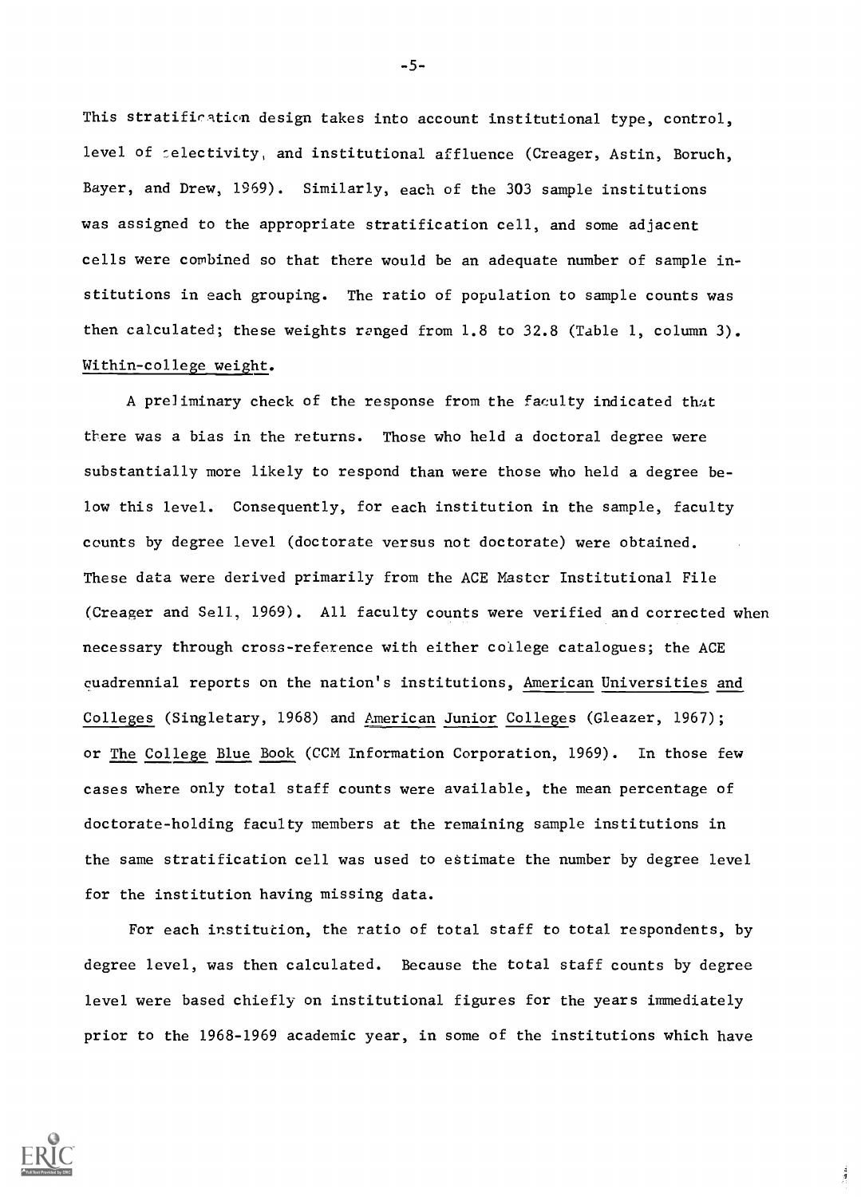This stratification design takes into account institutional type, control, level of selectivity, and institutional affluence (Creager, Astin, Boruch, Bayer, and Drew, 1969). Similarly, each of the 303 sample institutions was assigned to the appropriate stratification cell, and some adjacent cells were combined so that there would be an adequate number of sample institutions in each grouping. The ratio of population to sample counts was then calculated; these weights ranged from 1.8 to 32.8 (Table 1, column 3).

Within-college weight.

A preliminary check of the response from the faculty indicated that there was a bias in the returns. Those who held a doctoral degree were substantially more likely to respond than were those who held a degree below this level. Consequently, for each institution in the sample, faculty counts by degree level (doctorate versus not doctorate) were obtained. These data were derived primarily from the ACE Master Institutional File (Creager and Sell, 1969). All faculty counts were verified and corrected when necessary through cross-reference with either college catalogues; the ACE quadrennial reports on the nation's institutions, American Universities and Colleges (Singletary, 1968) and American Junior Colleges (Gleazer, 1967); or The College Blue Book (CCM Information Corporation, 1969). In those few cases where only total staff counts were available, the mean percentage of doctorate-holding faculty members at the remaining sample institutions in the same stratification cell was used to estimate the number by degree level for the institution having missing data.

For each institution, the ratio of total staff to total respondents, by degree level, was then calculated. Because the total staff counts by degree level were based chiefly on institutional figures for the years immediately prior to the 1968-1969 academic year, in some of the institutions which have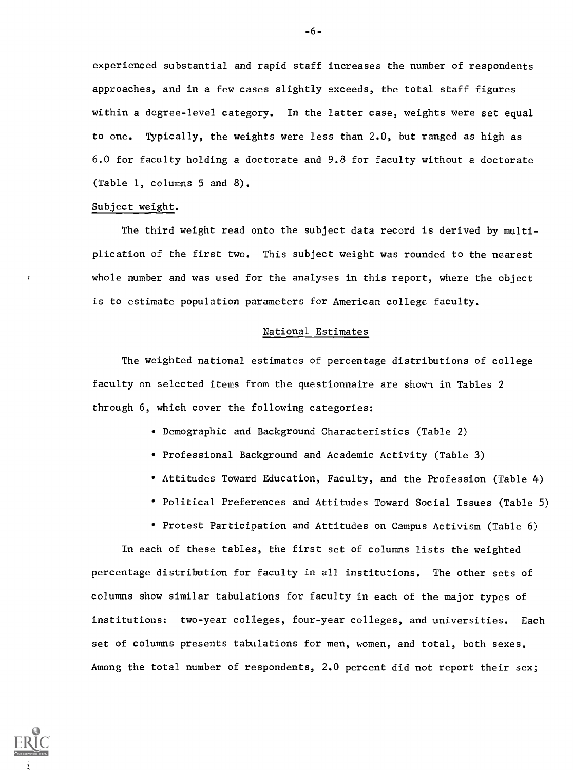experienced substantial and rapid staff increases the number of respondents approaches, and in a few cases slightly exceeds, the total staff figures within a degree-level category. In the latter case, weights were set equal to one. Typically, the weights were less than 2.0, but ranged as high as 6.0 for faculty holding a doctorate and 9.8 for faculty without a doctorate (Table 1, columns 5 and 8).

Subject weight.

The third weight read onto the subject data record is derived by multiplication of the first two. This subject weight was rounded to the nearest whole number and was used for the analyses in this report, where the object is to estimate population parameters for American college faculty.

## National Estimates

The weighted national estimates of percentage distributions of college faculty on selected items from the questionnaire are shown in Tables 2 through 6, which cover the following categories:

- Demographic and Background Characteristics (Table 2)
- Professional Background and Academic Activity (Table 3)
- Attitudes Toward Education, Faculty, and the Profession (Table 4)
- Political Preferences and Attitudes Toward Social Issues (Table 5)
- Protest Participation and Attitudes on Campus Activism (Table 6)

In each of these tables, the first set of columns lists the weighted percentage distribution for faculty in all institutions. The other sets of columns show similar tabulations for faculty in each of the major types of institutions: two-year colleges, four-year colleges, and universities. Each set of columns presents tabulations for men, women, and total, both sexes. Among the total number of respondents, 2.0 percent did not report their sex;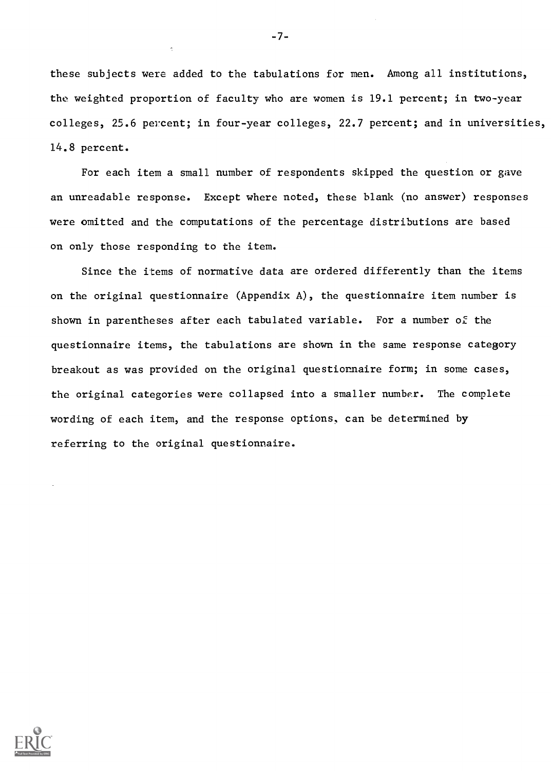these subjects were added to the tabulations for men. Among all institutions, the weighted proportion of faculty who are women is 19.1 percent; in two-year colleges, 25.6 percent; in four-year colleges, 22.7 percent; and in universities, 14.8 percent.

For each item a small number of respondents skipped the question or gave an unreadable response. Except where noted, these blank (no answer) responses were omitted and the computations of the percentage distributions are based on only those responding to the item.

Since the items of normative data are ordered differently than the items on the original questionnaire (Appendix A), the questionnaire item number is shown in parentheses after each tabulated variable. For a number of the questionnaire items, the tabulations are shown in the same response category breakout as was provided on the original questionnaire form; in some cases, the original categories were collapsed into a smaller number. The complete wording of each item, and the response options, can be determined by referring to the original questionnaire.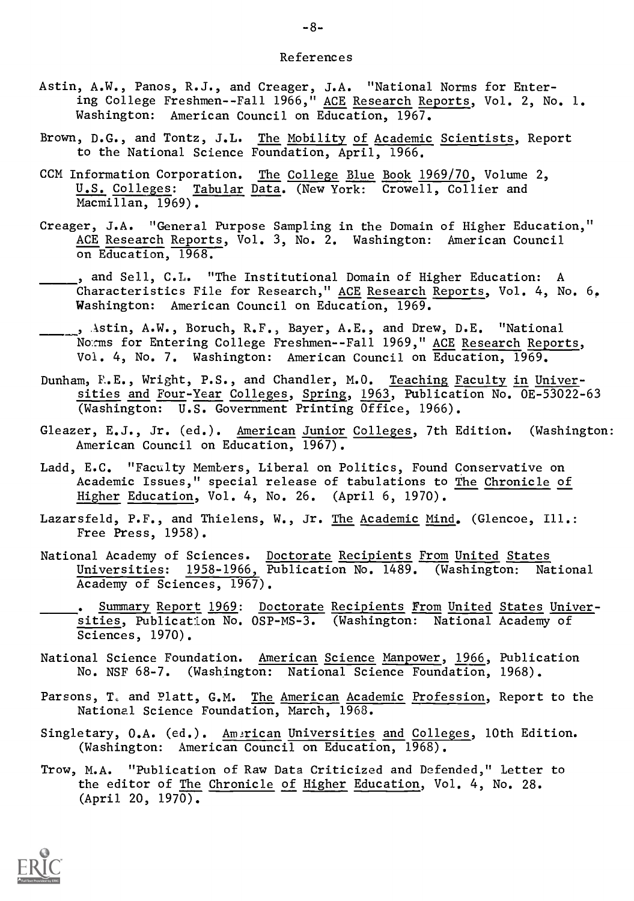# References

Astin, A.W., Panos, R.J., and Creager, J.A. "National Norms for Entering College Freshmen--Fall 1966," ACE Research Reports, Vol. 2, No. 1. Washington: American Council on Education, 1967.

Brown, D.G., and Tontz, J.L. The Mobility of Academic Scientists, Report to the National Science Foundation, April, 1966.

CCM Information Corporation. The College Blue Book 1969/70, Volume 2, U.S. Colleges: Tabular Data. (New York: Crowell, Collier and Macmillan, 1969).

Creager, J.A. "General Purpose Sampling in the Domain of Higher Education," ACE Research Reports, Vol. 3, No. 2. Washington: American Council on Education, 1968.

_____, and Sell, C.L. "The Institutional Domain of Higher Education: A Characteristics File for Research," ACE Research Reports, Vol. 4, No. 6. Washington: American Council on Education, 1969.

_____, Astin, A.W., Boruch, R.F., Bayer, A.E., and Drew, D.E. "National Norms for Entering College Freshmen--Fall 1969," ACE Research Reports, Vol. 4, No. 7. Washington: American Council on Education, 1969.

Dunham, R.E., Wright, P.S., and Chandler, M.O. Teaching Faculty in Universities and Four-Year Colleges, Spring, 1963, Publication No. OE-53022-63 (Washington: U.S. Government Printing Office, 1966).

Gleazer, E.J., Jr. (ed.). American Junior Colleges, 7th Edition. (Washington: American Council on Education, 1967).

Ladd, E.C. "Faculty Members, Liberal on Politics, Found Conservative on Academic Issues," special release of tabulations to The Chronicle of Higher Education, Vol. 4, No. 26. (April 6, 1970).

Lazarsfeld, P.F., and Thielens, W., Jr. The Academic Mind. (Glencoe, Ill.: Free Press, 1958).

National Academy of Sciences. Doctorate Recipients From United States Universities: 1958-1966, Publication No. 1489. (Washington: National Academy of Sciences, 1967).

_____. Summary Report 1969: Doctorate Recipients From United States Universities, Publication No. OSP-MS-3. (Washington: National Academy of Sciences, 1970).

National Science Foundation. American Science Manpower, 1966, Publication No. NSF 68-7. (Washington: National Science Foundation, 1968).

Parsons, T. and Platt, G.M. The American Academic Profession, Report to the National Science Foundation, March, 1968.

Singletary, O.A. (ed.). American Universities and Colleges, 10th Edition. (Washington: American Council on Education, 1968).

Trow, M.A. "Publication of Raw Data Criticized and Defended," Letter to the editor of The Chronicle of Higher Education, Vol. 4, No. 28. (April 20, 1970).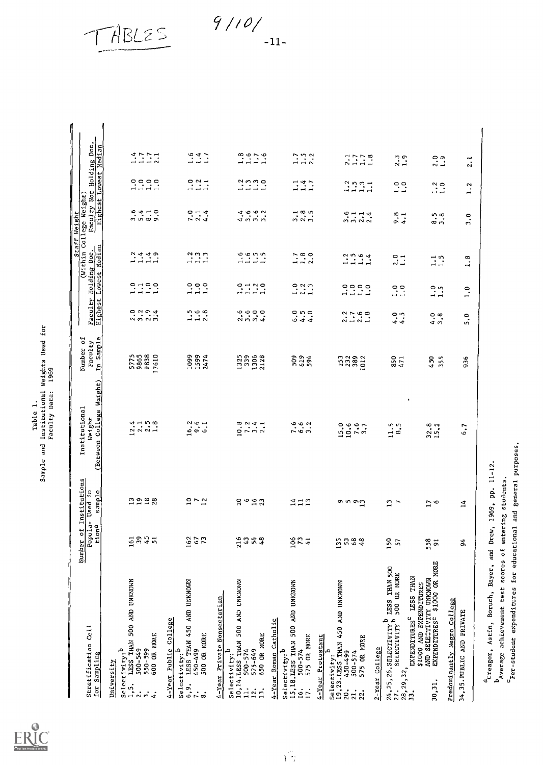TABLES 9/101

Table 1

Sample and Institutional Weights Used for Faculty Data: 1969

| Stratification Cell for Sampling | Number of Institutions: Population[a] | Number of Institutions: Used in sample | Institutional Weight (Between College Weight) | Number of Faculty in Sample | Staff Weight (Within College Weight): Faculty Holding Doc. Highest | Lowest | Median | Faculty Not Holding Doc. Highest | Lowest | Median |
|---|---|---|---|---|---|---|---|---|---|---|
| **University** | | | | | | | | | | |
| Selectivity:[b] | | | | | | | | | | |
| 1,5. LESS THAN 500 AND UNKNOWN | 161 | 13 | 12.4 | 5775 | 2.0 | 1.0 | 1.2 | 3.6 | 1.0 | 1.4 |
| 2. 500-549 | 39 | 19 | 2.1 | 9865 | 3.2 | 1.1 | 1.4 | 5.4 | 1.0 | 1.7 |
| 3. 550-599 | 45 | 18 | 2.5 | 9838 | 2.9 | 1.0 | 1.4 | 8.1 | 1.0 | 1.7 |
| 4. 600 OR MORE | 51 | 28 | 1.8 | 17610 | 3.4 | 1.0 | 1.9 | 9.0 | 1.0 | 2.1 |
| **4-Year Public College** | | | | | | | | | | |
| Selectivity:[b] | | | | | | | | | | |
| 6,9. LESS THAN 450 AND UNKNOWN | 162 | 10 | 16.2 | 1099 | 1.5 | 1.0 | 1.2 | 7.0 | 1.0 | 1.6 |
| 7. 450-499 | 67 | 7 | 9.6 | 1599 | 1.6 | 1.0 | 1.3 | 2.1 | 1.2 | 1.4 |
| 8. 500 OR MORE | 73 | 12 | 6.1 | 2474 | 2.8 | 1.0 | 1.3 | 4.4 | 1.1 | 1.7 |
| **4-Year Private Nonsectarian** | | | | | | | | | | |
| Selectivity:[b] | | | | | | | | | | |
| 10,14. LESS THAN 500 AND UNKNOWN | 216 | 20 | 10.8 | 1325 | 2.6 | 1.0 | 1.6 | 4.4 | 1.2 | 1.8 |
| 11. 500-574 | 43 | 6 | 7.2 | 339 | 3.6 | 1.1 | 1.6 | 3.6 | 1.3 | 1.6 |
| 12. 575-649 | 54 | 16 | 3.4 | 1306 | 3.0 | 1.2 | 1.5 | 3.6 | 1.3 | 1.7 |
| 13. 650 OR MORE | 48 | 23 | 2.1 | 2128 | 4.0 | 1.0 | 1.5 | 3.2 | 1.0 | 1.6 |
| **4-Year Roman Catholic** | | | | | | | | | | |
| Selectivity:[b] | | | | | | | | | | |
| 15,18. LESS THAN 500 AND UNKNOWN | 106 | 14 | 7.6 | 509 | 6.0 | 1.0 | 1.7 | 3.1 | 1.1 | 1.7 |
| 16. 500-574 | 73 | 11 | 6.6 | 619 | 4.5 | 1.2 | 1.8 | 2.8 | 1.4 | 1.5 |
| 17. 575 OR MORE | 41 | 13 | 3.2 | 594 | 4.0 | 1.3 | 2.0 | 3.5 | 1.7 | 2.2 |
| **4-Year Protestant** | | | | | | | | | | |
| Selectivity:[b] | | | | | | | | | | |
| 19,23. LESS THAN 450 AND UNKNOWN | 135 | 9 | 15.0 | 253 | 2.2 | 1.0 | 1.2 | 3.6 | 1.2 | 2.1 |
| 20. 450-499 | 53 | 5 | 10.6 | 232 | 1.7 | 1.0 | 1.5 | 3.1 | 1.5 | 1.7 |
| 21. 500-574 | 68 | 9 | 7.6 | 389 | 2.6 | 1.0 | 1.6 | 2.1 | 1.3 | 1.7 |
| 22. 575 OR MORE | 48 | 13 | 3.7 | 1012 | 1.8 | 1.0 | 1.4 | 2.4 | 1.1 | 1.8 |
| **2-Year College** | | | | | | | | | | |
| 24,25,26. SELECTIVITY[b] LESS THAN 500 | 150 | 13 | 11.5 | 850 | 4.0 | 1.0 | 2.0 | 9.8 | 1.0 | 2.3 |
| 27. SELECTIVITY[b] 500 OR MORE | 57 | 7 | 8.5 | 471 | 4.5 | 1.0 | 1.1 | 4.1 | 1.0 | 1.9 |
| 28,29,32,33. EXPENDITURES[c] LESS THAN $1000 AND EXPENDITURES AND SELECTIVITY UNKNOWN | 558 | 17 | 32.8 | 450 | 4.0 | 1.0 | 1.1 | 8.5 | 1.2 | 2.0 |
| 30,31. EXPENDITURES[c] $1000 OR MORE | 91 | 6 | 15.2 | 355 | 3.8 | 1.5 | 1.5 | 3.8 | 1.0 | 1.9 |
| **Predominantly Negro College** | | | | | | | | | | |
| 34,35. PUBLIC AND PRIVATE | 94 | 14 | 6.7 | 936 | 5.0 | 1.0 | 1.8 | 3.0 | 1.2 | 2.1 |

[a]Creager, Astin, Boruch, Bayer, and Drew, 1969, pp. 11-12.

[b]Average achievement test scores of entering students.

[c]Per-student expenditures for educational and general purposes.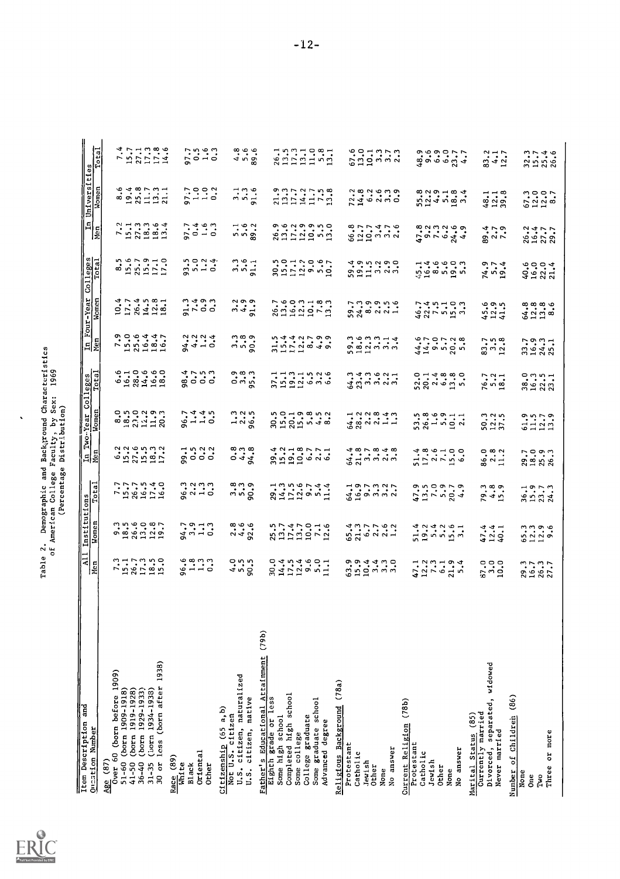Table 2. Demographic and Background Characteristics of American College Faculty, by Sex: 1969
(Percentage Distribution)

| Item Description and Question Number | All Institutions | | | In Two-Year Colleges | | | In Four-Year Colleges | | | In Universities | | |
|---|---|---|---|---|---|---|---|---|---|---|---|---|
| | Men | Women | Total | Men | Women | Total | Men | Women | Total | Men | Women | Total |
| **Age (87)** | | | | | | | | | | | | |
| Over 60 (born before 1909) | 7.3 | 9.3 | 7.7 | 6.2 | 8.0 | 6.6 | 7.9 | 10.4 | 8.5 | 7.2 | 8.6 | 7.4 |
| 51-60 (born 1909-1918) | 15.1 | 18.5 | 15.7 | 15.2 | 18.5 | 16.1 | 15.0 | 17.7 | 15.6 | 15.1 | 19.4 | 15.7 |
| 41-50 (born 1919-1928) | 26.7 | 26.6 | 26.7 | 27.6 | 23.0 | 28.0 | 25.6 | 26.4 | 25.7 | 27.3 | 25.8 | 27.1 |
| 36-40 (born 1929-1933) | 17.3 | 13.0 | 16.5 | 15.5 | 12.2 | 14.6 | 16.4 | 14.5 | 15.9 | 18.3 | 11.7 | 17.3 |
| 31-35 (born 1934-1938) | 18.5 | 12.8 | 17.4 | 18.3 | 11.9 | 16.6 | 18.4 | 12.8 | 17.1 | 18.6 | 13.3 | 17.8 |
| 30 or less (born after 1938) | 15.0 | 19.7 | 16.0 | 17.2 | 20.3 | 18.0 | 16.7 | 18.1 | 17.0 | 13.4 | 21.1 | 14.6 |
| **Race (89)** | | | | | | | | | | | | |
| White | 96.6 | 94.7 | 96.3 | 99.1 | 96.7 | 98.4 | 94.2 | 91.3 | 93.5 | 97.7 | 97.7 | 97.7 |
| Black | 1.8 | 3.9 | 2.2 | 0.5 | 1.4 | 0.7 | 4.2 | 7.4 | 5.0 | 0.4 | 1.0 | 0.5 |
| Oriental | 1.3 | 1.1 | 1.3 | 0.2 | 1.4 | 0.5 | 1.2 | 0.9 | 1.2 | 1.6 | 1.0 | 1.6 |
| Other | 0.3 | 0.3 | 0.3 | 0.2 | 0.5 | 0.3 | 0.4 | 0.3 | 0.4 | 0.3 | 0.2 | 0.3 |
| **Citizenship (65 a,b)** | | | | | | | | | | | | |
| Not U.S. citizen | 4.0 | 2.8 | 3.8 | 0.8 | 1.3 | 0.9 | 3.3 | 3.2 | 3.3 | 5.1 | 3.1 | 4.8 |
| U.S. citizen, naturalized | 5.5 | 4.6 | 5.3 | 4.3 | 2.2 | 3.8 | 5.8 | 4.9 | 5.6 | 5.6 | 5.3 | 5.6 |
| U.S. citizen, native | 90.5 | 92.6 | 90.9 | 94.8 | 96.5 | 95.3 | 90.9 | 91.9 | 91.1 | 89.2 | 91.6 | 89.6 |
| **Father's Educational Attainment (79b)** | | | | | | | | | | | | |
| Eighth grade or less | 30.0 | 25.5 | 29.1 | 39.4 | 30.5 | 37.1 | 31.5 | 26.7 | 30.5 | 26.9 | 21.9 | 26.1 |
| Some high school | 14.4 | 13.7 | 14.3 | 15.2 | 15.0 | 15.1 | 15.4 | 13.6 | 15.0 | 13.6 | 13.3 | 13.5 |
| Completed high school | 17.5 | 17.4 | 17.5 | 19.1 | 20.1 | 19.3 | 17.4 | 16.0 | 17.1 | 17.2 | 17.7 | 17.3 |
| Some college | 12.4 | 13.7 | 12.6 | 10.8 | 15.9 | 12.1 | 12.2 | 12.3 | 12.2 | 12.9 | 14.2 | 13.1 |
| College graduate | 9.6 | 10.0 | 9.7 | 5.7 | 5.8 | 6.5 | 8.7 | 10.1 | 9.0 | 10.9 | 11.7 | 11.0 |
| Some graduate school | 5.0 | 7.1 | 5.4 | 2.7 | 4.5 | 3.2 | 4.9 | 7.8 | 5.6 | 5.5 | 7.5 | 5.8 |
| Advanced degree | 11.1 | 12.6 | 11.4 | 6.1 | 8.2 | 6.6 | 9.9 | 13.3 | 10.7 | 13.0 | 13.8 | 13.1 |
| **Religious Background (78a)** | | | | | | | | | | | | |
| Protestant | 63.9 | 65.4 | 64.1 | 64.4 | 64.1 | 64.3 | 59.3 | 59.7 | 59.4 | 66.8 | 72.2 | 67.6 |
| Catholic | 15.9 | 21.3 | 16.9 | 21.8 | 28.2 | 23.4 | 18.6 | 24.3 | 19.9 | 12.7 | 14.8 | 13.0 |
| Jewish | 10.4 | 6.7 | 9.7 | 3.7 | 2.2 | 3.3 | 12.3 | 8.9 | 11.5 | 10.7 | 6.2 | 10.1 |
| Other | 3.4 | 2.7 | 3.3 | 3.8 | 2.8 | 3.6 | 3.3 | 2.9 | 3.2 | 3.4 | 2.6 | 3.3 |
| None | 3.3 | 2.6 | 3.2 | 2.4 | 1.4 | 2.2 | 3.1 | 2.5 | 2.9 | 3.7 | 3.3 | 3.7 |
| No answer | 3.0 | 1.2 | 2.7 | 3.8 | 1.3 | 3.1 | 3.4 | 1.6 | 3.0 | 2.6 | 0.9 | 2.3 |
| **Current Religion (78b)** | | | | | | | | | | | | |
| Protestant | 47.1 | 51.4 | 47.9 | 51.4 | 53.5 | 52.0 | 44.6 | 46.7 | 45.1 | 47.8 | 55.8 | 48.9 |
| Catholic | 12.2 | 19.2 | 13.5 | 17.8 | 26.8 | 20.1 | 14.7 | 22.4 | 16.4 | 9.2 | 12.2 | 9.6 |
| Jewish | 7.3 | 5.4 | 7.0 | 2.6 | 1.6 | 2.4 | 9.0 | 7.5 | 8.6 | 7.3 | 4.9 | 6.9 |
| Other | 6.1 | 5.2 | 5.9 | 7.1 | 5.9 | 6.8 | 5.7 | 5.1 | 5.6 | 6.2 | 5.1 | 6.0 |
| None | 21.9 | 15.6 | 20.7 | 15.0 | 10.1 | 13.8 | 20.2 | 15.0 | 19.0 | 24.6 | 18.8 | 23.7 |
| No answer | 5.4 | 3.1 | 4.9 | 6.0 | 2.1 | 5.0 | 5.8 | 3.3 | 5.3 | 4.9 | 3.4 | 4.7 |
| **Marital Status (85)** | | | | | | | | | | | | |
| Currently married | 87.0 | 47.4 | 79.3 | 86.0 | 50.3 | 76.7 | 83.7 | 45.6 | 74.9 | 89.4 | 48.1 | 83.2 |
| Divorced, separated, widowed | 3.0 | 12.4 | 4.8 | 2.8 | 12.2 | 5.2 | 3.5 | 12.9 | 5.7 | 2.7 | 12.1 | 4.1 |
| Never married | 10.0 | 40.1 | 15.9 | 11.2 | 37.5 | 18.1 | 12.8 | 41.5 | 19.4 | 7.9 | 39.8 | 12.7 |
| **Number of Children (86)** | | | | | | | | | | | | |
| None | 29.3 | 65.3 | 36.1 | 29.7 | 61.9 | 38.0 | 33.7 | 64.8 | 40.6 | 26.2 | 67.3 | 32.3 |
| One | 16.7 | 12.3 | 15.9 | 18.0 | 11.5 | 16.3 | 16.9 | 12.8 | 16.0 | 16.4 | 12.0 | 15.7 |
| Two | 26.3 | 12.9 | 23.7 | 25.9 | 12.7 | 22.5 | 24.3 | 13.8 | 22.0 | 27.7 | 12.0 | 25.4 |
| Three or more | 27.7 | 9.6 | 24.3 | 26.3 | 13.9 | 23.1 | 25.1 | 8.6 | 21.4 | 29.7 | 8.7 | 26.6 |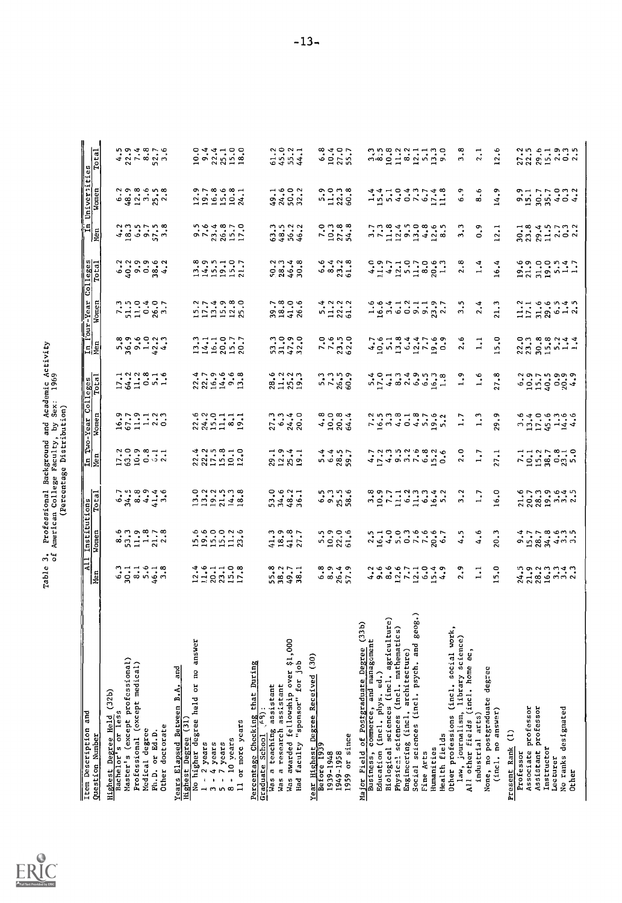Table 3. Professional Background and Academic Activity of American College Faculty, by Sex: 1969 (Percentage Distribution)

| Item Description and Question Number | All Institutions | | | In Two-Year Colleges | | | In Four-Year Colleges | | | In Universities | | |
|---|---|---|---|---|---|---|---|---|---|---|---|---|
| | Men | Women | Total | Men | Women | Total | Men | Women | Total | Men | Women | Total |
| **Highest Degree Held (32b)** | | | | | | | | | | | | |
| Bachelor's or less | 6.3 | 8.6 | 6.7 | 17.2 | 16.9 | 17.1 | 5.8 | 7.3 | 6.2 | 4.2 | 6.2 | 4.5 |
| Master's (except professional) | 30.1 | 53.3 | 34.5 | 63.0 | 67.7 | 64.2 | 36.9 | 51.5 | 40.2 | 18.3 | 48.9 | 22.9 |
| Professional (except medical) | 8.1 | 11.9 | 8.8 | 10.9 | 11.9 | 11.2 | 9.6 | 11.0 | 9.9 | 6.5 | 12.8 | 7.4 |
| Medical degree | 5.6 | 1.8 | 4.9 | 0.8 | 1.1 | 0.8 | 1.0 | 0.4 | 0.9 | 9.7 | 3.6 | 8.8 |
| Ph.D. or Ed.D. | 46.1 | 21.7 | 41.4 | 6.1 | 2.2 | 5.1 | 42.2 | 26.0 | 38.6 | 57.5 | 25.5 | 52.7 |
| Other doctorate | 3.8 | 2.8 | 3.6 | 2.1 | 0.3 | 1.6 | 4.3 | 3.7 | 4.2 | 3.8 | 2.8 | 3.6 |
| **Years Elapsed Between B.A. and Highest Degree (31)** | | | | | | | | | | | | |
| No higher degree held or no answer | 12.4 | 15.6 | 13.0 | 22.4 | 22.6 | 22.4 | 13.3 | 15.2 | 13.8 | 9.5 | 12.9 | 10.0 |
| 1 - 2 years | 11.6 | 19.6 | 13.2 | 22.2 | 24.2 | 22.7 | 14.1 | 17.7 | 14.9 | 7.6 | 19.7 | 9.4 |
| 3 - 4 years | 20.1 | 15.0 | 19.2 | 17.5 | 15.0 | 16.9 | 16.1 | 13.4 | 15.5 | 23.4 | 16.8 | 22.4 |
| 5 - 7 years | 23.1 | 15.0 | 21.5 | 15.8 | 11.1 | 14.6 | 20.0 | 15.9 | 19.1 | 26.8 | 15.6 | 25.1 |
| 8 - 10 years | 15.0 | 11.2 | 14.3 | 10.1 | 8.1 | 9.6 | 15.7 | 12.8 | 15.0 | 15.7 | 10.8 | 15.0 |
| 11 or more years | 17.8 | 23.6 | 18.8 | 12.0 | 19.1 | 13.8 | 20.7 | 25.0 | 21.7 | 17.0 | 24.1 | 18.0 |
| **Percentage Checking that During Graduate School (34):** | | | | | | | | | | | | |
| Was a teaching assistant | 55.8 | 41.3 | 53.0 | 29.1 | 27.3 | 28.6 | 53.3 | 39.7 | 50.2 | 63.3 | 49.1 | 61.2 |
| Was a research assistant | 38.2 | 18.9 | 34.6 | 12.9 | 6.3 | 11.2 | 31.0 | 18.8 | 28.3 | 48.5 | 24.6 | 45.0 |
| Was awarded fellowship over $1,000 | 49.7 | 41.8 | 48.2 | 25.4 | 24.4 | 25.2 | 47.9 | 41.0 | 46.4 | 56.2 | 50.0 | 55.2 |
| Had faculty "sponsor" for job | 38.1 | 27.7 | 36.1 | 19.1 | 20.0 | 19.3 | 32.0 | 26.6 | 30.8 | 46.2 | 32.2 | 44.1 |
| **Year Highest Degree Received (30)** | | | | | | | | | | | | |
| Before 1939 | 6.8 | 5.5 | 6.5 | 5.4 | 4.8 | 5.3 | 7.0 | 5.4 | 6.6 | 7.0 | 5.9 | 6.8 |
| 1939-1948 | 8.9 | 10.9 | 9.3 | 6.4 | 10.0 | 7.3 | 7.6 | 11.2 | 8.4 | 10.3 | 11.0 | 10.4 |
| 1949-1958 | 26.4 | 22.0 | 25.5 | 28.5 | 20.8 | 26.5 | 23.5 | 22.2 | 23.2 | 27.8 | 22.3 | 27.0 |
| 1959 or since | 57.9 | 61.6 | 58.6 | 59.7 | 64.4 | 60.9 | 62.0 | 61.2 | 61.8 | 54.8 | 60.8 | 55.7 |
| **Major Field of Postgraduate Degree (33b)** | | | | | | | | | | | | |
| Business, commerce, and management | 4.2 | 2.5 | 3.8 | 4.7 | 7.2 | 5.4 | 4.7 | 1.6 | 4.0 | 3.7 | 1.4 | 3.3 |
| Education (incl. phys. ed.) | 9.6 | 16.1 | 10.9 | 17.2 | 16.5 | 17.0 | 10.6 | 16.6 | 11.9 | 7.3 | 15.4 | 8.5 |
| Biological sciences (incl. agriculture) | 8.6 | 4.0 | 7.7 | 4.3 | 3.3 | 4.1 | 5.1 | 3.4 | 4.7 | 11.8 | 5.1 | 10.8 |
| Physical sciences (incl. mathematics) | 12.6 | 5.0 | 11.1 | 9.5 | 4.8 | 8.3 | 13.8 | 6.1 | 12.1 | 12.4 | 4.0 | 11.2 |
| Engineering (incl. architecture) | 7.7 | 0.3 | 6.2 | 3.2 | 0.1 | 2.4 | 6.4 | 0.2 | 5.0 | 9.5 | 0.4 | 8.2 |
| Social sciences (incl. psych. and geog.) | 12.1 | 7.6 | 11.3 | 7.6 | 4.8 | 6.9 | 12.4 | 9.1 | 11.7 | 13.0 | 7.3 | 12.1 |
| Fine Arts | 6.0 | 7.6 | 6.3 | 6.8 | 5.7 | 6.5 | 7.7 | 9.1 | 8.0 | 4.8 | 6.7 | 5.1 |
| Humanities | 15.4 | 20.6 | 16.4 | 15.2 | 19.6 | 16.3 | 19.6 | 23.9 | 20.6 | 12.6 | 17.4 | 13.3 |
| Health fields | 4.9 | 6.7 | 5.2 | 0.6 | 5.2 | 1.8 | 0.9 | 2.7 | 1.3 | 8.5 | 11.8 | 9.0 |
| Other professions (incl. social work, law, journalism, library science) | 2.9 | 4.5 | 3.2 | 2.0 | 1.7 | 1.9 | 2.6 | 3.5 | 2.8 | 3.3 | 6.9 | 3.8 |
| All other fields (incl. home ec, industrial arts) | 1.1 | 4.6 | 1.7 | 1.7 | 1.3 | 1.6 | 1.1 | 2.4 | 1.4 | 0.9 | 8.6 | 2.1 |
| None, no postgraduate degree (incl. no answer) | 15.0 | 20.3 | 16.0 | 27.1 | 29.9 | 27.8 | 15.0 | 21.3 | 16.4 | 12.1 | 14.9 | 12.6 |
| **Present Rank (1)** | | | | | | | | | | | | |
| Professor | 24.5 | 9.4 | 21.6 | 7.1 | 3.6 | 6.2 | 22.0 | 11.2 | 19.6 | 30.1 | 9.9 | 27.2 |
| Associate professor | 21.9 | 15.7 | 20.7 | 10.1 | 13.4 | 10.9 | 23.3 | 17.1 | 21.9 | 23.8 | 15.1 | 22.5 |
| Assistant professor | 28.2 | 28.7 | 28.3 | 15.2 | 17.0 | 15.7 | 30.8 | 31.6 | 31.0 | 29.4 | 30.7 | 29.6 |
| Instructor | 16.3 | 34.8 | 19.9 | 38.7 | 45.6 | 40.5 | 15.8 | 29.6 | 19.0 | 11.5 | 35.7 | 15.1 |
| Lecturer | 3.3 | 4.6 | 3.6 | 0.8 | 1.3 | 0.9 | 5.2 | 6.3 | 5.5 | 2.7 | 4.0 | 2.9 |
| No ranks designated | 3.4 | 3.3 | 3.4 | 23.1 | 14.6 | 20.9 | 1.4 | 1.4 | 1.4 | 0.3 | 0.3 | 0.3 |
| Other | 2.3 | 3.5 | 2.5 | 5.0 | 4.6 | 4.9 | 1.4 | 2.5 | 1.7 | 2.2 | 4.2 | 2.5 |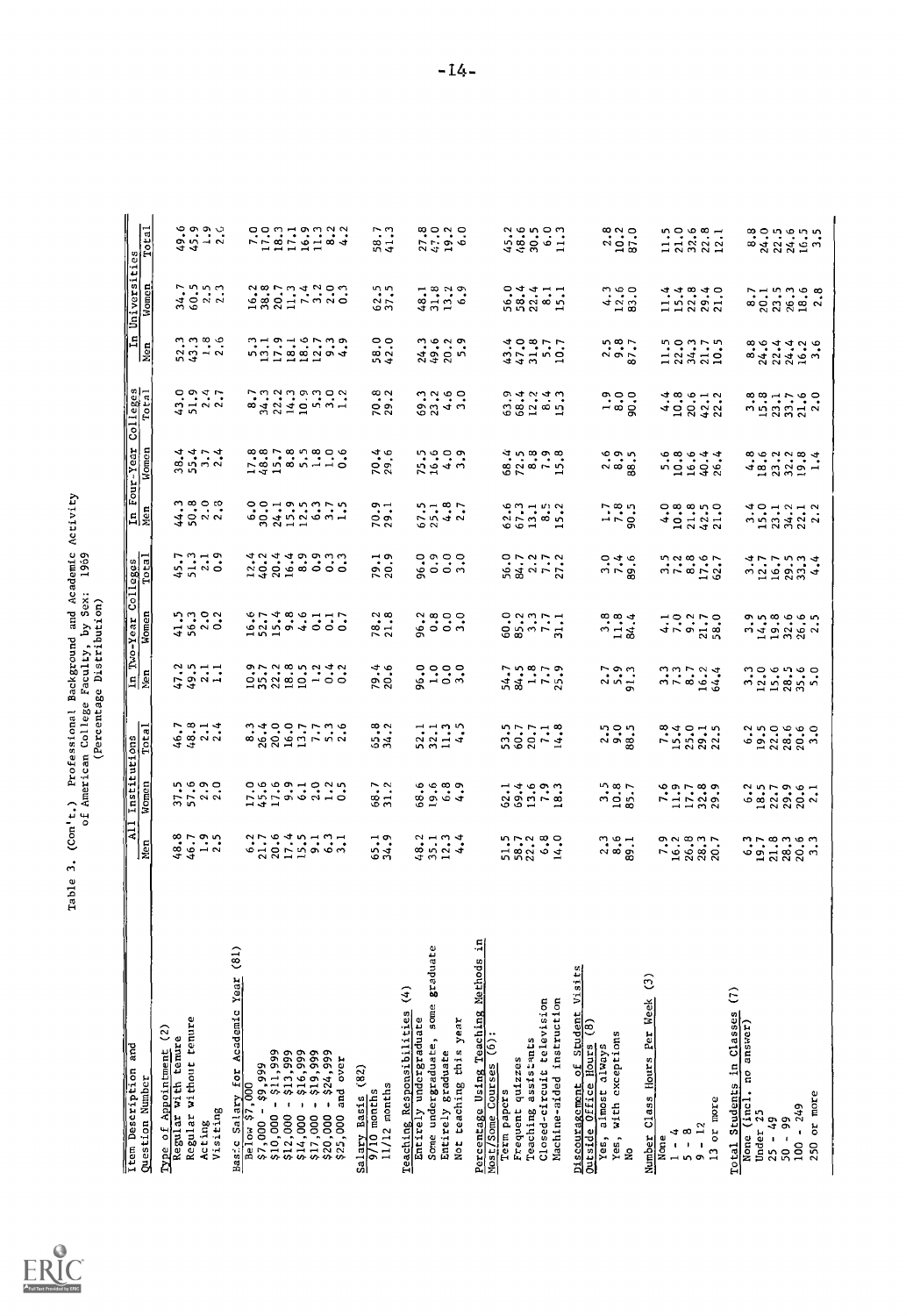Table 3. (Con't.) Professional Background and Academic Activity of American College Faculty, by Sex: 1969 (Percentage Distribution)

| Item Description and Question Number | All Institutions | | | In Two-Year Colleges | | | In Four-Year Colleges | | | In Universities | | |
|---|---|---|---|---|---|---|---|---|---|---|---|---|
| | Men | Women | Total | Men | Women | Total | Men | Women | Total | Men | Women | Total |
| **Type of Appointment (2)** | | | | | | | | | | | | |
| Regular with tenure | 48.8 | 37.5 | 46.7 | 47.2 | 41.5 | 45.7 | 44.3 | 38.4 | 43.0 | 52.3 | 34.7 | 49.6 |
| Regular without tenure | 46.7 | 57.6 | 48.8 | 49.5 | 56.3 | 51.3 | 50.8 | 55.4 | 51.9 | 43.3 | 60.5 | 45.9 |
| Acting | 1.9 | 2.9 | 2.1 | 2.1 | 2.0 | 2.1 | 2.0 | 3.7 | 2.4 | 1.8 | 2.5 | 1.9 |
| Visiting | 2.5 | 2.0 | 2.4 | 1.1 | 0.2 | 0.9 | 2.8 | 2.4 | 2.7 | 2.6 | 2.3 | 2.6 |
| **Basic Salary for Academic Year (81)** | | | | | | | | | | | | |
| Below $7,000 | 6.2 | 17.0 | 8.3 | 10.9 | 16.6 | 12.4 | 6.0 | 17.8 | 8.7 | 5.3 | 16.2 | 7.0 |
| $7,000 - $9,999 | 21.7 | 45.6 | 26.4 | 35.7 | 52.7 | 40.2 | 30.0 | 48.8 | 34.3 | 13.1 | 38.8 | 17.0 |
| $10,000 - $11,999 | 20.6 | 17.6 | 20.0 | 22.2 | 15.4 | 20.4 | 24.1 | 15.7 | 22.2 | 17.9 | 20.7 | 18.3 |
| $12,000 - $13,999 | 17.4 | 9.9 | 16.0 | 18.8 | 9.6 | 16.4 | 15.9 | 8.8 | 14.3 | 18.1 | 11.3 | 17.1 |
| $14,000 - $16,999 | 15.5 | 6.1 | 13.7 | 10.5 | 4.6 | 8.9 | 12.5 | 5.5 | 10.9 | 18.6 | 7.4 | 16.9 |
| $17,000 - $19,999 | 9.1 | 2.0 | 7.7 | 1.2 | 0.1 | 0.9 | 6.3 | 1.8 | 5.3 | 12.7 | 3.2 | 11.3 |
| $20,000 - $24,999 | 6.3 | 1.2 | 5.3 | 0.4 | 0.1 | 0.3 | 3.7 | 1.0 | 3.0 | 9.3 | 2.0 | 8.2 |
| $25,000 and over | 3.1 | 0.5 | 2.6 | 0.2 | 0.7 | 0.3 | 1.5 | 0.6 | 1.2 | 4.9 | 0.3 | 4.2 |
| **Salary Basis (82)** | | | | | | | | | | | | |
| 9/10 months | 65.1 | 68.7 | 65.8 | 79.4 | 78.2 | 79.1 | 70.9 | 70.4 | 70.8 | 58.0 | 62.5 | 58.7 |
| 11/12 months | 34.9 | 31.2 | 34.2 | 20.6 | 21.8 | 20.9 | 29.1 | 29.6 | 29.2 | 42.0 | 37.5 | 41.3 |
| **Teaching Responsibilities (4)** | | | | | | | | | | | | |
| Entirely undergraduate | 48.2 | 68.6 | 52.1 | 96.0 | 96.2 | 96.0 | 67.5 | 75.5 | 69.3 | 24.3 | 48.1 | 27.8 |
| Some undergraduate, some graduate | 35.1 | 19.6 | 32.1 | 1.0 | 0.8 | 0.9 | 25.1 | 16.6 | 23.2 | 49.6 | 31.8 | 47.0 |
| Entirely graduate | 12.3 | 6.8 | 11.3 | 0.0 | 0.0 | 0.0 | 4.8 | 4.0 | 4.6 | 20.2 | 13.2 | 19.2 |
| Not teaching this year | 4.4 | 4.9 | 4.5 | 3.0 | 3.0 | 3.0 | 2.7 | 3.9 | 3.0 | 5.9 | 6.9 | 6.0 |
| **Percentage Using Teaching Methods in Most/Some Courses (6):** | | | | | | | | | | | | |
| Term papers | 51.5 | 62.1 | 53.5 | 54.7 | 60.0 | 56.0 | 62.6 | 68.4 | 63.9 | 43.4 | 56.0 | 45.2 |
| Frequent quizzes | 58.7 | 69.4 | 60.7 | 84.5 | 85.2 | 84.7 | 67.3 | 72.5 | 68.4 | 47.0 | 58.4 | 48.6 |
| Teaching assistants | 22.2 | 13.6 | 20.7 | 1.8 | 3.3 | 2.2 | 13.1 | 8.8 | 12.2 | 31.8 | 21.3 | 30.5 |
| Closed-circuit television | 6.8 | 7.9 | 7.1 | 7.7 | 7.7 | 7.7 | 8.5 | 7.9 | 8.4 | 5.7 | 8.1 | 6.0 |
| Machine-aided instruction | 14.0 | 18.3 | 14.8 | 25.9 | 31.1 | 27.2 | 15.2 | 15.8 | 15.3 | 10.7 | 15.1 | 11.3 |
| **Discouragement of Student Visits Outside Office Hours (8)** | | | | | | | | | | | | |
| Yes, almost always | 2.3 | 3.5 | 2.5 | 2.7 | 3.8 | 3.0 | 1.7 | 2.6 | 1.9 | 2.5 | 4.3 | 2.8 |
| Yes, with exceptions | 8.6 | 10.8 | 9.0 | 5.9 | 11.8 | 7.4 | 7.8 | 8.9 | 8.0 | 9.8 | 12.6 | 10.2 |
| No | 89.1 | 85.7 | 88.5 | 91.3 | 84.4 | 89.6 | 90.5 | 88.5 | 90.0 | 87.7 | 83.0 | 87.0 |
| **Number Class Hours Per Week (3)** | | | | | | | | | | | | |
| None | 7.9 | 7.6 | 7.8 | 3.3 | 4.1 | 3.5 | 4.0 | 5.6 | 4.4 | 11.5 | 11.4 | 11.5 |
| 1 - 4 | 16.2 | 11.9 | 15.4 | 7.3 | 7.0 | 7.2 | 10.8 | 10.8 | 10.8 | 22.0 | 15.4 | 21.0 |
| 5 - 8 | 26.8 | 17.7 | 25.0 | 8.7 | 9.2 | 8.8 | 21.8 | 16.6 | 20.6 | 34.3 | 22.8 | 32.6 |
| 9 - 12 | 28.3 | 32.8 | 29.1 | 16.2 | 21.7 | 17.6 | 42.5 | 40.4 | 42.1 | 21.7 | 29.4 | 22.8 |
| 13 or more | 20.7 | 29.9 | 22.5 | 64.4 | 58.0 | 62.7 | 21.0 | 26.4 | 22.2 | 10.5 | 21.0 | 12.1 |
| **Total Students in Classes (7)** | | | | | | | | | | | | |
| None (incl. no answer) | 6.3 | 6.2 | 6.2 | 3.3 | 3.9 | 3.4 | 3.4 | 4.8 | 3.8 | 8.8 | 8.7 | 8.8 |
| Under 25 | 19.7 | 18.5 | 19.5 | 12.0 | 14.5 | 12.7 | 15.0 | 18.6 | 15.8 | 24.6 | 20.1 | 24.0 |
| 25 - 49 | 21.8 | 22.7 | 22.0 | 15.6 | 19.8 | 16.7 | 23.1 | 23.2 | 23.1 | 22.4 | 23.5 | 22.5 |
| 50 - 99 | 28.3 | 29.9 | 28.6 | 28.5 | 32.6 | 29.5 | 34.2 | 32.2 | 33.7 | 24.4 | 26.3 | 24.6 |
| 100 - 249 | 20.6 | 20.6 | 20.6 | 35.6 | 26.6 | 33.3 | 22.1 | 19.8 | 21.6 | 16.2 | 18.6 | 16.5 |
| 250 or more | 3.3 | 2.1 | 3.0 | 5.0 | 2.5 | 4.4 | 2.2 | 1.4 | 2.0 | 3.6 | 2.8 | 3.5 |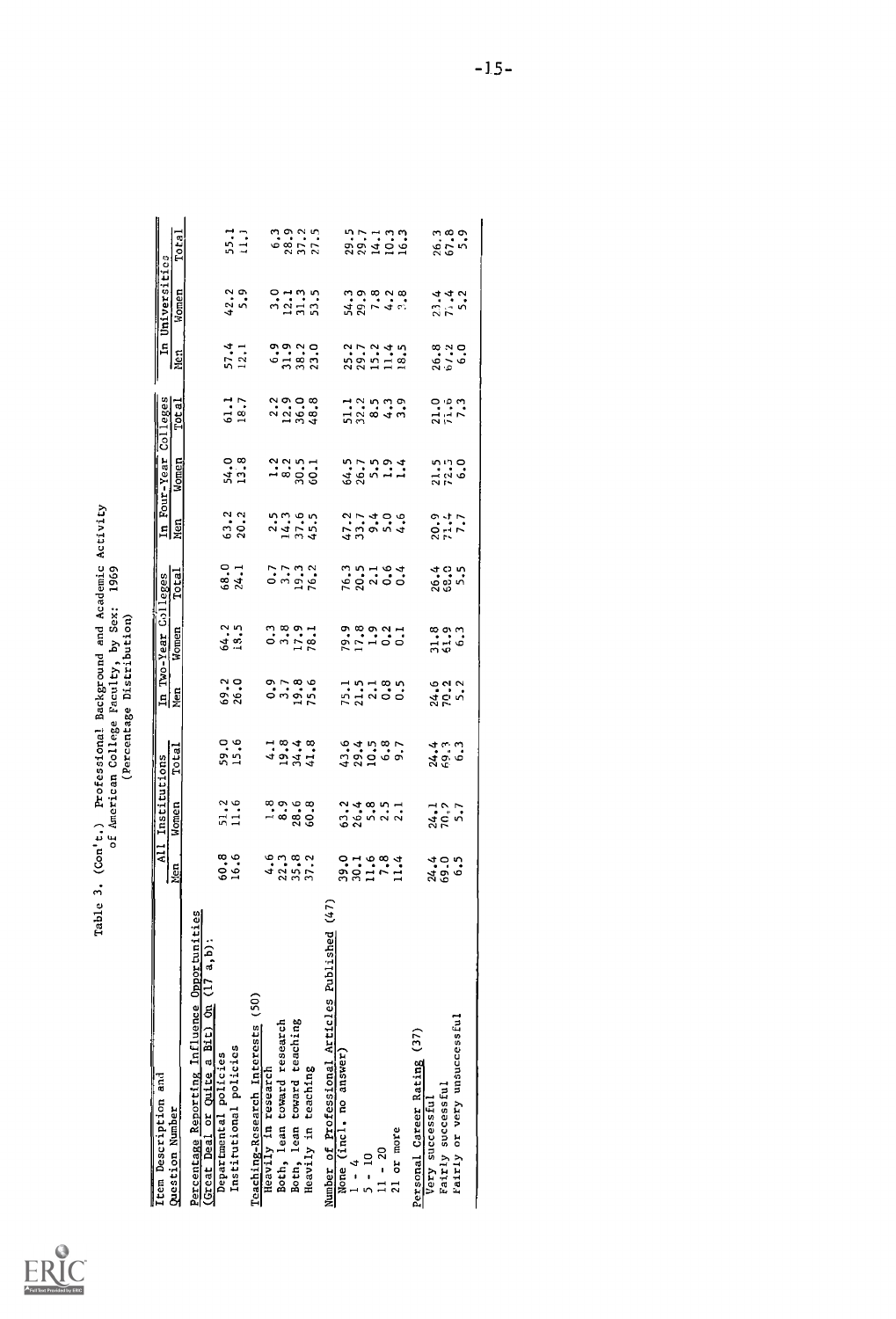Table 3. (Con't.) Professional Background and Academic Activity of American College Faculty, by Sex: 1969 (Percentage Distribution)

| Item Description and Question Number | All Institutions | | | In Two-Year Colleges | | | In Four-Year Colleges | | | In Universities | | |
|---|---|---|---|---|---|---|---|---|---|---|---|---|
| | Men | Women | Total | Men | Women | Total | Men | Women | Total | Men | Women | Total |
| Percentage Reporting Influence Opportunities (Great Deal or Quite a Bit) On (17 a,b): | | | | | | | | | | | | |
| Departmental policies | 60.8 | 51.2 | 59.0 | 69.2 | 64.2 | 68.0 | 63.2 | 54.0 | 61.1 | 57.4 | 42.2 | 55.1 |
| Institutional policies | 16.6 | 11.6 | 15.6 | 26.0 | 18.5 | 24.1 | 20.2 | 13.8 | 18.7 | 12.1 | 5.9 | 11.1 |
| Teaching-Research Interests (50) | | | | | | | | | | | | |
| Heavily in research | 4.6 | 1.8 | 4.1 | 0.9 | 0.3 | 0.7 | 2.5 | 1.2 | 2.2 | 6.9 | 3.0 | 6.3 |
| Both, lean toward research | 22.3 | 8.9 | 19.8 | 3.7 | 3.8 | 3.7 | 14.3 | 8.2 | 12.9 | 31.9 | 12.1 | 28.9 |
| Both, lean toward teaching | 35.8 | 28.6 | 34.4 | 19.8 | 17.9 | 19.3 | 37.6 | 30.5 | 36.0 | 38.2 | 31.3 | 37.2 |
| Heavily in teaching | 37.2 | 60.8 | 41.8 | 75.6 | 78.1 | 76.2 | 45.5 | 60.1 | 48.8 | 23.0 | 53.5 | 27.5 |
| Number of Professional Articles Published (47) | | | | | | | | | | | | |
| None (incl. no answer) | 39.0 | 63.2 | 43.6 | 75.1 | 79.9 | 76.3 | 47.2 | 64.5 | 51.1 | 25.2 | 54.3 | 29.5 |
| 1 - 4 | 30.1 | 26.4 | 29.4 | 21.5 | 17.8 | 20.5 | 33.7 | 26.7 | 32.2 | 29.7 | 29.9 | 29.7 |
| 5 - 10 | 11.6 | 5.8 | 10.5 | 2.1 | 1.9 | 2.1 | 9.4 | 5.5 | 8.5 | 15.2 | 7.8 | 14.1 |
| 11 - 20 | 7.8 | 2.5 | 6.8 | 0.8 | 0.2 | 0.6 | 5.0 | 1.9 | 4.3 | 11.4 | 4.2 | 10.3 |
| 21 or more | 11.4 | 2.1 | 9.7 | 0.5 | 0.1 | 0.4 | 4.6 | 1.4 | 3.9 | 18.5 | 3.8 | 16.3 |
| Personal Career Rating (37) | | | | | | | | | | | | |
| Very successful | 24.4 | 24.1 | 24.4 | 24.6 | 31.8 | 26.4 | 20.9 | 21.5 | 21.0 | 26.8 | 23.4 | 26.3 |
| Fairly successful | 69.0 | 70.2 | 69.3 | 70.2 | 61.9 | 68.0 | 71.4 | 72.5 | 71.6 | 67.2 | 71.4 | 67.8 |
| Fairly or very unsuccessful | 6.5 | 5.7 | 6.3 | 5.2 | 6.3 | 5.5 | 7.7 | 6.0 | 7.3 | 6.0 | 5.2 | 5.9 |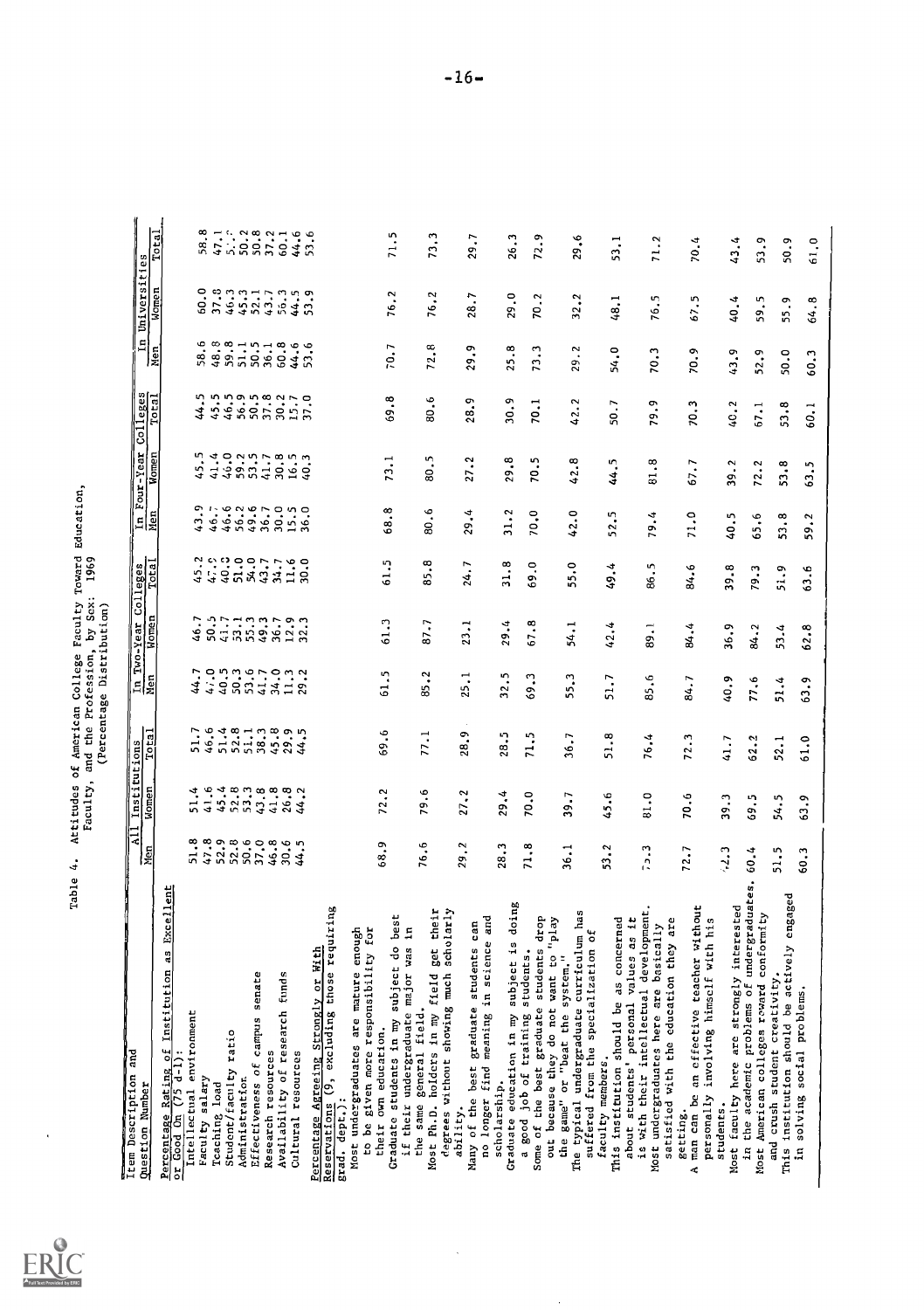Table 4. Attitudes of American College Faculty Toward Education, Faculty, and the Profession, by Sex: 1969
(Percentage Distribution)

| Item Description and Question Number | All Institutions | | | In Two-Year Colleges | | | In Four-Year Colleges | | | In Universities | | |
|---|---|---|---|---|---|---|---|---|---|---|---|---|
| | Men | Women | Total | Men | Women | Total | Men | Women | Total | Men | Women | Total |
| **Percentage Rating of Institution as Excellent or Good On (75 d-1):** | | | | | | | | | | | | |
| Intellectual environment | 51.8 | 51.4 | 51.7 | 44.7 | 46.7 | 45.2 | 43.9 | 45.5 | 44.5 | 58.6 | 60.0 | 58.8 |
| Faculty salary | 47.8 | 41.6 | 46.6 | 47.0 | 50.5 | 47.9 | 46.7 | 41.4 | 45.5 | 48.8 | 37.8 | 47.1 |
| Teaching load | 52.9 | 45.4 | 51.4 | 40.5 | 41.7 | 40.3 | 46.6 | 46.0 | 46.5 | 59.8 | 46.3 | 57.7 |
| Student/faculty ratio | 52.8 | 52.8 | 52.8 | 50.3 | 53.1 | 51.0 | 56.2 | 59.2 | 56.9 | 51.1 | 45.3 | 50.2 |
| Administration | 50.6 | 53.3 | 51.1 | 53.6 | 55.3 | 54.0 | 49.6 | 53.5 | 50.5 | 50.5 | 52.1 | 50.8 |
| Effectiveness of campus senate | 37.0 | 43.8 | 38.3 | 41.7 | 49.3 | 43.7 | 36.7 | 41.7 | 37.8 | 36.1 | 43.7 | 37.2 |
| Research resources | 46.8 | 41.8 | 45.8 | 34.0 | 36.7 | 34.7 | 30.0 | 30.8 | 30.2 | 60.8 | 56.3 | 60.1 |
| Availability of research funds | 30.6 | 26.8 | 29.9 | 11.3 | 12.9 | 11.6 | 15.5 | 16.5 | 15.7 | 44.6 | 44.5 | 44.6 |
| Cultural resources | 44.5 | 44.2 | 44.5 | 29.2 | 32.3 | 30.0 | 36.0 | 40.3 | 37.0 | 53.6 | 53.9 | 53.6 |
| **Percentage Agreeing Strongly or With Reservations (9, excluding those requiring grad. dept.):** | | | | | | | | | | | | |
| Most undergraduates are mature enough to be given more responsibility for their own education. | 68.9 | 72.2 | 69.6 | 61.5 | 61.3 | 61.5 | 68.8 | 73.1 | 69.8 | 70.7 | 76.2 | 71.5 |
| Graduate students in my subject do best if their undergraduate major was in the same general field. | 76.6 | 79.6 | 77.1 | 85.2 | 87.7 | 85.8 | 80.6 | 80.5 | 80.6 | 72.8 | 76.2 | 73.3 |
| Most Ph.D. holders in my field get their degrees without showing much scholarly ability. | 29.2 | 27.2 | 28.9 | 25.1 | 23.1 | 24.7 | 29.4 | 27.2 | 28.9 | 29.9 | 28.7 | 29.7 |
| Many of the best graduate students can no longer find meaning in science and scholarship. | 28.3 | 29.4 | 28.5 | 32.5 | 29.4 | 31.8 | 31.2 | 29.8 | 30.9 | 25.8 | 29.0 | 26.3 |
| Graduate education in my subject is doing a good job of training students. | 71.8 | 70.0 | 71.5 | 69.3 | 67.8 | 69.0 | 70.0 | 70.5 | 70.1 | 73.3 | 70.2 | 72.9 |
| Some of the best graduate students drop out because they do not want to "play the game" or "beat the system." | 36.1 | 39.7 | 36.7 | 55.3 | 54.1 | 55.0 | 42.0 | 42.8 | 42.2 | 29.2 | 32.2 | 29.6 |
| The typical undergraduate curriculum has suffered from the specialization of faculty members. | 53.2 | 45.6 | 51.8 | 51.7 | 42.4 | 49.4 | 52.5 | 44.5 | 50.7 | 54.0 | 48.1 | 53.1 |
| This institution should be as concerned about students' personal values as it is with their intellectual development. | 75.3 | 81.0 | 76.4 | 85.6 | 89.1 | 86.5 | 79.4 | 81.8 | 79.9 | 70.3 | 76.5 | 71.2 |
| Most undergraduates here are basically satisfied with the education they are getting. | 72.7 | 70.6 | 72.3 | 84.7 | 84.4 | 84.6 | 71.0 | 67.7 | 70.3 | 70.9 | 67.5 | 70.4 |
| A man can be an effective teacher without personally involving himself with his students. | 42.3 | 39.3 | 41.7 | 40.9 | 36.9 | 39.8 | 40.5 | 39.2 | 40.2 | 43.9 | 40.4 | 43.4 |
| Most faculty here are strongly interested in the academic problems of undergraduates. | 60.4 | 69.5 | 62.2 | 77.6 | 84.2 | 79.3 | 65.6 | 72.2 | 67.1 | 52.9 | 59.5 | 53.9 |
| Most American colleges reward conformity and crush student creativity. | 51.5 | 54.5 | 52.1 | 51.4 | 53.4 | 51.9 | 53.8 | 53.8 | 53.8 | 50.0 | 55.9 | 50.9 |
| This institution should be actively engaged in solving social problems. | 60.3 | 63.9 | 61.0 | 63.9 | 62.8 | 63.6 | 59.2 | 63.5 | 60.1 | 60.3 | 64.8 | 61.0 |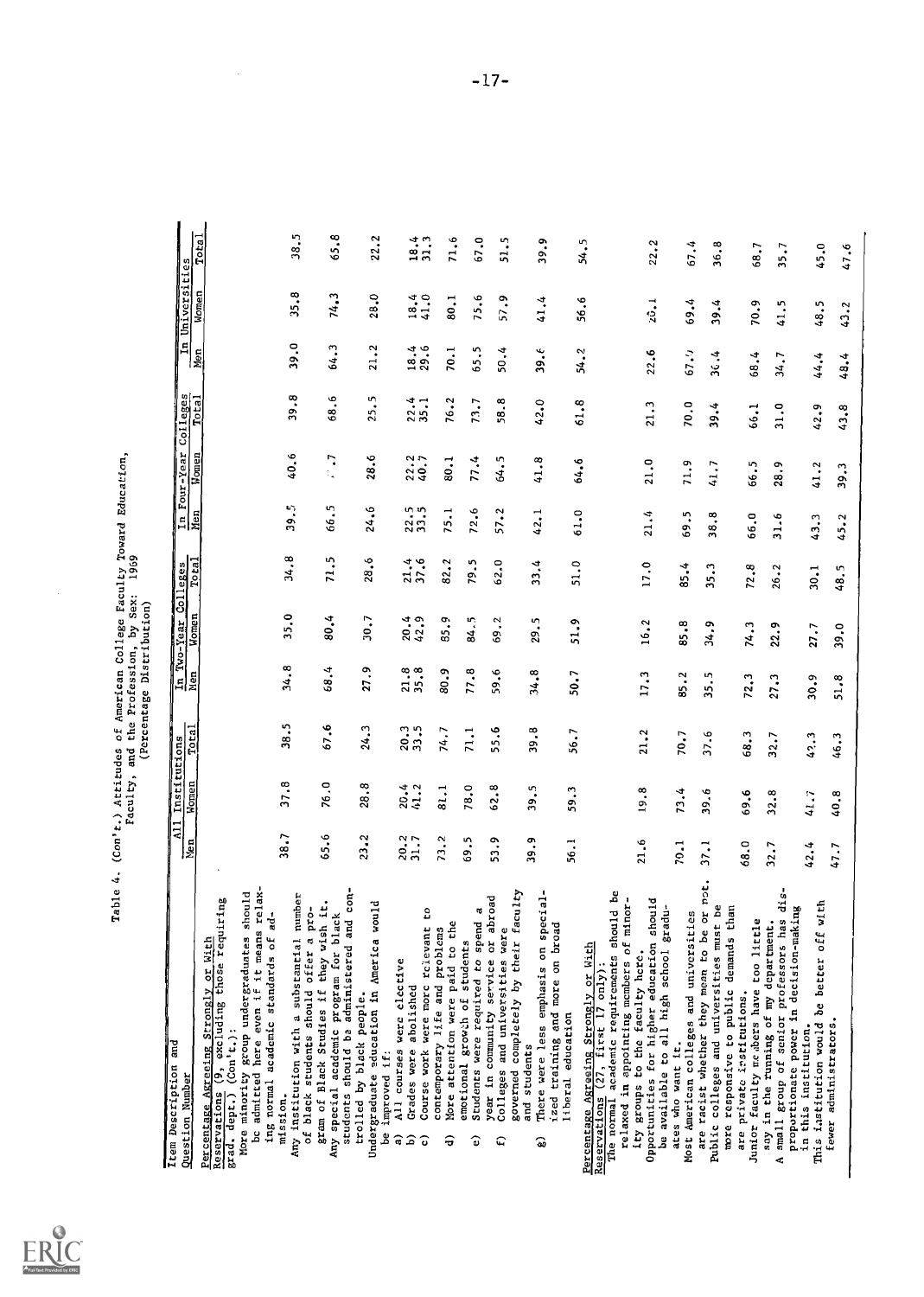Table 4. (Con't.) Attitudes of American College Faculty Toward Education, Faculty, and the Profession, by Sex: 1969 (Percentage Distribution)

| Item Description and Question Number | All Institutions | | | In Two-Year Colleges | | | In Four-Year Colleges | | | In Universities | | |
|---|---|---|---|---|---|---|---|---|---|---|---|---|
| | Men | Women | Total | Men | Women | Total | Men | Women | Total | Men | Women | Total |
| **Percentage Agreeing Strongly or With Reservations** (9, excluding those requiring grad. dept.) (Con't.): | | | | | | | | | | | | |
| More minority group undergraduates should be admitted here even if it means relaxing normal academic standards of admission. | 38.7 | 37.8 | 38.5 | 34.8 | 35.0 | 34.8 | 39.5 | 40.6 | 39.8 | 39.0 | 35.8 | 38.5 |
| Any institution with a substantial number of black students should offer a program of Black Studies if they wish it. | 65.6 | 76.0 | 67.6 | 68.4 | 80.4 | 71.5 | 66.5 | 7 | 68.6 | 64.3 | 74.3 | 65.8 |
| Any special academic program for black students should be administered and controlled by black people. | 23.2 | 28.8 | 24.3 | 27.9 | 30.7 | 28.6 | 24.6 | 28.6 | 25.5 | 21.2 | 28.0 | 22.2 |
| Undergraduate education in America would be improved if: | | | | | | | | | | | | |
| a) All courses were elective | 20.2 | 20.4 | 20.3 | 21.8 | 20.4 | 21.4 | 22.5 | 22.2 | 22.4 | 18.4 | 18.4 | 18.4 |
| b) Grades were abolished | 31.7 | 41.2 | 33.5 | 35.8 | 42.9 | 37.6 | 33.5 | 40.7 | 35.1 | 29.6 | 41.0 | 31.3 |
| c) Course work were more relevant to contemporary life and problems | 73.2 | 81.1 | 74.7 | 80.9 | 85.9 | 82.2 | 75.1 | 80.1 | 76.2 | 70.1 | 80.1 | 71.6 |
| d) More attention were paid to the emotional growth of students | 69.5 | 78.0 | 71.1 | 77.8 | 84.5 | 79.5 | 72.6 | 77.4 | 73.7 | 65.5 | 75.6 | 67.0 |
| e) Students were required to spend a year in community service or abroad | 53.9 | 62.8 | 55.6 | 59.6 | 69.2 | 62.0 | 57.2 | 64.5 | 58.8 | 50.4 | 57.9 | 51.5 |
| f) Colleges and universities were governed completely by their faculty and students | 39.9 | 39.5 | 39.8 | 34.8 | 29.5 | 33.4 | 42.1 | 41.8 | 42.0 | 39.6 | 41.4 | 39.9 |
| g) There were less emphasis on specialized training and more on broad liberal education | 56.1 | 59.3 | 56.7 | 50.7 | 51.9 | 51.0 | 61.0 | 64.6 | 61.8 | 54.2 | 56.6 | 54.5 |
| **Percentage Agreeing Strongly or With Reservations** (27, first 17 only): | | | | | | | | | | | | |
| The normal academic requirements should be relaxed in appointing members of minority groups to the faculty here. | 21.6 | 19.8 | 21.2 | 17.3 | 16.2 | 17.0 | 21.4 | 21.0 | 21.3 | 22.6 | 20.1 | 22.2 |
| Opportunities for higher education should be available to all high school graduates who want it. | 70.1 | 73.4 | 70.7 | 85.2 | 85.8 | 85.4 | 69.5 | 71.9 | 70.0 | 67.0 | 69.4 | 67.4 |
| Most American colleges and universities are racist whether they mean to be or not. | 37.1 | 39.6 | 37.6 | 35.5 | 34.9 | 35.3 | 38.8 | 41.7 | 39.4 | 36.4 | 39.4 | 36.8 |
| Public colleges and universities must be more responsive to public demands than are private institutions. | 68.0 | 69.6 | 68.3 | 72.3 | 74.3 | 72.8 | 66.0 | 66.5 | 66.1 | 68.4 | 70.9 | 68.7 |
| Junior faculty members have too little say in the running of my department. | 32.7 | 32.8 | 32.7 | 27.3 | 22.9 | 26.2 | 31.6 | 28.9 | 31.0 | 34.7 | 41.5 | 35.7 |
| A small group of senior professors has disproportionate power in decision-making in this institution. | 42.4 | 41.7 | 42.3 | 30.9 | 27.7 | 30.1 | 43.3 | 41.2 | 42.9 | 44.4 | 48.5 | 45.0 |
| This institution would be better off with fewer administrators. | 47.7 | 40.8 | 46.3 | 51.8 | 39.0 | 48.5 | 45.2 | 39.3 | 43.8 | 48.4 | 43.2 | 47.6 |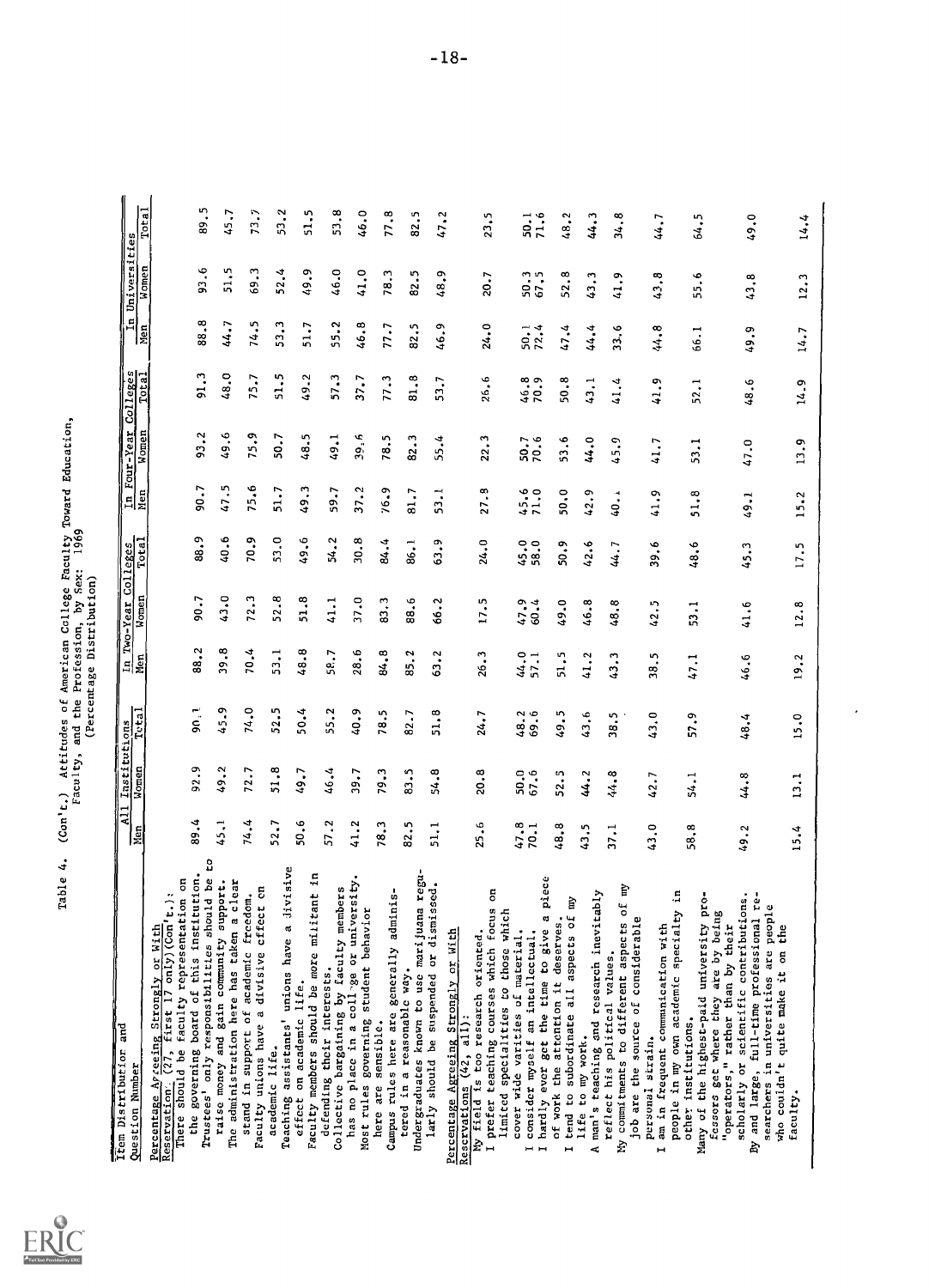Table 4. (Con't.) Attitudes of American College Faculty Toward Education, Faculty, and the Profession, by Sex: 1969 (Percentage Distribution)

| Item Distribution and Question Number | All Institutions | | | In Two-Year Colleges | | | In Four-Year Colleges | | | In Universities | | |
|---|---|---|---|---|---|---|---|---|---|---|---|---|
| | Men | Women | Total | Men | Women | Total | Men | Women | Total | Men | Women | Total |
| Percentage Agreeing Strongly or With Reservation (27, first 17 only)(Con't.): | | | | | | | | | | | | |
| There should be faculty representation on the governing board of this institution. | 89.4 | 92.9 | 90.1 | 88.2 | 90.7 | 88.9 | 90.7 | 93.2 | 91.3 | 88.8 | 93.6 | 89.5 |
| Trustees' only responsibilities should be to raise money and gain community support. | 45.1 | 49.2 | 45.9 | 39.8 | 43.0 | 40.6 | 47.5 | 49.6 | 48.0 | 44.7 | 51.5 | 45.7 |
| The administration here has taken a clear stand in support of academic freedom. | 74.4 | 72.7 | 74.0 | 70.4 | 72.3 | 70.9 | 75.6 | 75.9 | 75.7 | 74.5 | 69.3 | 73.7 |
| Faculty unions have a divisive effect on academic life. | 52.7 | 51.8 | 52.5 | 53.1 | 52.8 | 53.0 | 51.7 | 50.7 | 51.5 | 53.3 | 52.4 | 53.2 |
| Teaching assistants' unions have a divisive effect on academic life. | 50.6 | 49.7 | 50.4 | 48.8 | 51.8 | 49.6 | 49.3 | 48.5 | 49.2 | 51.7 | 49.9 | 51.5 |
| Faculty members should be more militant in defending their interests. | 57.2 | 46.4 | 55.2 | 58.7 | 41.1 | 54.2 | 59.7 | 49.1 | 57.3 | 55.2 | 46.0 | 53.8 |
| Collective bargaining by faculty members has no place in a college or university. | 41.2 | 39.7 | 40.9 | 28.6 | 37.0 | 30.8 | 37.2 | 39.6 | 37.7 | 46.8 | 41.0 | 46.0 |
| Most rules governing student behavior here are sensible. | 78.3 | 79.3 | 78.5 | 84.8 | 83.3 | 84.4 | 76.9 | 78.5 | 77.3 | 77.7 | 78.3 | 77.8 |
| Campus rules here are generally administered in a reasonable way. | 82.5 | 83.5 | 82.7 | 85.2 | 88.6 | 86.1 | 81.7 | 82.3 | 81.8 | 82.5 | 82.5 | 82.5 |
| Undergraduates known to use marijuana regularly should be suspended or dismissed. | 51.1 | 54.8 | 51.8 | 63.2 | 66.2 | 63.9 | 53.1 | 55.4 | 53.7 | 46.9 | 48.9 | 47.2 |
| Percentage Agreeing Strongly or With Reservations (42, all): | | | | | | | | | | | | |
| My field is too research oriented. | 25.6 | 20.8 | 24.7 | 26.3 | 17.5 | 24.0 | 27.8 | 22.3 | 26.6 | 24.0 | 20.7 | 23.5 |
| I prefer teaching courses which focus on limited specialties to those which cover wide varieties of material. | 47.8 | 50.0 | 48.2 | 44.0 | 47.9 | 45.0 | 45.6 | 50.7 | 46.8 | 50.1 | 50.3 | 50.1 |
| I consider myself an intellectual. | 70.1 | 67.6 | 69.6 | 57.1 | 60.4 | 58.0 | 71.0 | 70.6 | 70.9 | 72.4 | 67.5 | 71.6 |
| I hardly ever get the time to give a piece of work the attention it deserves. | 48.8 | 52.5 | 49.5 | 51.5 | 49.0 | 50.9 | 50.0 | 53.6 | 50.8 | 47.4 | 52.8 | 48.2 |
| I tend to subordinate all aspects of my life to my work. | 43.5 | 44.2 | 43.6 | 41.2 | 46.8 | 42.6 | 42.9 | 44.0 | 43.1 | 44.4 | 43.3 | 44.3 |
| A man's teaching and research inevitably reflect his political values. | 37.1 | 44.8 | 38.5 | 43.3 | 48.8 | 44.7 | 40.1 | 45.9 | 41.4 | 33.6 | 41.9 | 34.8 |
| My commitments to different aspects of my job are the source of considerable personal strain. | 43.0 | 42.7 | 43.0 | 38.5 | 42.5 | 39.6 | 41.9 | 41.7 | 41.9 | 44.8 | 43.8 | 44.7 |
| I am in frequent communication with people in my own academic specialty in other institutions. | 58.8 | 54.1 | 57.9 | 47.1 | 53.1 | 48.6 | 51.8 | 53.1 | 52.1 | 66.1 | 55.6 | 64.5 |
| Many of the highest-paid university professors get where they are by being "operators," rather than by their scholarly or scientific contributions. | 49.2 | 44.8 | 48.4 | 46.6 | 41.6 | 45.3 | 49.1 | 47.0 | 48.6 | 49.9 | 43.8 | 49.0 |
| By and large, full-time professional researchers in universities are people who couldn't quite make it on the faculty. | 15.4 | 13.1 | 15.0 | 19.2 | 12.8 | 17.5 | 15.2 | 13.9 | 14.9 | 14.7 | 12.3 | 14.4 |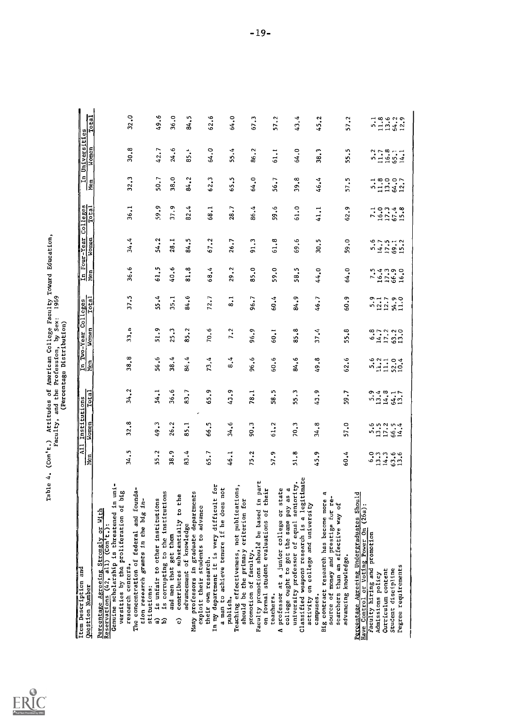Table 4. (Con't.) Attitudes of American College Faculty Toward Education, Faculty, and the Profession, by Sex: 1969 (Percentage Distribution)

| Item Description and Question Number | All Institutions | | | In Two-Year Colleges | | | In Four-Year Colleges | | | In Universities | | |
|---|---|---|---|---|---|---|---|---|---|---|---|---|
| | Men | Women | Total | Men | Women | Total | Men | Women | Total | Men | Women | Total |
| **Percentage Agreeing Strongly or With Reservations (42, all) (Con't.):** | | | | | | | | | | | | |
| Genuine scholarship is threatened in universities by the proliferation of big research centers. | 34.5 | 32.8 | 34.2 | 38.8 | 33.6 | 37.5 | 36.6 | 34.4 | 36.1 | 32.3 | 30.8 | 32.0 |
| The concentration of federal and foundation research grants in the big institutions: | | | | | | | | | | | | |
| a) is unfair to other institutions | 55.2 | 49.3 | 54.1 | 56.6 | 51.9 | 55.4 | 61.5 | 54.2 | 59.9 | 50.7 | 42.7 | 49.6 |
| b) is corrupting to the institutions and men that get them | 38.9 | 26.2 | 36.6 | 38.4 | 25.3 | 35.1 | 40.6 | 28.1 | 37.9 | 38.0 | 24.6 | 36.0 |
| c) contributes substantially to the advancement of knowledge | 83.4 | 85.1 | 83.7 | 84.4 | 85.2 | 84.6 | 81.8 | 84.5 | 82.4 | 84.2 | 85.' | 84.5 |
| Many professors in graduate departments exploit their students to advance their own research. | 65.7 | 66.5 | 65.9 | 73.4 | 70.6 | 72.7 | 68.4 | 67.2 | 68.1 | 62.3 | 64.0 | 62.6 |
| In my department it is very difficult for a man to achieve tenure if he does not publish. | 46.1 | 34.6 | 43.9 | 8.4 | 7.2 | 8.1 | 29.2 | 26.7 | 28.7 | 65.5 | 55.4 | 64.0 |
| Teaching effectiveness, not publications, should be the primary criterion for promotion of faculty. | 75.2 | 90.3 | 78.1 | 96.6 | 96.9 | 96.7 | 85.0 | 91.3 | 86.4 | 64.0 | 86.2 | 67.3 |
| Faculty promotions should be based in part on formal student evaluations of their teachers. | 57.9 | 61.2 | 58.5 | 60.6 | 60.1 | 60.4 | 59.0 | 61.8 | 59.6 | 56.7 | 61.1 | 57.2 |
| A professor at a junior college or state college ought to get the same pay as a university professor of equal seniority. | 51.8 | 70.3 | 55.3 | 84.6 | 85.8 | 84.9 | 58.5 | 69.6 | 61.0 | 39.8 | 64.0 | 43.4 |
| Classified weapons research is a legitimate activity on college and university campuses. | 45.9 | 34.8 | 43.9 | 49.8 | 37.4 | 46.7 | 44.0 | 30.5 | 41.1 | 46.4 | 38.3 | 45.2 |
| Big contract research has become more a source of money and prestige for researchers than an effective way of advancing knowledge. | 60.4 | 57.0 | 59.7 | 62.6 | 55.8 | 60.9 | 64.0 | 59.0 | 62.9 | 57.5 | 55.5 | 57.2 |
| **Percentage Agreeing Undergraduates Should Have Control or Voting Power On (26a):** | | | | | | | | | | | | |
| Faculty hiring and promotion | 6.0 | 5.6 | 5.9 | 5.6 | 6.8 | 5.9 | 7.5 | 5.6 | 7.1 | 5.1 | 5.2 | 5.1 |
| Admissions policy | 13.3 | 13.5 | 13.4 | 14.2 | 14.7 | 12.1 | 16.4 | 14.7 | 16.0 | 11.8 | 11.7 | 11.8 |
| Curriculum content | 14.3 | 17.2 | 14.8 | 11.1 | 17.2 | 12.7 | 17.3 | 17.5 | 17.3 | 13.0 | 16.8 | 13.6 |
| Student discipline | 63.6 | 66.5 | 64.1 | 52.0 | 63.2 | 54.9 | 66.9 | 69.1 | 67.4 | 64.0 | 65.1 | 64.2 |
| Degree requirements | 13.6 | 14.4 | 13.7 | 10.4 | 13.0 | 11.0 | 16.0 | 15.2 | 15.8 | 12.7 | 14.1 | 12.9 |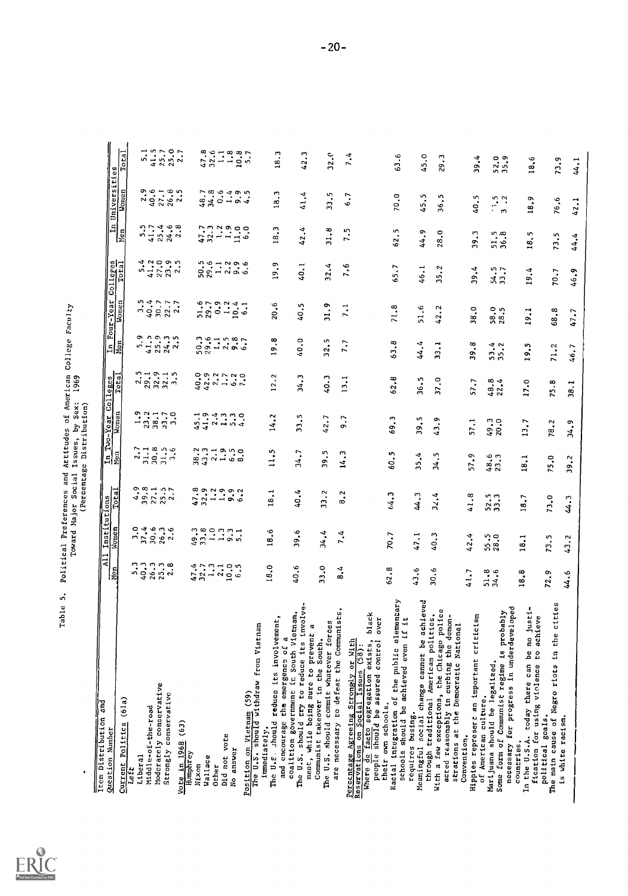Table 5. Political Preferences and Attitudes of American College Faculty Toward Major Social Issues, by Sex: 1969 (Percentage Distribution)

| Item Distribution and Question Number | All Institutions | | | In Two-Year Colleges | | | In Four-Year Colleges | | | In Universities | | |
|---|---|---|---|---|---|---|---|---|---|---|---|---|
| | Men | Women | Total | Men | Women | Total | Men | Women | Total | Men | Women | Total |
| **Current Politics (61a)** | | | | | | | | | | | | |
| Left | 5.3 | 3.0 | 4.9 | 2.7 | 1.9 | 2.5 | 5.9 | 3.5 | 5.4 | 5.5 | 2.9 | 5.1 |
| Liberal | 40.3 | 37.4 | 39.8 | 31.1 | 23.2 | 29.1 | 41.5 | 40.4 | 41.2 | 41.7 | 40.6 | 41.5 |
| Middle-of-the-road | 26.3 | 30.6 | 27.1 | 30.8 | 38.1 | 32.9 | 25.9 | 30.7 | 27.0 | 25.4 | 27.1 | 25.7 |
| Moderately conservative | 25.3 | 26.3 | 25.5 | 31.5 | 33.7 | 32.1 | 24.3 | 22.7 | 23.9 | 24.6 | 26.8 | 25.0 |
| Strongly conservative | 2.8 | 2.6 | 2.7 | 3.6 | 3.0 | 3.5 | 2.5 | 2.7 | 2.5 | 2.8 | 2.5 | 2.7 |
| **Vote in 1968 (63)** | | | | | | | | | | | | |
| Humphrey | 47.4 | 49.3 | 47.8 | 38.2 | 45.1 | 40.0 | 50.3 | 51.6 | 50.5 | 47.7 | 48.7 | 47.8 |
| Nixon | 32.7 | 33.8 | 32.9 | 43.3 | 41.9 | 42.9 | 29.6 | 29.7 | 29.6 | 32.3 | 34.8 | 32.6 |
| Wallace | 1.3 | 1.0 | 1.2 | 2.1 | 2.4 | 2.2 | 1.1 | 0.9 | 1.1 | 1.2 | 0.6 | 1.1 |
| Other | 2.1 | 1.3 | 1.9 | 1.9 | 1.3 | 1.7 | 2.5 | 1.2 | 2.2 | 1.9 | 1.4 | 1.8 |
| Did not vote | 10.0 | 9.3 | 9.9 | 6.5 | 5.3 | 6.2 | 9.8 | 10.4 | 9.9 | 11.0 | 9.9 | 10.8 |
| No answer | 6.5 | 5.1 | 6.2 | 8.0 | 4.0 | 7.0 | 6.7 | 6.1 | 6.6 | 6.0 | 4.5 | 5.7 |
| **Position on Vietnam (59)** | | | | | | | | | | | | |
| The U.S. should withdraw from Vietnam immediately. | 18.0 | 18.6 | 18.1 | 11.5 | 14.2 | 12.2 | 19.8 | 20.6 | 19.9 | 18.3 | 18.3 | 18.3 |
| The U.S. should reduce its involvement, and encourage the emergence of a coalition government in South Vietnam. | 40.6 | 39.6 | 40.4 | 34.7 | 33.5 | 34.3 | 40.0 | 40.5 | 40.1 | 42.4 | 41.4 | 42.3 |
| The U.S. should try to reduce its involvement, while being sure to prevent a Communist takeover in the South. | 33.0 | 34.4 | 33.2 | 39.5 | 42.7 | 40.3 | 32.5 | 31.9 | 32.4 | 31.8 | 33.5 | 32.0 |
| The U.S. should commit whatever forces are necessary to defeat the Communists. | 8.4 | 7.4 | 8.2 | 14.3 | 9.7 | 13.1 | 7.7 | 7.1 | 7.6 | 7.5 | 6.7 | 7.4 |
| **Percentage Agreeing Strongly or With Reservations on Social Issues (58):** | | | | | | | | | | | | |
| Where de facto segregation exists, black people should be assured control over their own schools. | 62.8 | 70.7 | 64.3 | 60.5 | 69.3 | 62.8 | 63.8 | 71.8 | 65.7 | 62.5 | 70.0 | 63.6 |
| Racial integration of the public elementary schools should be achieved even if it requires busing. | 43.6 | 47.1 | 44.3 | 35.4 | 39.5 | 36.5 | 44.4 | 51.6 | 46.1 | 44.9 | 45.5 | 45.0 |
| Meaningful social change cannot be achieved through traditional American politics. | 30.6 | 40.3 | 32.4 | 34.5 | 43.9 | 37.0 | 33.1 | 42.2 | 35.2 | 28.0 | 36.5 | 29.3 |
| With a few exceptions, the Chicago police acted reasonably in curbing the demonstrations at the Democratic National Convention. | 41.7 | 42.4 | 41.8 | 57.9 | 57.1 | 57.7 | 39.8 | 38.0 | 39.4 | 39.3 | 40.5 | 39.4 |
| Hippies represent an important criticism of American culture. | 51.8 | 55.5 | 52.5 | 48.6 | 49.3 | 48.8 | 53.4 | 58.0 | 54.5 | 51.5 | 55.5 | 52.0 |
| Marijuana should be legalized. | 34.6 | 28.0 | 33.3 | 23.3 | 20.0 | 22.4 | 35.2 | 28.5 | 33.7 | 36.8 | 3.2 | 35.9 |
| Some form of Communist regime is probably necessary for progress in underdeveloped countries. | 18.8 | 18.1 | 18.7 | 18.1 | 13.7 | 17.0 | 19.5 | 19.1 | 19.4 | 18.5 | 18.9 | 18.6 |
| In the U.S.A. today there can be no justification for using violence to achieve political goals. | 72.9 | 73.5 | 73.0 | 75.0 | 78.2 | 75.8 | 71.2 | 68.8 | 70.7 | 73.5 | 76.6 | 73.9 |
| The main cause of Negro riots in the cities is white racism. | 44.6 | 43.2 | 44.3 | 39.2 | 34.9 | 38.1 | 46.7 | 47.7 | 46.9 | 44.4 | 42.1 | 44.1 |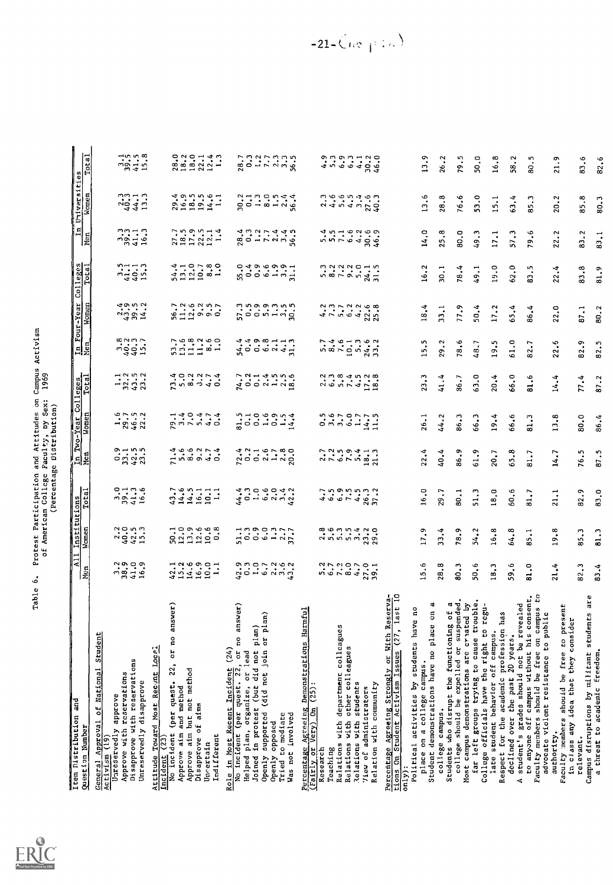Table 6. Protest Participation and Attitudes on Campus Activism of American College Faculty, by Sex: 1969
(Percentage Distribution)

| Item Distribution and Question Number | All Institutions | | | In Two-Year Colleges | | | In Four-Year Colleges | | | In Universities | | |
|---|---|---|---|---|---|---|---|---|---|---|---|---|
| | Men | Women | Total | Men | Women | Total | Men | Women | Total | Men | Women | Total |
| **General Approval of National Student Activism (19)** | | | | | | | | | | | | |
| Unreservedly approve | 3.2 | 2.2 | 3.0 | 0.9 | 1.6 | 1.1 | 3.8 | 2.4 | 3.5 | 3.3 | 2.3 | 3.1 |
| Approve with reservations | 38.9 | 40.0 | 39.1 | 33.1 | 29.7 | 32.2 | 40.2 | 43.9 | 41.1 | 39.3 | 40.3 | 39.5 |
| Disapprove with reservations | 41.0 | 42.5 | 41.3 | 42.5 | 46.5 | 43.5 | 40.3 | 39.5 | 40.1 | 41.1 | 44.1 | 41.5 |
| Unreservedly disapprove | 16.9 | 15.3 | 16.6 | 23.5 | 22.2 | 23.2 | 15.7 | 14.2 | 15.3 | 16.3 | 13.3 | 15.8 |
| **Attitude Toward Most Recent Local Incident (23)** | | | | | | | | | | | | |
| No incident (per quest. 22, or no answer) | 42.1 | 50.1 | 43.7 | 71.4 | 79.1 | 73.4 | 53.7 | 56.7 | 54.4 | 27.7 | 29.4 | 28.0 |
| Approve aim and method | 15.2 | 12.0 | 14.6 | 5.6 | 3.4 | 5.0 | 13.6 | 11.2 | 13.1 | 18.5 | 16.9 | 18.2 |
| Approve aim but not method | 14.6 | 13.9 | 14.5 | 8.6 | 7.0 | 8.2 | 11.8 | 12.6 | 12.0 | 17.9 | 18.5 | 18.0 |
| Disapprove of aims | 16.9 | 12.6 | 16.1 | 9.2 | 5.4 | 8.2 | 11.2 | 9.2 | 10.7 | 22.5 | 19.5 | 22.1 |
| Uncertain | 10.0 | 10.6 | 10.1 | 4.7 | 4.7 | 4.7 | 8.6 | 9.5 | 8.8 | 12.1 | 14.6 | 12.4 |
| Indifferent | 1.1 | 0.8 | 1.1 | 0.4 | 0.4 | 0.4 | 1.0 | 0.7 | 1.0 | 1.4 | 1.1 | 1.3 |
| **Role in Most Recent Incident (24)** | | | | | | | | | | | | |
| No incident (per quest. 22, or no answer) | 42.9 | 51.1 | 44.4 | 72.4 | 81.5 | 74.7 | 54.4 | 57.3 | 55.0 | 28.4 | 30.2 | 28.7 |
| Helped plan, organize, or lead | 0.3 | 0.3 | 0.3 | 0.2 | 0.1 | 0.2 | 0.4 | 0.5 | 0.4 | 0.3 | 0.1 | 0.3 |
| Joined in protest (but did not plan) | 1.0 | 0.9 | 1.0 | 0.1 | 0.0 | 0.1 | 0.9 | 0.9 | 0.9 | 1.2 | 1.3 | 1.2 |
| Openly supported (did not join or plan) | 6.7 | 6.0 | 6.6 | 2.6 | 1.6 | 2.4 | 6.8 | 5.9 | 6.6 | 7.7 | 8.0 | 7.7 |
| Openly opposed | 2.2 | 1.3 | 2.0 | 1.7 | 0.9 | 1.5 | 2.1 | 1.3 | 1.9 | 2.4 | 1.5 | 2.3 |
| Tried to mediate | 3.6 | 2.7 | 3.4 | 2.8 | 1.5 | 2.5 | 4.1 | 3.5 | 3.9 | 3.4 | 2.4 | 3.3 |
| Was not involved | 43.2 | 37.7 | 42.2 | 20.0 | 14.4 | 18.6 | 31.3 | 30.5 | 31.1 | 56.5 | 56.4 | 56.5 |
| **Percentage Agreeing Demonstrations Harmful (Fairly or Very) On (25):** | | | | | | | | | | | | |
| Research | 5.2 | 2.8 | 4.7 | 2.7 | 0.5 | 2.2 | 5.7 | 4.2 | 5.3 | 5.4 | 2.3 | 4.9 |
| Teaching | 6.7 | 5.6 | 6.5 | 7.2 | 3.6 | 6.3 | 8.4 | 7.3 | 8.2 | 5.5 | 4.6 | 5.3 |
| Relations with department colleagues | 7.2 | 5.3 | 6.9 | 6.5 | 3.7 | 5.8 | 7.6 | 5.7 | 7.2 | 7.1 | 5.6 | 6.9 |
| Relations with other colleagues | 8.0 | 5.5 | 7.5 | 7.9 | 6.0 | 7.4 | 10.1 | 6.2 | 9.2 | 6.6 | 4.5 | 6.3 |
| Relations with students | 4.7 | 3.4 | 4.5 | 5.4 | 1.7 | 4.5 | 5.3 | 4.2 | 5.0 | 4.2 | 3.4 | 4.1 |
| View of administrators | 27.0 | 23.2 | 26.3 | 18.1 | 14.7 | 17.2 | 24.6 | 22.6 | 24.1 | 30.6 | 27.6 | 30.2 |
| Relation with community | 39.1 | 29.0 | 37.2 | 21.3 | 11.5 | 18.8 | 33.2 | 25.8 | 31.5 | 46.9 | 40.3 | 46.0 |
| **Percentage Agreeing Strongly or With Reservations On Student Activism Issues (27, last 10 only):** | | | | | | | | | | | | |
| Political activities by students have no place on a college campus. | 15.6 | 17.9 | 16.0 | 22.4 | 26.1 | 23.3 | 15.5 | 18.4 | 16.2 | 14.0 | 13.6 | 13.9 |
| Student demonstrations have no place on a college campus. | 28.8 | 33.4 | 29.7 | 40.4 | 44.2 | 41.4 | 29.2 | 33.1 | 30.1 | 25.8 | 28.8 | 26.2 |
| Students who disrupt the functioning of a college should be expelled or suspended. | 80.3 | 78.9 | 80.1 | 86.9 | 86.3 | 86.7 | 78.6 | 77.9 | 78.4 | 80.0 | 76.6 | 79.5 |
| Most campus demonstrations are created by far left groups trying to cause trouble. | 50.6 | 54.2 | 51.3 | 61.9 | 66.3 | 63.0 | 48.7 | 50.4 | 49.1 | 49.3 | 53.0 | 50.0 |
| College officials have the right to regulate student behavior off campus. | 18.3 | 16.8 | 18.0 | 20.7 | 19.4 | 20.4 | 19.5 | 17.2 | 19.0 | 17.1 | 15.1 | 16.8 |
| Respect for the academic profession has declined over the past 20 years. | 59.6 | 64.8 | 60.6 | 65.8 | 66.6 | 66.0 | 61.0 | 65.4 | 62.0 | 57.3 | 63.4 | 58.2 |
| A student's grades should not be revealed to anyone off campus without his consent. | 81.0 | 85.1 | 81.7 | 81.7 | 81.3 | 81.6 | 82.7 | 86.4 | 83.5 | 79.6 | 85.3 | 80.5 |
| Faculty members should be free on campus to advocate violent resistance to public authority. | 21.4 | 19.8 | 21.1 | 14.7 | 13.8 | 14.4 | 22.6 | 22.0 | 22.4 | 22.2 | 20.2 | 21.9 |
| Faculty members should be free to present in class any idea that they consider relevant. | 82.3 | 85.3 | 82.9 | 76.5 | 80.0 | 77.4 | 82.9 | 87.1 | 83.8 | 83.2 | 85.8 | 83.6 |
| Campus disruptions by militant students are a threat to academic freedom. | 83.4 | 81.3 | 83.0 | 87.5 | 86.4 | 87.2 | 82.5 | 80.2 | 81.9 | 83.1 | 80.3 | 82.6 |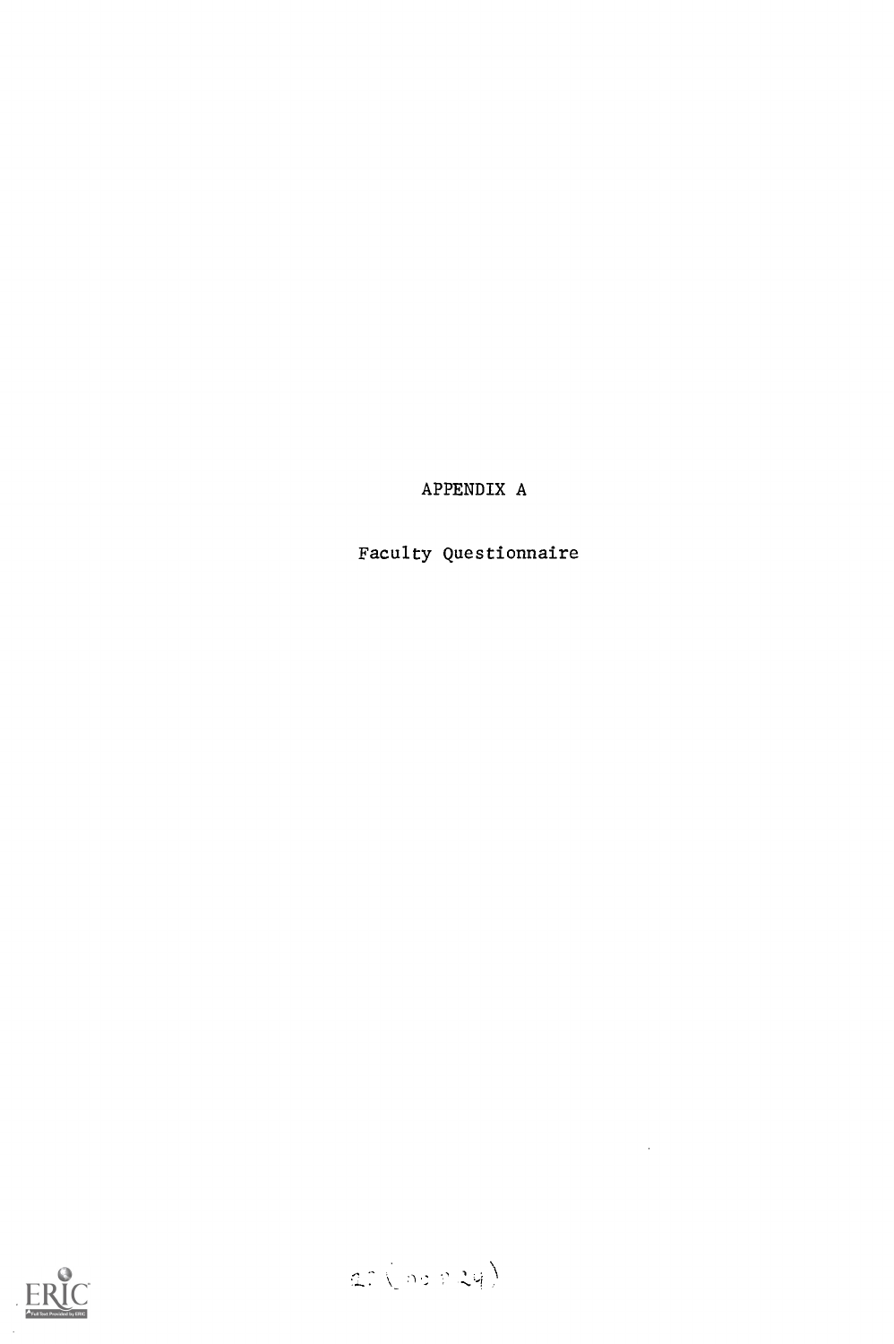# APPENDIX A

## Faculty Questionnaire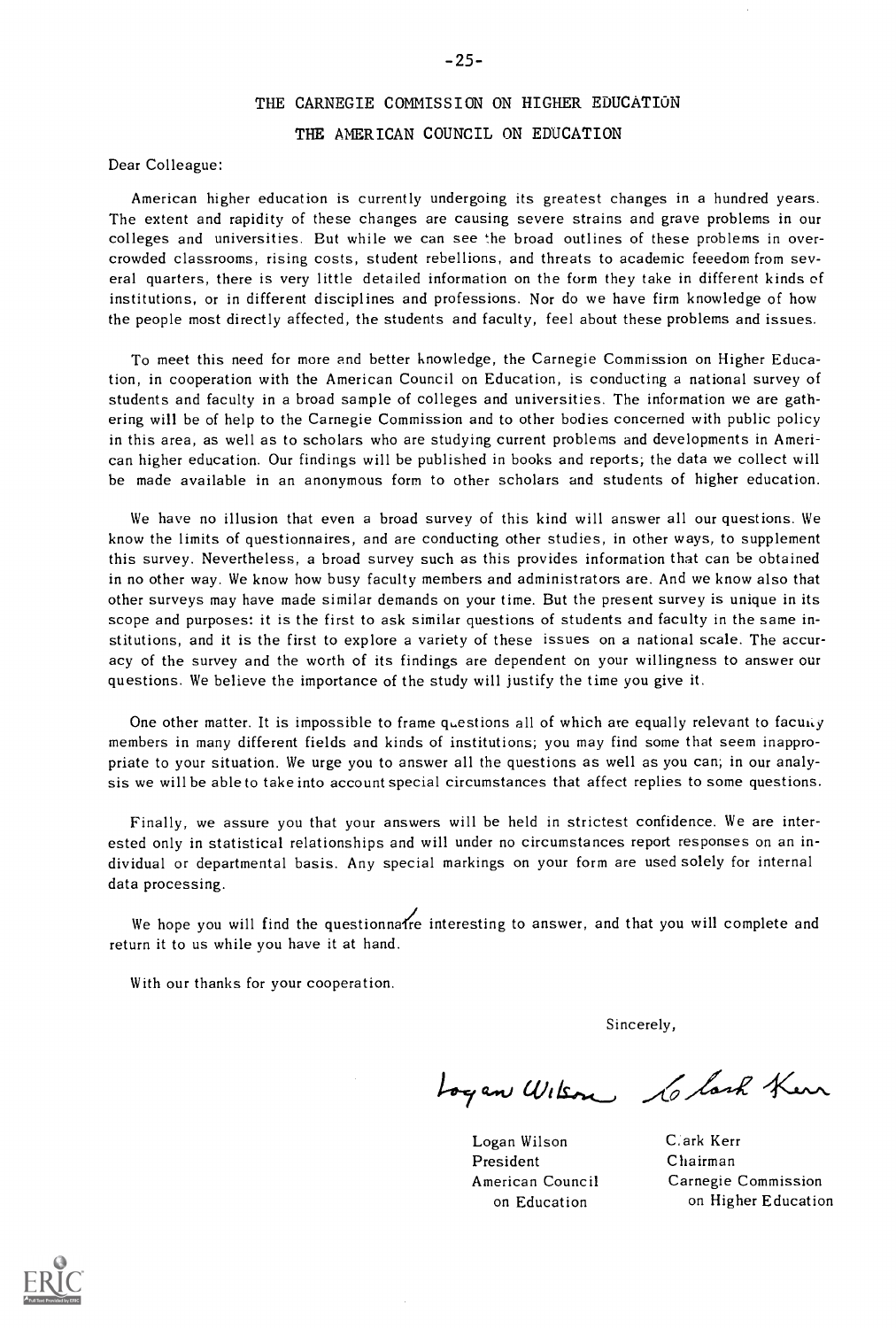THE CARNEGIE COMMISSION ON HIGHER EDUCATION

THE AMERICAN COUNCIL ON EDUCATION

Dear Colleague:

American higher education is currently undergoing its greatest changes in a hundred years. The extent and rapidity of these changes are causing severe strains and grave problems in our colleges and universities. But while we can see the broad outlines of these problems in overcrowded classrooms, rising costs, student rebellions, and threats to academic feeedom from several quarters, there is very little detailed information on the form they take in different kinds of institutions, or in different disciplines and professions. Nor do we have firm knowledge of how the people most directly affected, the students and faculty, feel about these problems and issues.

To meet this need for more and better knowledge, the Carnegie Commission on Higher Education, in cooperation with the American Council on Education, is conducting a national survey of students and faculty in a broad sample of colleges and universities. The information we are gathering will be of help to the Carnegie Commission and to other bodies concerned with public policy in this area, as well as to scholars who are studying current problems and developments in American higher education. Our findings will be published in books and reports; the data we collect will be made available in an anonymous form to other scholars and students of higher education.

We have no illusion that even a broad survey of this kind will answer all our questions. We know the limits of questionnaires, and are conducting other studies, in other ways, to supplement this survey. Nevertheless, a broad survey such as this provides information that can be obtained in no other way. We know how busy faculty members and administrators are. And we know also that other surveys may have made similar demands on your time. But the present survey is unique in its scope and purposes: it is the first to ask similar questions of students and faculty in the same institutions, and it is the first to explore a variety of these issues on a national scale. The accuracy of the survey and the worth of its findings are dependent on your willingness to answer our questions. We believe the importance of the study will justify the time you give it.

One other matter. It is impossible to frame questions all of which are equally relevant to faculty members in many different fields and kinds of institutions; you may find some that seem inappropriate to your situation. We urge you to answer all the questions as well as you can; in our analysis we will be able to take into account special circumstances that affect replies to some questions.

Finally, we assure you that your answers will be held in strictest confidence. We are interested only in statistical relationships and will under no circumstances report responses on an individual or departmental basis. Any special markings on your form are used solely for internal data processing.

We hope you will find the questionnaire interesting to answer, and that you will complete and return it to us while you have it at hand.

With our thanks for your cooperation.

Sincerely,

Logan Wilson
President
American Council on Education

Clark Kerr
Chairman
Carnegie Commission on Higher Education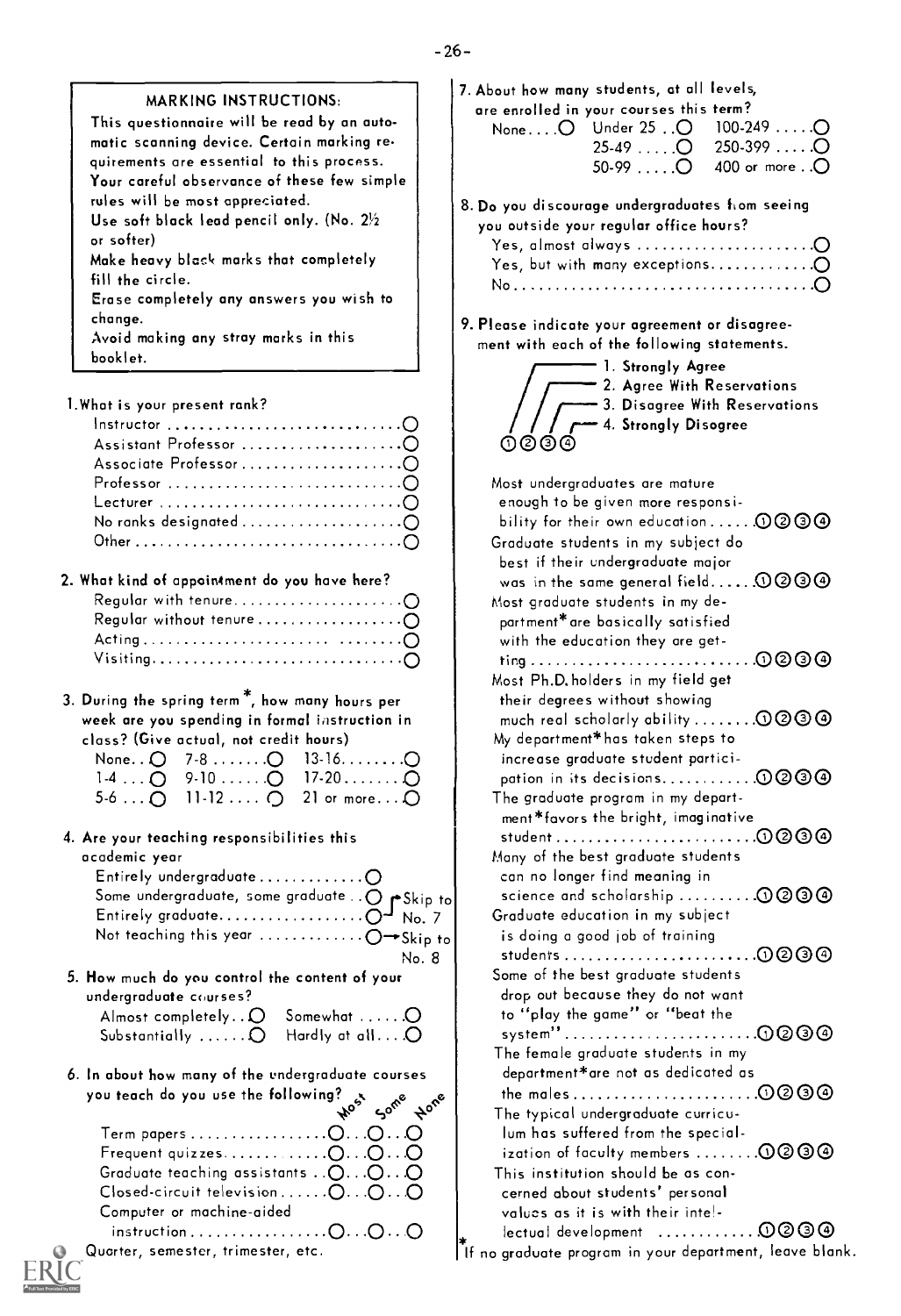**MARKING INSTRUCTIONS:**

This questionnaire will be read by an automatic scanning device. Certain marking requirements are essential to this process. Your careful observance of these few simple rules will be most appreciated.

Use soft black lead pencil only. (No. 2½ or softer)

Make heavy black marks that completely fill the circle.

Erase completely any answers you wish to change.

Avoid making any stray marks in this booklet.

1. What is your present rank?
   - Instructor ○
   - Assistant Professor ○
   - Associate Professor ○
   - Professor ○
   - Lecturer ○
   - No ranks designated ○
   - Other ○

2. What kind of appointment do you have here?
   - Regular with tenure ○
   - Regular without tenure ○
   - Acting ○
   - Visiting ○

3. During the spring term*, how many hours per week are you spending in formal instruction in class? (Give actual, not credit hours)

| | | |
|---|---|---|
| None ○ | 7-8 ○ | 13-16 ○ |
| 1-4 ○ | 9-10 ○ | 17-20 ○ |
| 5-6 ○ | 11-12 ○ | 21 or more ○ |

4. Are your teaching responsibilities this academic year
   - Entirely undergraduate ○
   - Some undergraduate, some graduate ○ → Skip to No. 7
   - Entirely graduate ○ → Skip to No. 7
   - Not teaching this year ○ → Skip to No. 8

5. How much do you control the content of your undergraduate courses?

| | |
|---|---|
| Almost completely ○ | Somewhat ○ |
| Substantially ○ | Hardly at all ○ |

6. In about how many of the undergraduate courses you teach do you use the following?

| | Most | Some | None |
|---|---|---|---|
| Term papers | ○ | ○ | ○ |
| Frequent quizzes | ○ | ○ | ○ |
| Graduate teaching assistants | ○ | ○ | ○ |
| Closed-circuit television | ○ | ○ | ○ |
| Computer or machine-aided instruction | ○ | ○ | ○ |

7. About how many students, at all levels, are enrolled in your courses this term?

| | | |
|---|---|---|
| None ○ | Under 25 ○ | 100-249 ○ |
| | 25-49 ○ | 250-399 ○ |
| | 50-99 ○ | 400 or more ○ |

8. Do you discourage undergraduates from seeing you outside your regular office hours?
   - Yes, almost always ○
   - Yes, but with many exceptions ○
   - No ○

9. Please indicate your agreement or disagreement with each of the following statements.

1. Strongly Agree
2. Agree With Reservations
3. Disagree With Reservations
4. Strongly Disagree

| Statement | |
|---|---|
| Most undergraduates are mature enough to be given more responsibility for their own education | ①②③④ |
| Graduate students in my subject do best if their undergraduate major was in the same general field | ①②③④ |
| Most graduate students in my department* are basically satisfied with the education they are getting | ①②③④ |
| Most Ph.D. holders in my field get their degrees without showing much real scholarly ability | ①②③④ |
| My department* has taken steps to increase graduate student participation in its decisions | ①②③④ |
| The graduate program in my department* favors the bright, imaginative student | ①②③④ |
| Many of the best graduate students can no longer find meaning in science and scholarship | ①②③④ |
| Graduate education in my subject is doing a good job of training students | ①②③④ |
| Some of the best graduate students drop out because they do not want to "play the game" or "beat the system" | ①②③④ |
| The female graduate students in my department* are not as dedicated as the males | ①②③④ |
| The typical undergraduate curriculum has suffered from the specialization of faculty members | ①②③④ |
| This institution should be as concerned about students' personal values as it is with their intellectual development | ①②③④ |

\* Quarter, semester, trimester, etc.

\* If no graduate program in your department, leave blank.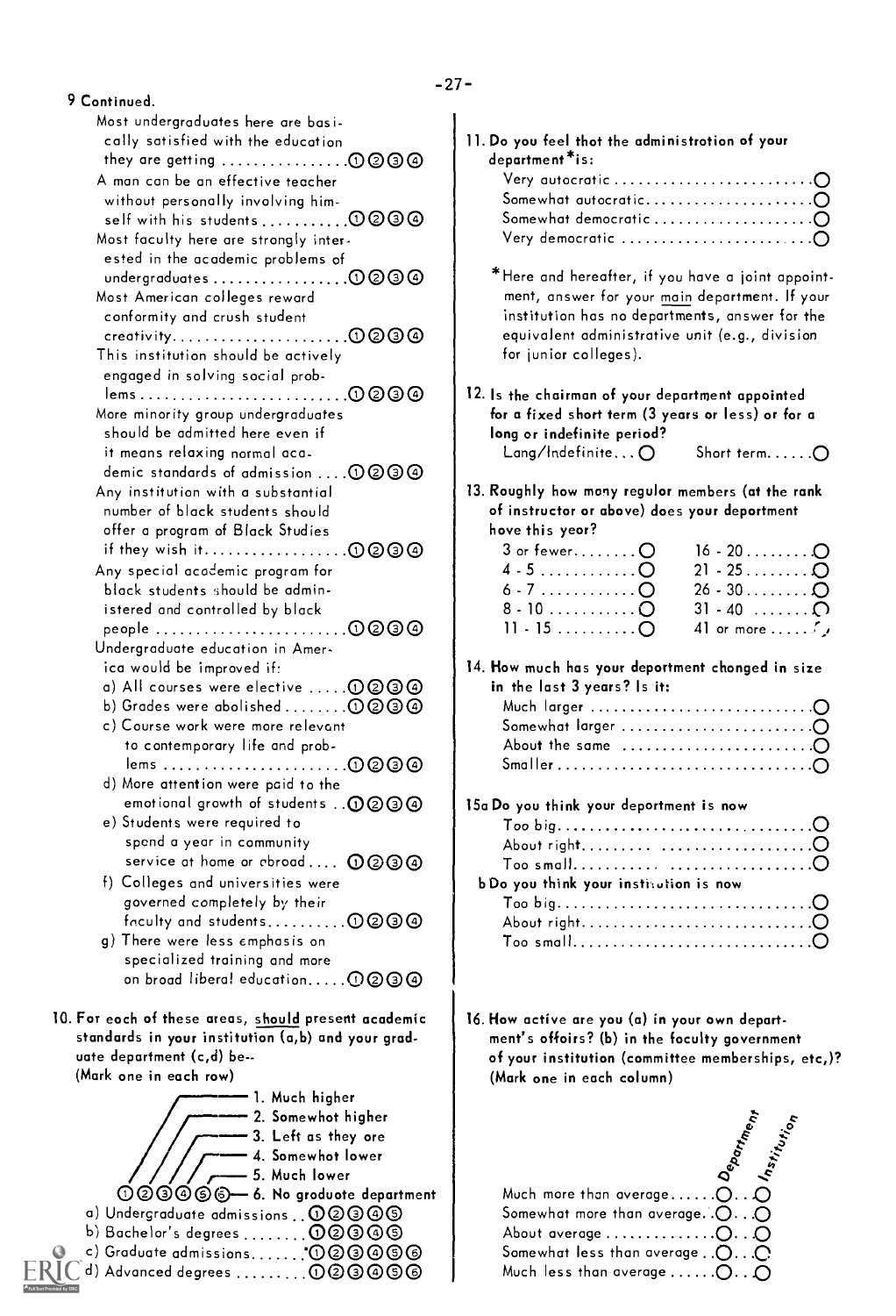9 Continued.

Most undergraduates here are basically satisfied with the education they are getting ................①②③④

A man can be an effective teacher without personally involving himself with his students ..........①②③④

Most faculty here are strongly interested in the academic problems of undergraduates ................①②③④

Most American colleges reward conformity and crush student creativity......................①②③④

This institution should be actively engaged in solving social problems ..........................①②③④

More minority group undergraduates should be admitted here even if it means relaxing normal academic standards of admission ....①②③④

Any institution with a substantial number of black students should offer a program of Black Studies if they wish it..................①②③④

Any special academic program for black students should be administered and controlled by black people ........................①②③④

Undergraduate education in America would be improved if:

a) All courses were elective .....①②③④

b) Grades were abolished........①②③④

c) Course work were more relevant to contemporary life and problems .......................①②③④

d) More attention were paid to the emotional growth of students ..①②③④

e) Students were required to spend a year in community service at home or abroad.... ①②③④

f) Colleges and universities were governed completely by their faculty and students..........①②③④

g) There were less emphasis on specialized training and more on broad liberal education.....①②③④

10. For each of these areas, should present academic standards in your institution (a,b) and your graduate department (c,d) be--
(Mark one in each row)

1. Much higher
2. Somewhat higher
3. Left as they are
4. Somewhat lower
5. Much lower
6. No graduate department

a) Undergraduate admissions ..①②③④⑤

b) Bachelor's degrees ........①②③④⑤

c) Graduate admissions.......①②③④⑤⑥

d) Advanced degrees .........①②③④⑤⑥

11. Do you feel that the administration of your department* is:

Very autocratic ........................○
Somewhat autocratic.....................○
Somewhat democratic ....................○
Very democratic ........................○

*Here and hereafter, if you have a joint appointment, answer for your main department. If your institution has no departments, answer for the equivalent administrative unit (e.g., division for junior colleges).

12. Is the chairman of your department appointed for a fixed short term (3 years or less) or for a long or indefinite period?

Long/Indefinite... ○ Short term......○

13. Roughly how many regular members (at the rank of instructor or above) does your department have this year?

3 or fewer........○
4 - 5 ............○
6 - 7 ............○
8 - 10 ...........○
11 - 15 ..........○
16 - 20 ..........○
21 - 25 ..........○
26 - 30 ..........○
31 - 40 ..........○
41 or more .......○

14. How much has your department changed in size in the last 3 years? Is it:

Much larger ............................○
Somewhat larger ........................○
About the same .........................○
Smaller ................................○

15a Do you think your department is now

Too big.................................○
About right.............................○
Too small...............................○

b Do you think your institution is now

Too big.................................○
About right.............................○
Too small...............................○

16. How active are you (a) in your own department's affairs? (b) in the faculty government of your institution (committee memberships, etc.)? (Mark one in each column)

| | Department | Institution |
|---|---|---|
| Much more than average | ○ | ○ |
| Somewhat more than average | ○ | ○ |
| About average | ○ | ○ |
| Somewhat less than average | ○ | ○ |
| Much less than average | ○ | ○ |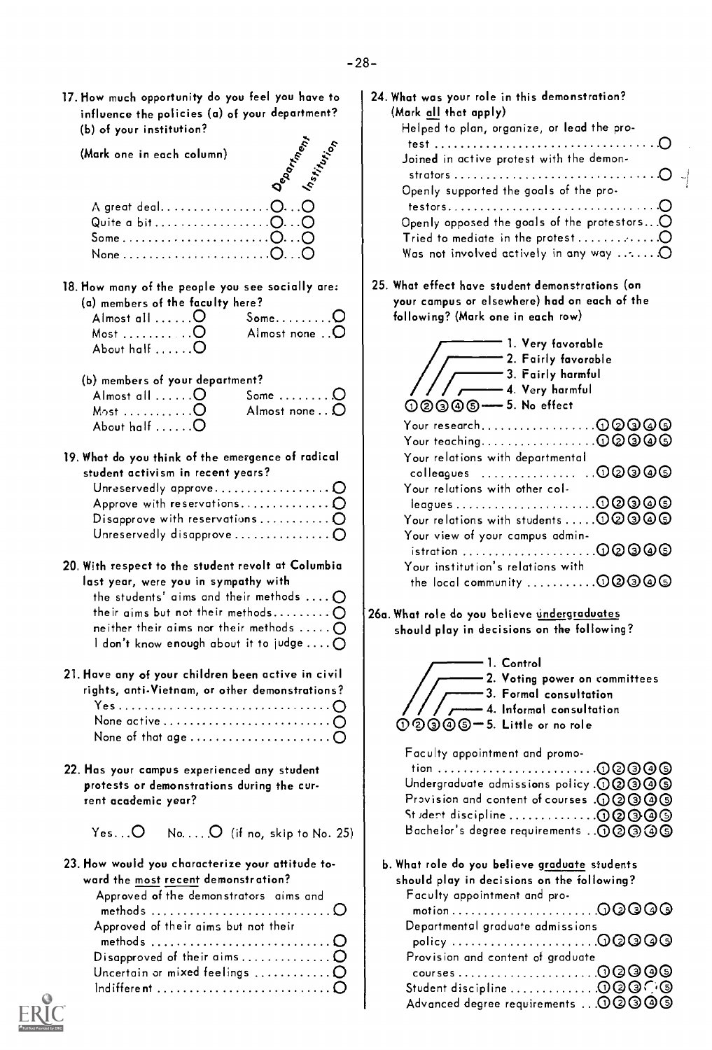17. How much opportunity do you feel you have to influence the policies (a) of your department? (b) of your institution?

(Mark one in each column)

| | Department | Institution |
|---|---|---|
| A great deal | O | O |
| Quite a bit | O | O |
| Some | O | O |
| None | O | O |

18. How many of the people you see socially are:

(a) members of the faculty here?

- Almost all ...... O
- Most ...... O
- About half ...... O
- Some ...... O
- Almost none ...... O

(b) members of your department?

- Almost all ...... O
- Most ...... O
- About half ...... O
- Some ...... O
- Almost none ...... O

19. What do you think of the emergence of radical student activism in recent years?

- Unreservedly approve ...... O
- Approve with reservations ...... O
- Disapprove with reservations ...... O
- Unreservedly disapprove ...... O

20. With respect to the student revolt at Columbia last year, were you in sympathy with

- the students' aims and their methods ...... O
- their aims but not their methods ...... O
- neither their aims nor their methods ...... O
- I don't know enough about it to judge ...... O

21. Have any of your children been active in civil rights, anti-Vietnam, or other demonstrations?

- Yes ...... O
- None active ...... O
- None of that age ...... O

22. Has your campus experienced any student protests or demonstrations during the current academic year?

Yes... O No.... O (if no, skip to No. 25)

23. How would you characterize your attitude toward the most recent demonstration?

- Approved of the demonstrators aims and methods ...... O
- Approved of their aims but not their methods ...... O
- Disapproved of their aims ...... O
- Uncertain or mixed feelings ...... O
- Indifferent ...... O

24. What was your role in this demonstration? (Mark all that apply)

- Helped to plan, organize, or lead the protest ...... O
- Joined in active protest with the demonstrators ...... O
- Openly supported the goals of the protestors ...... O
- Openly opposed the goals of the protestors ...... O
- Tried to mediate in the protest ...... O
- Was not involved actively in any way ...... O

25. What effect have student demonstrations (on your campus or elsewhere) had on each of the following? (Mark one in each row)

1. Very favorable
2. Fairly favorable
3. Fairly harmful
4. Very harmful
5. No effect

| | 1 | 2 | 3 | 4 | 5 |
|---|---|---|---|---|---|
| Your research | ① | ② | ③ | ④ | ⑤ |
| Your teaching | ① | ② | ③ | ④ | ⑤ |
| Your relations with departmental colleagues | ① | ② | ③ | ④ | ⑤ |
| Your relations with other colleagues | ① | ② | ③ | ④ | ⑤ |
| Your relations with students | ① | ② | ③ | ④ | ⑤ |
| Your view of your campus administration | ① | ② | ③ | ④ | ⑤ |
| Your institution's relations with the local community | ① | ② | ③ | ④ | ⑤ |

26a. What role do you believe undergraduates should play in decisions on the following?

1. Control
2. Voting power on committees
3. Formal consultation
4. Informal consultation
5. Little or no role

| | 1 | 2 | 3 | 4 | 5 |
|---|---|---|---|---|---|
| Faculty appointment and promotion | ① | ② | ③ | ④ | ⑤ |
| Undergraduate admissions policy | ① | ② | ③ | ④ | ⑤ |
| Provision and content of courses | ① | ② | ③ | ④ | ⑤ |
| Student discipline | ① | ② | ③ | ④ | ⑤ |
| Bachelor's degree requirements | ① | ② | ③ | ④ | ⑤ |

b. What role do you believe graduate students should play in decisions on the following?

| | 1 | 2 | 3 | 4 | 5 |
|---|---|---|---|---|---|
| Faculty appointment and promotion | ① | ② | ③ | ④ | ⑤ |
| Departmental graduate admissions policy | ① | ② | ③ | ④ | ⑤ |
| Provision and content of graduate courses | ① | ② | ③ | ④ | ⑤ |
| Student discipline | ① | ② | ③ | ④ | ⑤ |
| Advanced degree requirements | ① | ② | ③ | ④ | ⑤ |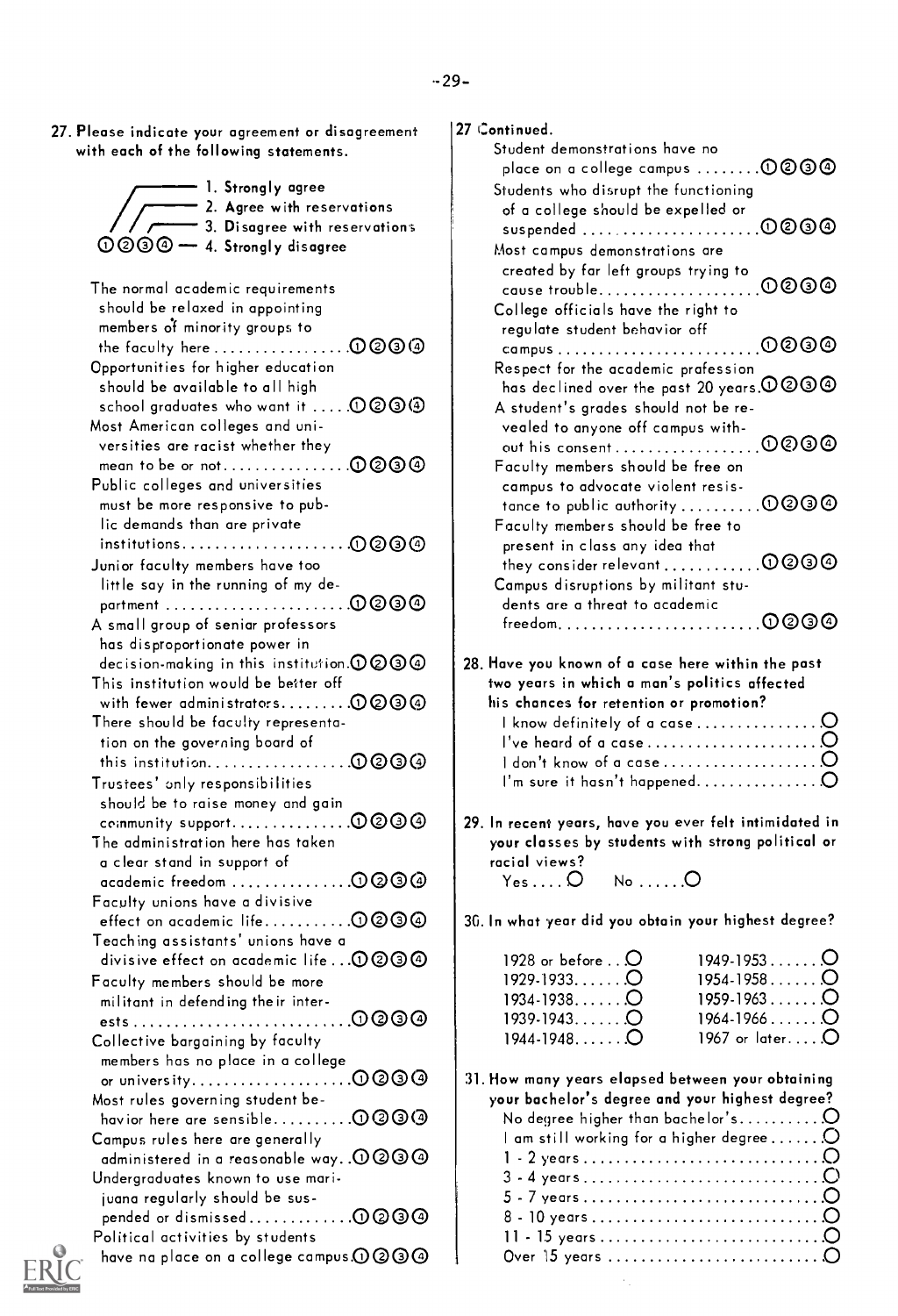27. Please indicate your agreement or disagreement with each of the following statements.

1. Strongly agree
2. Agree with reservations
3. Disagree with reservations
4. Strongly disagree

| Statement | |
|---|---|
| The normal academic requirements should be relaxed in appointing members of minority groups to the faculty here | ①②③④ |
| Opportunities for higher education should be available to all high school graduates who want it | ①②③④ |
| Most American colleges and universities are racist whether they mean to be or not | ①②③④ |
| Public colleges and universities must be more responsive to public demands than are private institutions | ①②③④ |
| Junior faculty members have too little say in the running of my department | ①②③④ |
| A small group of senior professors has disproportionate power in decision-making in this institution | ①②③④ |
| This institution would be better off with fewer administrators | ①②③④ |
| There should be faculty representation on the governing board of this institution | ①②③④ |
| Trustees' only responsibilities should be to raise money and gain community support | ①②③④ |
| The administration here has taken a clear stand in support of academic freedom | ①②③④ |
| Faculty unions have a divisive effect on academic life | ①②③④ |
| Teaching assistants' unions have a divisive effect on academic life | ①②③④ |
| Faculty members should be more militant in defending their interests | ①②③④ |
| Collective bargaining by faculty members has no place in a college or university | ①②③④ |
| Most rules governing student behavior here are sensible | ①②③④ |
| Campus rules here are generally administered in a reasonable way | ①②③④ |
| Undergraduates known to use marijuana regularly should be suspended or dismissed | ①②③④ |
| Political activities by students have no place on a college campus | ①②③④ |
| Student demonstrations have no place on a college campus | ①②③④ |
| Students who disrupt the functioning of a college should be expelled or suspended | ①②③④ |
| Most campus demonstrations are created by far left groups trying to cause trouble | ①②③④ |
| College officials have the right to regulate student behavior off campus | ①②③④ |
| Respect for the academic profession has declined over the past 20 years | ①②③④ |
| A student's grades should not be revealed to anyone off campus without his consent | ①②③④ |
| Faculty members should be free on campus to advocate violent resistance to public authority | ①②③④ |
| Faculty members should be free to present in class any idea that they consider relevant | ①②③④ |
| Campus disruptions by militant students are a threat to academic freedom | ①②③④ |

28. Have you known of a case here within the past two years in which a man's politics affected his chances for retention or promotion?

- I know definitely of a case ○
- I've heard of a case ○
- I don't know of a case ○
- I'm sure it hasn't happened ○

29. In recent years, have you ever felt intimidated in your classes by students with strong political or racial views?

Yes ○ No ○

30. In what year did you obtain your highest degree?

| | |
|---|---|
| 1928 or before ○ | 1949-1953 ○ |
| 1929-1933 ○ | 1954-1958 ○ |
| 1934-1938 ○ | 1959-1963 ○ |
| 1939-1943 ○ | 1964-1966 ○ |
| 1944-1948 ○ | 1967 or later ○ |

31. How many years elapsed between your obtaining your bachelor's degree and your highest degree?

- No degree higher than bachelor's ○
- I am still working for a higher degree ○
- 1 - 2 years ○
- 3 - 4 years ○
- 5 - 7 years ○
- 8 - 10 years ○
- 11 - 15 years ○
- Over 15 years ○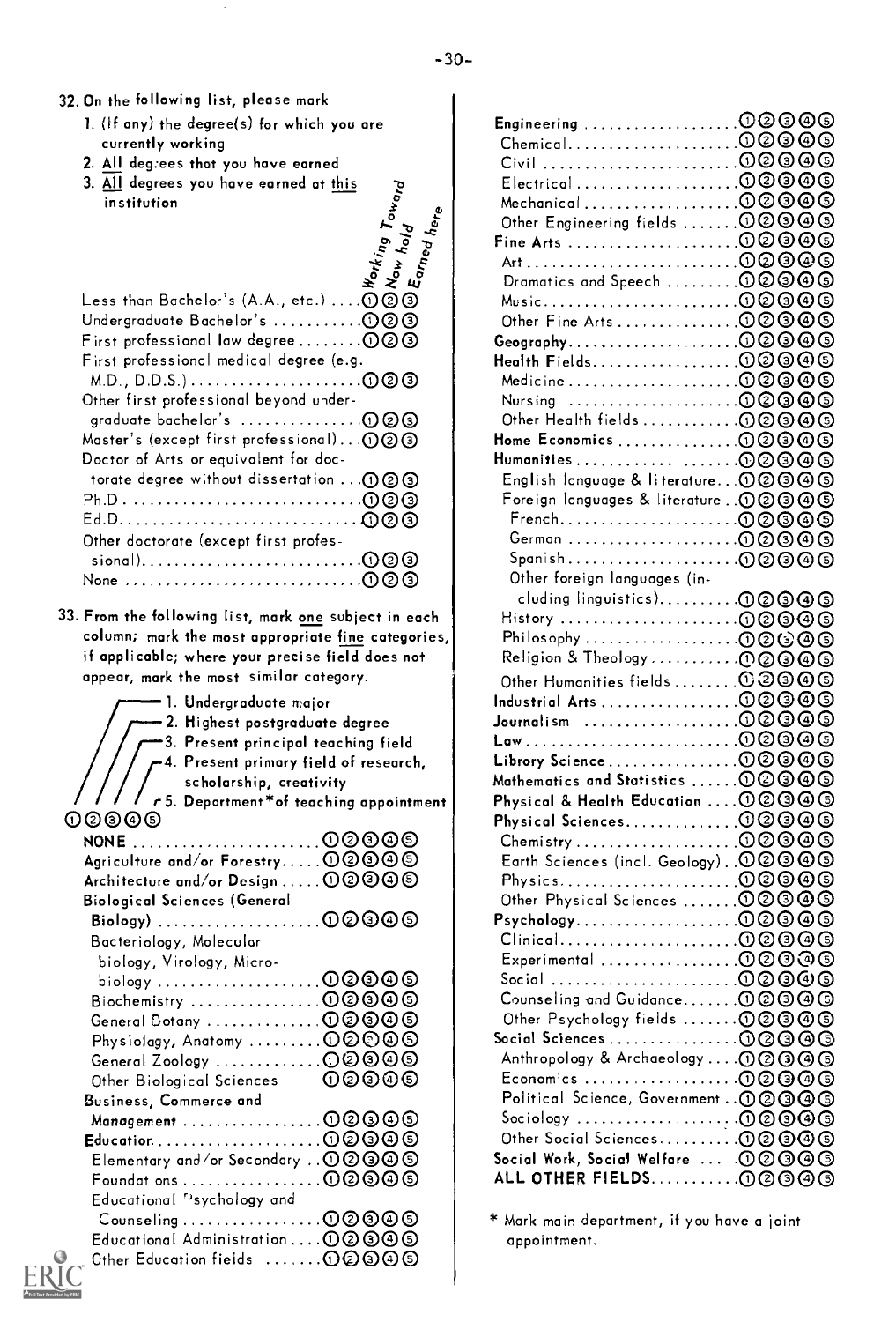32. On the following list, please mark

1. (If any) the degree(s) for which you are currently working
2. All degrees that you have earned
3. All degrees you have earned at this institution

| | Working Toward | Now hold | Earned here |
|---|---|---|---|
| Less than Bachelor's (A.A., etc.) | ① | ② | ③ |
| Undergraduate Bachelor's | ① | ② | ③ |
| First professional law degree | ① | ② | ③ |
| First professional medical degree (e.g. M.D., D.D.S.) | ① | ② | ③ |
| Other first professional beyond undergraduate bachelor's | ① | ② | ③ |
| Master's (except first professional) | ① | ② | ③ |
| Doctor of Arts or equivalent for doctorate degree without dissertation | ① | ② | ③ |
| Ph.D. | ① | ② | ③ |
| Ed.D. | ① | ② | ③ |
| Other doctorate (except first professional) | ① | ② | ③ |
| None | ① | ② | ③ |

33. From the following list, mark one subject in each column; mark the most appropriate fine categories, if applicable; where your precise field does not appear, mark the most similar category.

1. Undergraduate major
2. Highest postgraduate degree
3. Present principal teaching field
4. Present primary field of research, scholarship, creativity
5. Department* of teaching appointment

| | 1 | 2 | 3 | 4 | 5 |
|---|---|---|---|---|---|
| **NONE** | ① | ② | ③ | ④ | ⑤ |
| **Agriculture and/or Forestry** | ① | ② | ③ | ④ | ⑤ |
| **Architecture and/or Design** | ① | ② | ③ | ④ | ⑤ |
| **Biological Sciences (General Biology)** | ① | ② | ③ | ④ | ⑤ |
| Bacteriology, Molecular biology, Virology, Microbiology | ① | ② | ③ | ④ | ⑤ |
| Biochemistry | ① | ② | ③ | ④ | ⑤ |
| General Botany | ① | ② | ③ | ④ | ⑤ |
| Physiology, Anatomy | ① | ② | ③ | ④ | ⑤ |
| General Zoology | ① | ② | ③ | ④ | ⑤ |
| Other Biological Sciences | ① | ② | ③ | ④ | ⑤ |
| **Business, Commerce and Management** | ① | ② | ③ | ④ | ⑤ |
| **Education** | ① | ② | ③ | ④ | ⑤ |
| Elementary and/or Secondary | ① | ② | ③ | ④ | ⑤ |
| Foundations | ① | ② | ③ | ④ | ⑤ |
| Educational Psychology and Counseling | ① | ② | ③ | ④ | ⑤ |
| Educational Administration | ① | ② | ③ | ④ | ⑤ |
| Other Education fields | ① | ② | ③ | ④ | ⑤ |
| **Engineering** | ① | ② | ③ | ④ | ⑤ |
| Chemical | ① | ② | ③ | ④ | ⑤ |
| Civil | ① | ② | ③ | ④ | ⑤ |
| Electrical | ① | ② | ③ | ④ | ⑤ |
| Mechanical | ① | ② | ③ | ④ | ⑤ |
| Other Engineering fields | ① | ② | ③ | ④ | ⑤ |
| **Fine Arts** | ① | ② | ③ | ④ | ⑤ |
| Art | ① | ② | ③ | ④ | ⑤ |
| Dramatics and Speech | ① | ② | ③ | ④ | ⑤ |
| Music | ① | ② | ③ | ④ | ⑤ |
| Other Fine Arts | ① | ② | ③ | ④ | ⑤ |
| **Geography** | ① | ② | ③ | ④ | ⑤ |
| **Health Fields** | ① | ② | ③ | ④ | ⑤ |
| Medicine | ① | ② | ③ | ④ | ⑤ |
| Nursing | ① | ② | ③ | ④ | ⑤ |
| Other Health fields | ① | ② | ③ | ④ | ⑤ |
| **Home Economics** | ① | ② | ③ | ④ | ⑤ |
| **Humanities** | ① | ② | ③ | ④ | ⑤ |
| English language & literature | ① | ② | ③ | ④ | ⑤ |
| Foreign languages & literature | ① | ② | ③ | ④ | ⑤ |
| French | ① | ② | ③ | ④ | ⑤ |
| German | ① | ② | ③ | ④ | ⑤ |
| Spanish | ① | ② | ③ | ④ | ⑤ |
| Other foreign languages (including linguistics) | ① | ② | ③ | ④ | ⑤ |
| History | ① | ② | ③ | ④ | ⑤ |
| Philosophy | ① | ② | ③ | ④ | ⑤ |
| Religion & Theology | ① | ② | ③ | ④ | ⑤ |
| Other Humanities fields | ① | ② | ③ | ④ | ⑤ |
| **Industrial Arts** | ① | ② | ③ | ④ | ⑤ |
| **Journalism** | ① | ② | ③ | ④ | ⑤ |
| **Law** | ① | ② | ③ | ④ | ⑤ |
| **Library Science** | ① | ② | ③ | ④ | ⑤ |
| **Mathematics and Statistics** | ① | ② | ③ | ④ | ⑤ |
| **Physical & Health Education** | ① | ② | ③ | ④ | ⑤ |
| **Physical Sciences** | ① | ② | ③ | ④ | ⑤ |
| Chemistry | ① | ② | ③ | ④ | ⑤ |
| Earth Sciences (incl. Geology) | ① | ② | ③ | ④ | ⑤ |
| Physics | ① | ② | ③ | ④ | ⑤ |
| Other Physical Sciences | ① | ② | ③ | ④ | ⑤ |
| **Psychology** | ① | ② | ③ | ④ | ⑤ |
| Clinical | ① | ② | ③ | ④ | ⑤ |
| Experimental | ① | ② | ③ | ④ | ⑤ |
| Social | ① | ② | ③ | ④ | ⑤ |
| Counseling and Guidance | ① | ② | ③ | ④ | ⑤ |
| Other Psychology fields | ① | ② | ③ | ④ | ⑤ |
| **Social Sciences** | ① | ② | ③ | ④ | ⑤ |
| Anthropology & Archaeology | ① | ② | ③ | ④ | ⑤ |
| Economics | ① | ② | ③ | ④ | ⑤ |
| Political Science, Government | ① | ② | ③ | ④ | ⑤ |
| Sociology | ① | ② | ③ | ④ | ⑤ |
| Other Social Sciences | ① | ② | ③ | ④ | ⑤ |
| **Social Work, Social Welfare** | ① | ② | ③ | ④ | ⑤ |
| **ALL OTHER FIELDS** | ① | ② | ③ | ④ | ⑤ |

* Mark main department, if you have a joint appointment.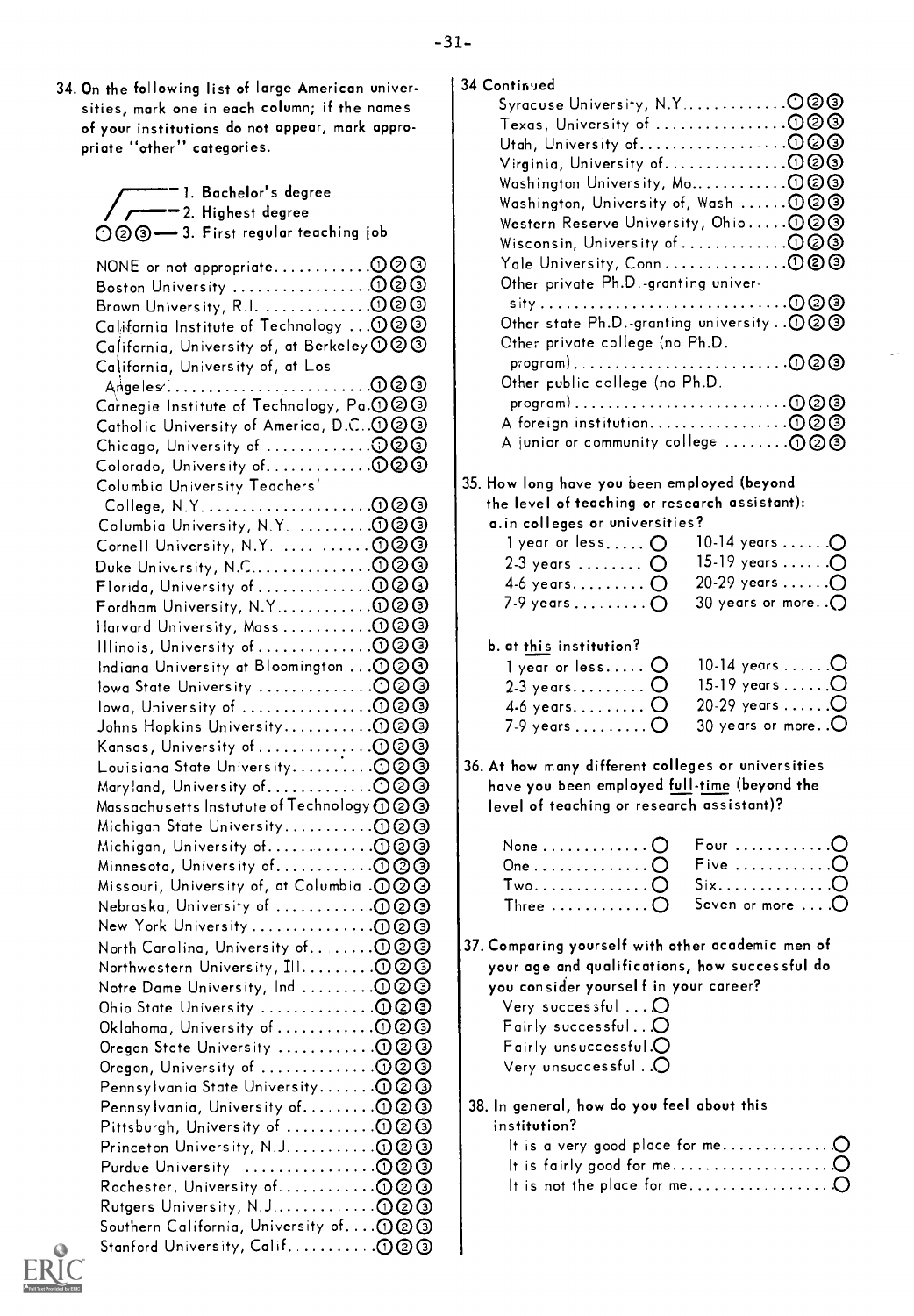34. On the following list of large American universities, mark one in each column; if the names of your institutions do not appear, mark appropriate "other" categories.

1. Bachelor's degree
2. Highest degree
3. First regular teaching job

- NONE or not appropriate ............ ① ② ③
- Boston University ................ ① ② ③
- Brown University, R.I. ............. ① ② ③
- California Institute of Technology ... ① ② ③
- California, University of, at Berkeley ① ② ③
- California, University of, at Los Angeles .......................... ① ② ③
- Carnegie Institute of Technology, Pa. ① ② ③
- Catholic University of America, D.C. ① ② ③
- Chicago, University of ............ ① ② ③
- Colorado, University of............. ① ② ③
- Columbia University Teachers' College, N.Y. ................... ① ② ③
- Columbia University, N.Y. ......... ① ② ③
- Cornell University, N.Y. .... ...... ① ② ③
- Duke University, N.C.............. ① ② ③
- Florida, University of ............. ① ② ③
- Fordham University, N.Y........... ① ② ③
- Harvard University, Mass .......... ① ② ③
- Illinois, University of ............. ① ② ③
- Indiana University at Bloomington ... ① ② ③
- Iowa State University ............. ① ② ③
- Iowa, University of ............... ① ② ③
- Johns Hopkins University.......... ① ② ③
- Kansas, University of ............. ① ② ③
- Louisiana State University......... ① ② ③
- Maryland, University of............ ① ② ③
- Massachusetts Instutute of Technology ① ② ③
- Michigan State University.......... ① ② ③
- Michigan, University of............ ① ② ③
- Minnesota, University of........... ① ② ③
- Missouri, University of, at Columbia . ① ② ③
- Nebraska, University of ........... ① ② ③
- New York University .............. ① ② ③
- North Carolina, University of...... ① ② ③
- Northwestern University, Ill......... ① ② ③
- Notre Dame University, Ind ......... ① ② ③
- Ohio State University ............. ① ② ③
- Oklahoma, University of ........... ① ② ③
- Oregon State University ........... ① ② ③
- Oregon, University of ............. ① ② ③
- Pennsylvania State University....... ① ② ③
- Pennsylvania, University of......... ① ② ③
- Pittsburgh, University of .......... ① ② ③
- Princeton University, N.J........... ① ② ③
- Purdue University ................ ① ② ③
- Rochester, University of............ ① ② ③
- Rutgers University, N.J............. ① ② ③
- Southern California, University of.... ① ② ③
- Stanford University, Calif........... ① ② ③
- Syracuse University, N.Y............ ① ② ③
- Texas, University of ............... ① ② ③
- Utah, University of................. ① ② ③
- Virginia, University of.............. ① ② ③
- Washington University, Mo........... ① ② ③
- Washington, University of, Wash ...... ① ② ③
- Western Reserve University, Ohio..... ① ② ③
- Wisconsin, University of............ ① ② ③
- Yale University, Conn ............... ① ② ③
- Other private Ph.D.-granting university ............................ ① ② ③
- Other state Ph.D.-granting university .. ① ② ③
- Other private college (no Ph.D. program) ......................... ① ② ③
- Other public college (no Ph.D. program) ......................... ① ② ③
- A foreign institution................ ① ② ③
- A junior or community college ........ ① ② ③

35. How long have you been employed (beyond the level of teaching or research assistant):

a. in colleges or universities?

| | |
|---|---|
| 1 year or less..... ○ | 10-14 years ...... ○ |
| 2-3 years ........ ○ | 15-19 years ...... ○ |
| 4-6 years......... ○ | 20-29 years ...... ○ |
| 7-9 years ......... ○ | 30 years or more. . ○ |

b. at this institution?

| | |
|---|---|
| 1 year or less..... ○ | 10-14 years ...... ○ |
| 2-3 years......... ○ | 15-19 years ...... ○ |
| 4-6 years......... ○ | 20-29 years ...... ○ |
| 7-9 years ......... ○ | 30 years or more. . ○ |

36. At how many different colleges or universities have you been employed full-time (beyond the level of teaching or research assistant)?

| | |
|---|---|
| None ............ ○ | Four ........... ○ |
| One ............. ○ | Five ........... ○ |
| Two.............. ○ | Six............. ○ |
| Three ........... ○ | Seven or more ... ○ |

37. Comparing yourself with other academic men of your age and qualifications, how successful do you consider yourself in your career?

- Very successful ... ○
- Fairly successful .. ○
- Fairly unsuccessful. ○
- Very unsuccessful .. ○

38. In general, how do you feel about this institution?

- It is a very good place for me............. ○
- It is fairly good for me................... ○
- It is not the place for me................. ○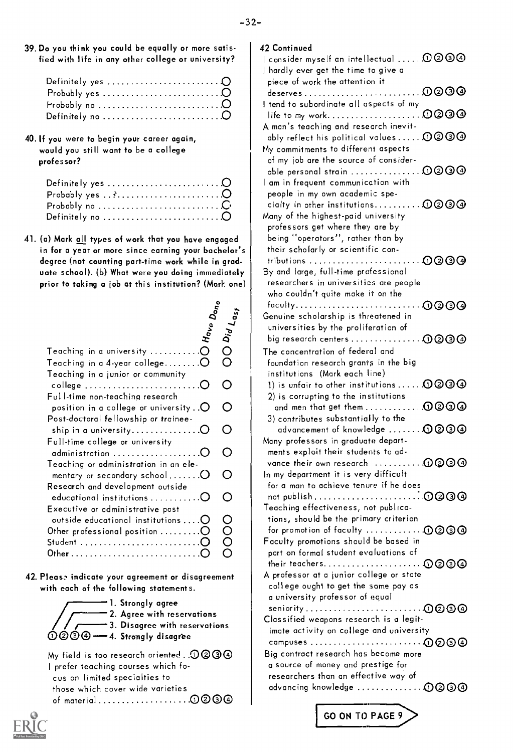39. Do you think you could be equally or more satisfied with life in any other college or university?

- Definitely yes ○
- Probably yes ○
- Probably no ○
- Definitely no ○

40. If you were to begin your career again, would you still want to be a college professor?

- Definitely yes ○
- Probably yes ○
- Probably no ○
- Definitely no ○

41. (a) Mark all types of work that you have engaged in for a year or more since earning your bachelor's degree (not counting part-time work while in graduate school). (b) What were you doing immediately prior to taking a job at this institution? (Mark one)

| | Have Done | Did Last |
|---|---|---|
| Teaching in a university | ○ | ○ |
| Teaching in a 4-year college | ○ | ○ |
| Teaching in a junior or community college | ○ | ○ |
| Full-time non-teaching research position in a college or university | ○ | ○ |
| Post-doctoral fellowship or traineeship in a university | ○ | ○ |
| Full-time college or university administration | ○ | ○ |
| Teaching or administration in an elementary or secondary school | ○ | ○ |
| Research and development outside educational institutions | ○ | ○ |
| Executive or administrative post outside educational institutions | ○ | ○ |
| Other professional position | ○ | ○ |
| Student | ○ | ○ |
| Other | ○ | ○ |

42. Please indicate your agreement or disagreement with each of the following statements.

1. Strongly agree
2. Agree with reservations
3. Disagree with reservations
4. Strongly disagree

| Statement | |
|---|---|
| My field is too research oriented | ①②③④ |
| I prefer teaching courses which focus on limited specialties to those which cover wide varieties of material | ①②③④ |

42 Continued

| Statement | |
|---|---|
| I consider myself an intellectual | ①②③④ |
| I hardly ever get the time to give a piece of work the attention it deserves | ①②③④ |
| I tend to subordinate all aspects of my life to my work | ①②③④ |
| A man's teaching and research inevitably reflect his political values | ①②③④ |
| My commitments to different aspects of my job are the source of considerable personal strain | ①②③④ |
| I am in frequent communication with people in my own academic specialty in other institutions | ①②③④ |
| Many of the highest-paid university professors get where they are by being "operators", rather than by their scholarly or scientific contributions | ①②③④ |
| By and large, full-time professional researchers in universities are people who couldn't quite make it on the faculty | ①②③④ |
| Genuine scholarship is threatened in universities by the proliferation of big research centers | ①②③④ |
| The concentration of federal and foundation research grants in the big institutions (Mark each line) | |
| 1) is unfair to other institutions | ①②③④ |
| 2) is corrupting to the institutions and men that get them | ①②③④ |
| 3) contributes substantially to the advancement of knowledge | ①②③④ |
| Many professors in graduate departments exploit their students to advance their own research | ①②③④ |
| In my department it is very difficult for a man to achieve tenure if he does not publish | ①②③④ |
| Teaching effectiveness, not publications, should be the primary criterion for promotion of faculty | ①②③④ |
| Faculty promotions should be based in part on formal student evaluations of their teachers | ①②③④ |
| A professor at a junior college or state college ought to get the same pay as a university professor of equal seniority | ①②③④ |
| Classified weapons research is a legitimate activity on college and university campuses | ①②③④ |
| Big contract research has become more a source of money and prestige for researchers than an effective way of advancing knowledge | ①②③④ |

GO ON TO PAGE 9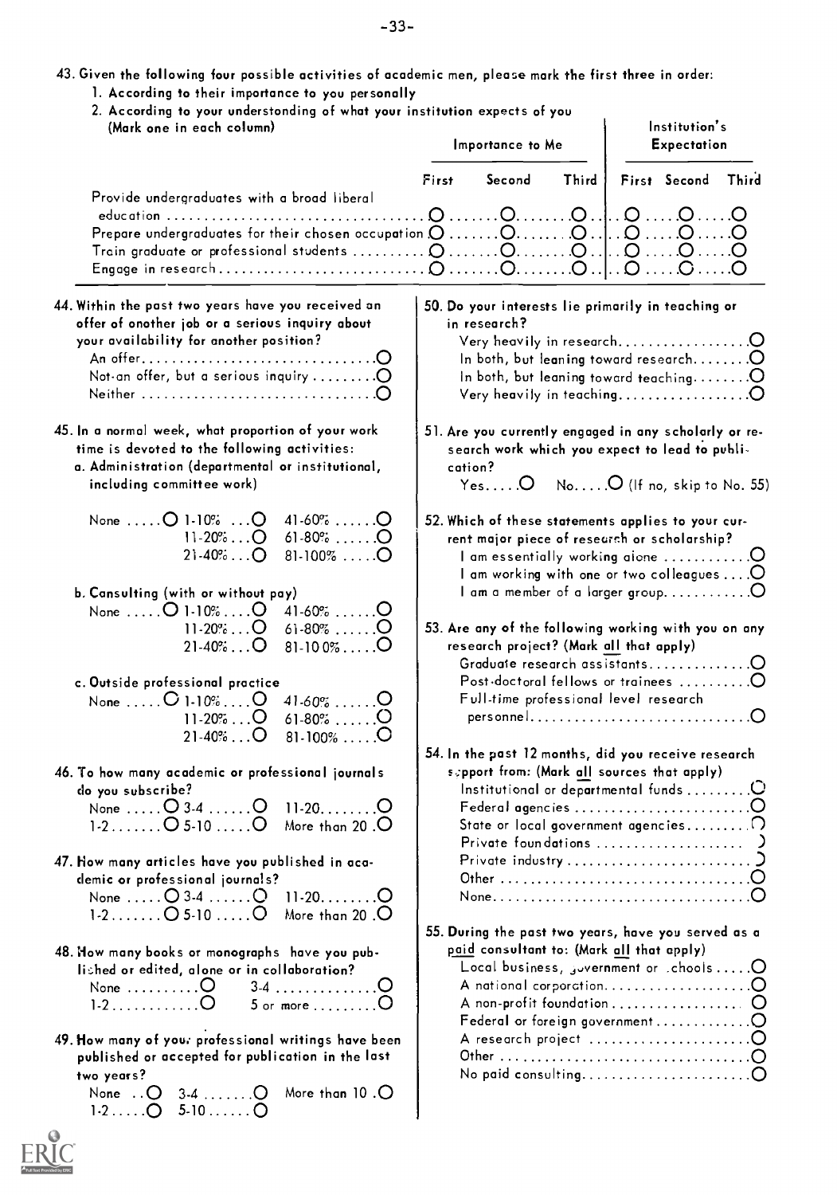43. Given the following four possible activities of academic men, please mark the first three in order:
   1. According to their importance to you personally
   2. According to your understanding of what your institution expects of you (Mark one in each column)

| | Importance to Me | | | Institution's Expectation | | |
|---|---|---|---|---|---|---|
| | First | Second | Third | First | Second | Third |
| Provide undergraduates with a broad liberal education | O | O | O | O | O | O |
| Prepare undergraduates for their chosen occupation | O | O | O | O | O | O |
| Train graduate or professional students | O | O | O | O | O | O |
| Engage in research | O | O | O | O | O | O |

44. Within the past two years have you received an offer of another job or a serious inquiry about your availability for another position?
   - An offer .......... O
   - Not-an offer, but a serious inquiry .......... O
   - Neither .......... O

45. In a normal week, what proportion of your work time is devoted to the following activities:

   a. Administration (departmental or institutional, including committee work)
   - None ..... O
   - 1-10% ... O
   - 11-20% ... O
   - 21-40% ... O
   - 41-60% ..... O
   - 61-80% ..... O
   - 81-100% ..... O

   b. Consulting (with or without pay)
   - None ..... O
   - 1-10% .... O
   - 11-20% ... O
   - 21-40% ... O
   - 41-60% ..... O
   - 61-80% ..... O
   - 81-100% ..... O

   c. Outside professional practice
   - None ..... O
   - 1-10% .... O
   - 11-20% ... O
   - 21-40% ... O
   - 41-60% ..... O
   - 61-80% ..... O
   - 81-100% ..... O

46. To how many academic or professional journals do you subscribe?
   - None ..... O
   - 1-2 ....... O
   - 3-4 ...... O
   - 5-10 ..... O
   - 11-20 ........ O
   - More than 20 . O

47. How many articles have you published in academic or professional journals?
   - None ..... O
   - 1-2 ....... O
   - 3-4 ...... O
   - 5-10 ..... O
   - 11-20 ........ O
   - More than 20 . O

48. How many books or monographs have you published or edited, alone or in collaboration?
   - None .......... O
   - 1-2 ............ O
   - 3-4 .............. O
   - 5 or more ......... O

49. How many of your professional writings have been published or accepted for publication in the last two years?
   - None .. O
   - 1-2 ..... O
   - 3-4 ....... O
   - 5-10 ...... O
   - More than 10 . O

50. Do your interests lie primarily in teaching or in research?
   - Very heavily in research .......... O
   - In both, but leaning toward research .......... O
   - In both, but leaning toward teaching .......... O
   - Very heavily in teaching .......... O

51. Are you currently engaged in any scholarly or research work which you expect to lead to publication?
   - Yes..... O
   - No..... O (If no, skip to No. 55)

52. Which of these statements applies to your current major piece of research or scholarship?
   - I am essentially working alone .......... O
   - I am working with one or two colleagues .... O
   - I am a member of a larger group .......... O

53. Are any of the following working with you on any research project? (Mark all that apply)
   - Graduate research assistants .......... O
   - Post-doctoral fellows or trainees .......... O
   - Full-time professional level research personnel .......... O

54. In the past 12 months, did you receive research support from: (Mark all sources that apply)
   - Institutional or departmental funds .......... O
   - Federal agencies .......... O
   - State or local government agencies .......... O
   - Private foundations .......... O
   - Private industry .......... O
   - Other .......... O
   - None .......... O

55. During the past two years, have you served as a paid consultant to: (Mark all that apply)
   - Local business, government or schools ..... O
   - A national corporation .......... O
   - A non-profit foundation .......... O
   - Federal or foreign government .......... O
   - A research project .......... O
   - Other .......... O
   - No paid consulting .......... O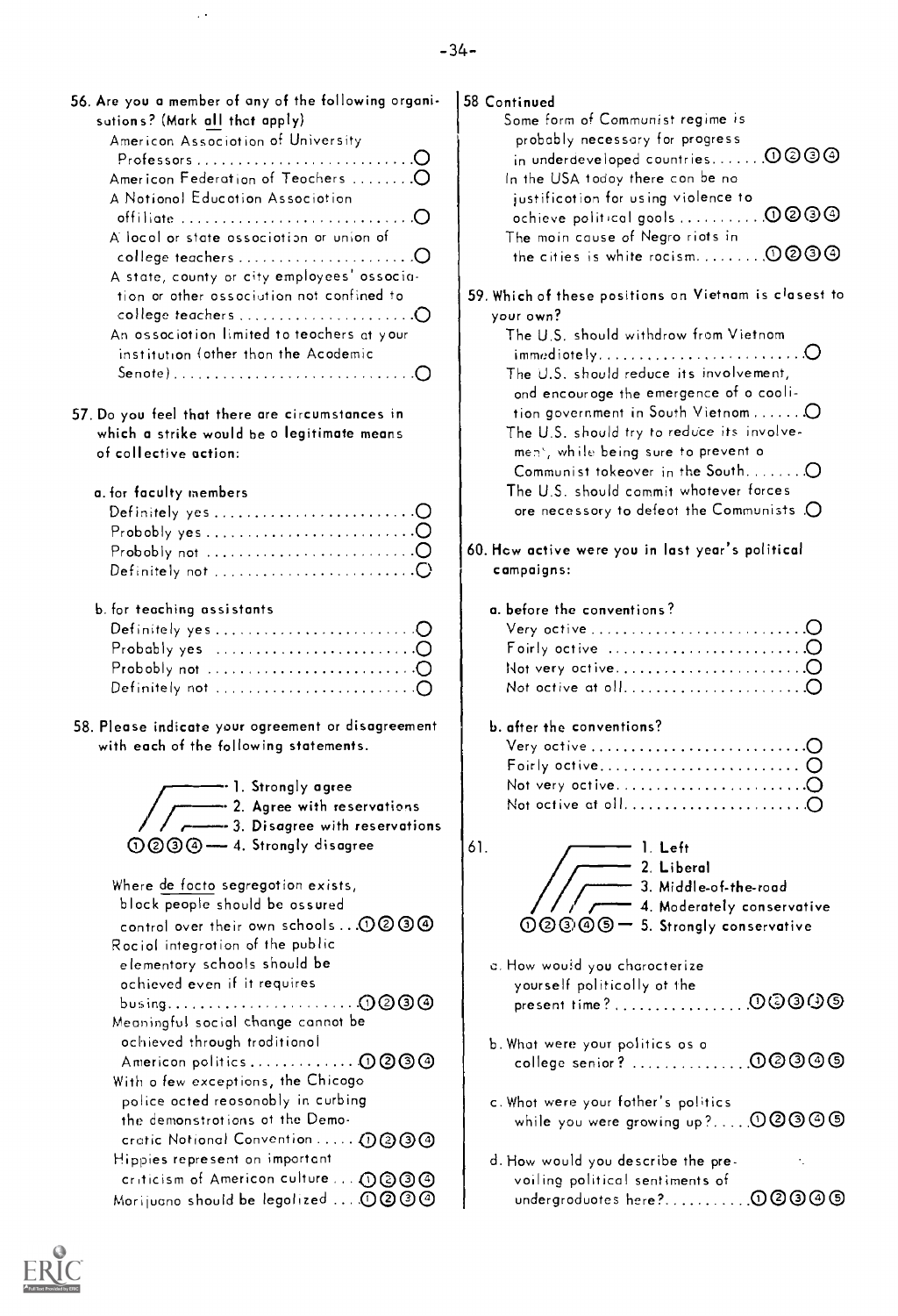56. Are you a member of any of the following organizations? (Mark all that apply)

- American Association of University Professors ............ ○
- American Federation of Teachers ........ ○
- A National Education Association affiliate ............ ○
- A local or state association or union of college teachers ............ ○
- A state, county or city employees' association or other association not confined to college teachers ............ ○
- An association limited to teachers at your institution (other than the Academic Senate) ............ ○

57. Do you feel that there are circumstances in which a strike would be a legitimate means of collective action:

a. for faculty members

- Definitely yes ............ ○
- Probably yes ............ ○
- Probably not ............ ○
- Definitely not ............ ○

b. for teaching assistants

- Definitely yes ............ ○
- Probably yes ............ ○
- Probably not ............ ○
- Definitely not ............ ○

58. Please indicate your agreement or disagreement with each of the following statements.

1. Strongly agree
2. Agree with reservations
3. Disagree with reservations
4. Strongly disagree

- Where de facto segregation exists, black people should be assured control over their own schools ... ①②③④
- Racial integration of the public elementary schools should be achieved even if it requires busing ............ ①②③④
- Meaningful social change cannot be achieved through traditional American politics ............ ①②③④
- With a few exceptions, the Chicago police acted reasonably in curbing the demonstrations at the Democratic National Convention ...... ①②③④
- Hippies represent an important criticism of American culture ... ①②③④
- Marijuana should be legalized .... ①②③④

58 Continued

- Some form of Communist regime is probably necessary for progress in underdeveloped countries....... ①②③④
- In the USA today there can be no justification for using violence to achieve political goals .......... ①②③④
- The main cause of Negro riots in the cities is white racism......... ①②③④

59. Which of these positions on Vietnam is closest to your own?

- The U.S. should withdraw from Vietnam immediately ............ ○
- The U.S. should reduce its involvement, and encourage the emergence of a coalition government in South Vietnam ...... ○
- The U.S. should try to reduce its involvement, while being sure to prevent a Communist takeover in the South........ ○
- The U.S. should commit whatever forces are necessary to defeat the Communists ○

60. How active were you in last year's political campaigns:

a. before the conventions?

- Very active ............ ○
- Fairly active ............ ○
- Not very active............ ○
- Not active at all............ ○

b. after the conventions?

- Very active ............ ○
- Fairly active............ ○
- Not very active............ ○
- Not active at all............ ○

61.

1. Left
2. Liberal
3. Middle-of-the-road
4. Moderately conservative
5. Strongly conservative

a. How would you characterize yourself politically at the present time? ............ ①②③④⑤

b. What were your politics as a college senior? ............ ①②③④⑤

c. What were your father's politics while you were growing up?..... ①②③④⑤

d. How would you describe the prevailing political sentiments of undergraduates here?........... ①②③④⑤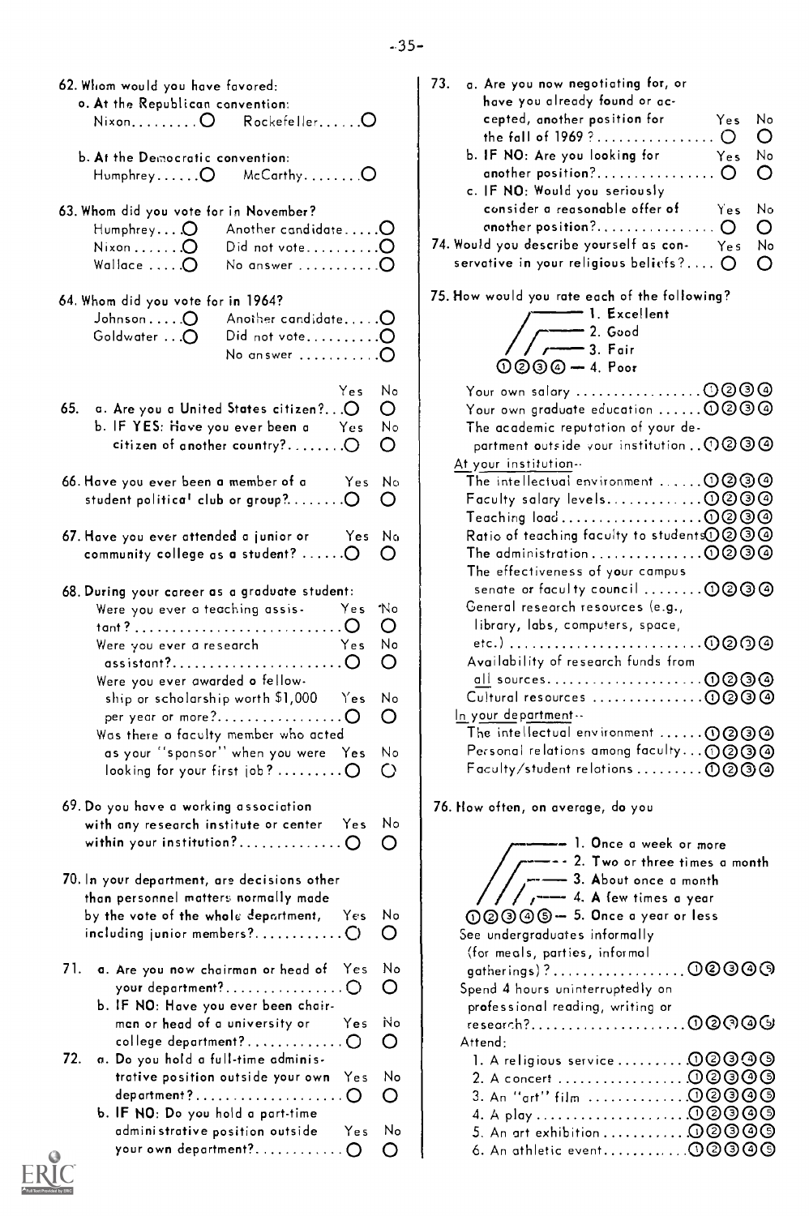62. Whom would you have favored:

a. At the Republican convention:
Nixon......... O Rockefeller...... O

b. At the Democratic convention:
Humphrey...... O McCarthy........ O

63. Whom did you vote for in November?

Humphrey... O Another candidate..... O
Nixon....... O Did not vote.......... O
Wallace..... O No answer........... O

64. Whom did you vote for in 1964?

Johnson..... O Another candidate..... O
Goldwater... O Did not vote.......... O
No answer........... O

| | Yes | No |
|---|---|---|
| 65. a. Are you a United States citizen?... | O | O |
| b. IF YES: Have you ever been a citizen of another country?........ | O | O |
| 66. Have you ever been a member of a student political club or group?........ | O | O |
| 67. Have you ever attended a junior or community college as a student?...... | O | O |

68. During your career as a graduate student:

| | Yes | No |
|---|---|---|
| Were you ever a teaching assistant?............................ | O | O |
| Were you ever a research assistant?........................ | O | O |
| Were you ever awarded a fellowship or scholarship worth $1,000 per year or more?................. | O | O |
| Was there a faculty member who acted as your "sponsor" when you were looking for your first job?......... | O | O |

| | Yes | No |
|---|---|---|
| 69. Do you have a working association with any research institute or center within your institution?.............. | O | O |
| 70. In your department, are decisions other than personnel matters normally made by the vote of the whole department, including junior members?........... | O | O |
| 71. a. Are you now chairman or head of your department?................ | O | O |
| b. IF NO: Have you ever been chairman or head of a university or college department?............. | O | O |
| 72. a. Do you hold a full-time administrative position outside your own department?.................... | O | O |
| b. IF NO: Do you hold a part-time administrative position outside your own department?............ | O | O |
| 73. a. Are you now negotiating for, or have you already found or accepted, another position for the fall of 1969?................ | O | O |
| b. IF NO: Are you looking for another position?................ | O | O |
| c. IF NO: Would you seriously consider a reasonable offer of another position?................ | O | O |
| 74. Would you describe yourself as conservative in your religious beliefs?.... | O | O |

75. How would you rate each of the following?

1. Excellent
2. Good
3. Fair
4. Poor

| | 1 | 2 | 3 | 4 |
|---|---|---|---|---|
| Your own salary.................. | ① | ② | ③ | ④ |
| Your own graduate education...... | ① | ② | ③ | ④ |
| The academic reputation of your department outside your institution.. | ① | ② | ③ | ④ |
| *At your institution--* | | | | |
| The intellectual environment...... | ① | ② | ③ | ④ |
| Faculty salary levels............. | ① | ② | ③ | ④ |
| Teaching load.................... | ① | ② | ③ | ④ |
| Ratio of teaching faculty to students | ① | ② | ③ | ④ |
| The administration............... | ① | ② | ③ | ④ |
| The effectiveness of your campus senate or faculty council........ | ① | ② | ③ | ④ |
| General research resources (e.g., library, labs, computers, space, etc.)............................ | ① | ② | ③ | ④ |
| Availability of research funds from *all* sources..................... | ① | ② | ③ | ④ |
| Cultural resources............... | ① | ② | ③ | ④ |
| *In your department--* | | | | |
| The intellectual environment...... | ① | ② | ③ | ④ |
| Personal relations among faculty... | ① | ② | ③ | ④ |
| Faculty/student relations......... | ① | ② | ③ | ④ |

76. How often, on average, do you

1. Once a week or more
2. Two or three times a month
3. About once a month
4. A few times a year
5. Once a year or less

| | 1 | 2 | 3 | 4 | 5 |
|---|---|---|---|---|---|
| See undergraduates informally (for meals, parties, informal gatherings)?.................. | ① | ② | ③ | ④ | ⑤ |
| Spend 4 hours uninterruptedly on professional reading, writing or research?..................... | ① | ② | ③ | ④ | ⑤ |
| *Attend:* | | | | | |
| 1. A religious service.......... | ① | ② | ③ | ④ | ⑤ |
| 2. A concert.................. | ① | ② | ③ | ④ | ⑤ |
| 3. An "art" film.............. | ① | ② | ③ | ④ | ⑤ |
| 4. A play..................... | ① | ② | ③ | ④ | ⑤ |
| 5. An art exhibition........... | ① | ② | ③ | ④ | ⑤ |
| 6. An athletic event........... | ① | ② | ③ | ④ | ⑤ |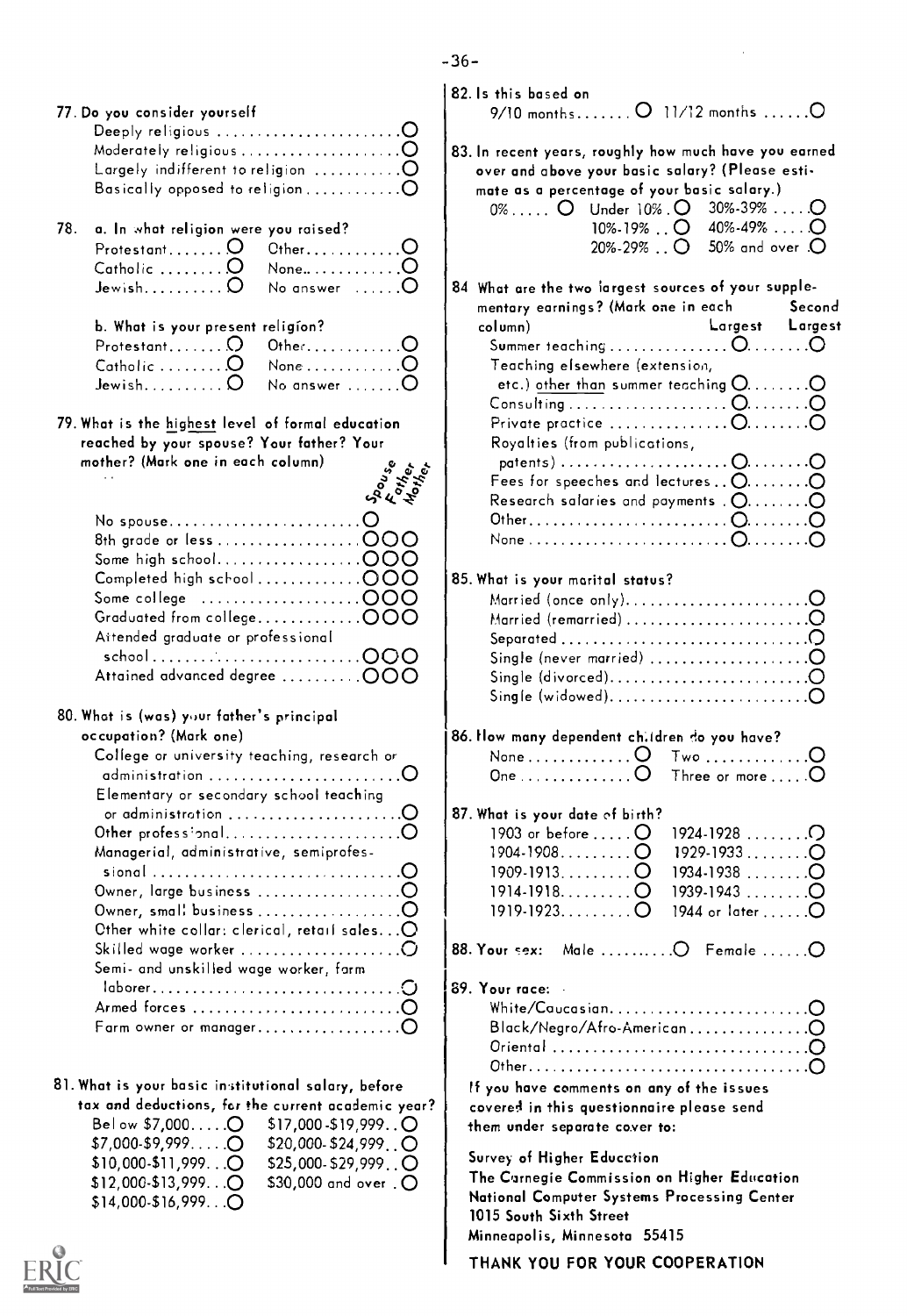77. Do you consider yourself
   - Deeply religious ○
   - Moderately religious ○
   - Largely indifferent to religion ○
   - Basically opposed to religion ○

78. a. In what religion were you raised?

| | | | |
|---|---|---|---|
| Protestant | ○ | Other | ○ |
| Catholic | ○ | None | ○ |
| Jewish | ○ | No answer | ○ |

b. What is your present religion?

| | | | |
|---|---|---|---|
| Protestant | ○ | Other | ○ |
| Catholic | ○ | None | ○ |
| Jewish | ○ | No answer | ○ |

79. What is the highest level of formal education reached by your spouse? Your father? Your mother? (Mark one in each column)

| | Spouse | Father | Mother |
|---|---|---|---|
| No spouse | ○ | | |
| 8th grade or less | ○ | ○ | ○ |
| Some high school | ○ | ○ | ○ |
| Completed high school | ○ | ○ | ○ |
| Some college | ○ | ○ | ○ |
| Graduated from college | ○ | ○ | ○ |
| Attended graduate or professional school | ○ | ○ | ○ |
| Attained advanced degree | ○ | ○ | ○ |

80. What is (was) your father's principal occupation? (Mark one)
   - College or university teaching, research or administration ○
   - Elementary or secondary school teaching or administration ○
   - Other professional ○
   - Managerial, administrative, semiprofessional ○
   - Owner, large business ○
   - Owner, small business ○
   - Other white collar: clerical, retail sales ○
   - Skilled wage worker ○
   - Semi- and unskilled wage worker, farm laborer ○
   - Armed forces ○
   - Farm owner or manager ○

81. What is your basic institutional salary, before tax and deductions, for the current academic year?

| | | | |
|---|---|---|---|
| Below $7,000 | ○ | $17,000-$19,999 | ○ |
| $7,000-$9,999 | ○ | $20,000-$24,999 | ○ |
| $10,000-$11,999 | ○ | $25,000-$29,999 | ○ |
| $12,000-$13,999 | ○ | $30,000 and over | ○ |
| $14,000-$16,999 | ○ | | |

82. Is this based on
   9/10 months ○ 11/12 months ○

83. In recent years, roughly how much have you earned over and above your basic salary? (Please estimate as a percentage of your basic salary.)

| | | | | | |
|---|---|---|---|---|---|
| 0% | ○ | Under 10% | ○ | 30%-39% | ○ |
| | | 10%-19% | ○ | 40%-49% | ○ |
| | | 20%-29% | ○ | 50% and over | ○ |

84. What are the two largest sources of your supplementary earnings? (Mark one in each column)

| | Largest | Second Largest |
|---|---|---|
| Summer teaching | ○ | ○ |
| Teaching elsewhere (extension, etc.) other than summer teaching | ○ | ○ |
| Consulting | ○ | ○ |
| Private practice | ○ | ○ |
| Royalties (from publications, patents) | ○ | ○ |
| Fees for speeches and lectures | ○ | ○ |
| Research salaries and payments | ○ | ○ |
| Other | ○ | ○ |
| None | ○ | ○ |

85. What is your marital status?
   - Married (once only) ○
   - Married (remarried) ○
   - Separated ○
   - Single (never married) ○
   - Single (divorced) ○
   - Single (widowed) ○

86. How many dependent children do you have?

| | | | |
|---|---|---|---|
| None | ○ | Two | ○ |
| One | ○ | Three or more | ○ |

87. What is your date of birth?

| | | | |
|---|---|---|---|
| 1903 or before | ○ | 1924-1928 | ○ |
| 1904-1908 | ○ | 1929-1933 | ○ |
| 1909-1913 | ○ | 1934-1938 | ○ |
| 1914-1918 | ○ | 1939-1943 | ○ |
| 1919-1923 | ○ | 1944 or later | ○ |

88. Your sex: Male ○ Female ○

89. Your race:
   - White/Caucasian ○
   - Black/Negro/Afro-American ○
   - Oriental ○
   - Other ○

If you have comments on any of the issues covered in this questionnaire please send them under separate cover to:

Survey of Higher Education
The Carnegie Commission on Higher Education
National Computer Systems Processing Center
1015 South Sixth Street
Minneapolis, Minnesota 55415

**THANK YOU FOR YOUR COOPERATION**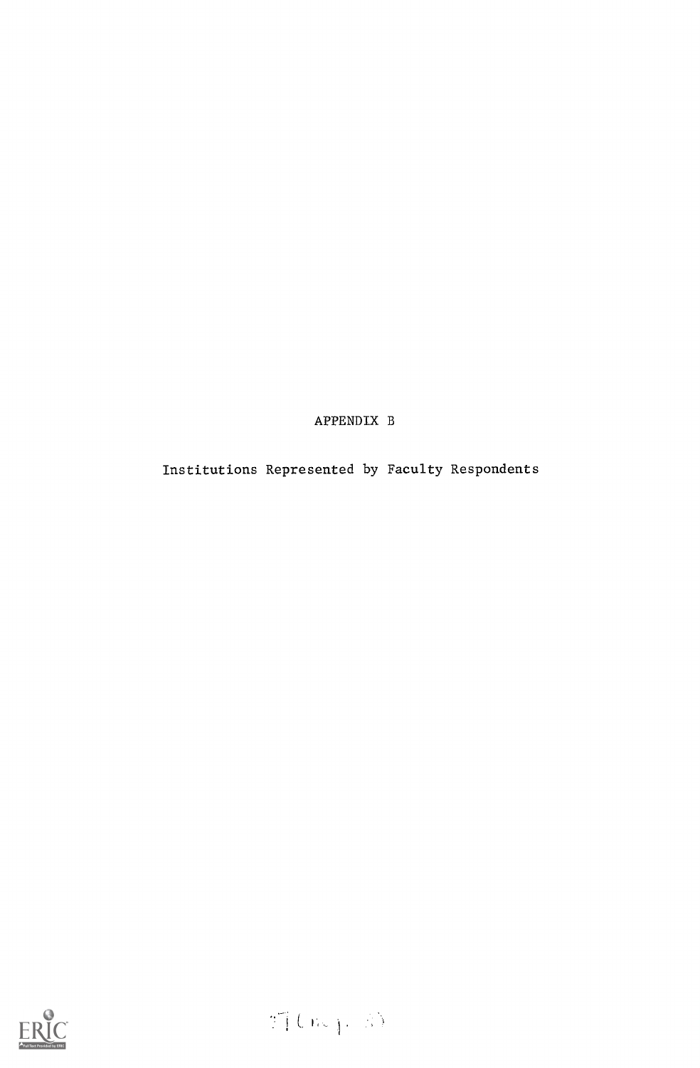# APPENDIX B

## Institutions Represented by Faculty Respondents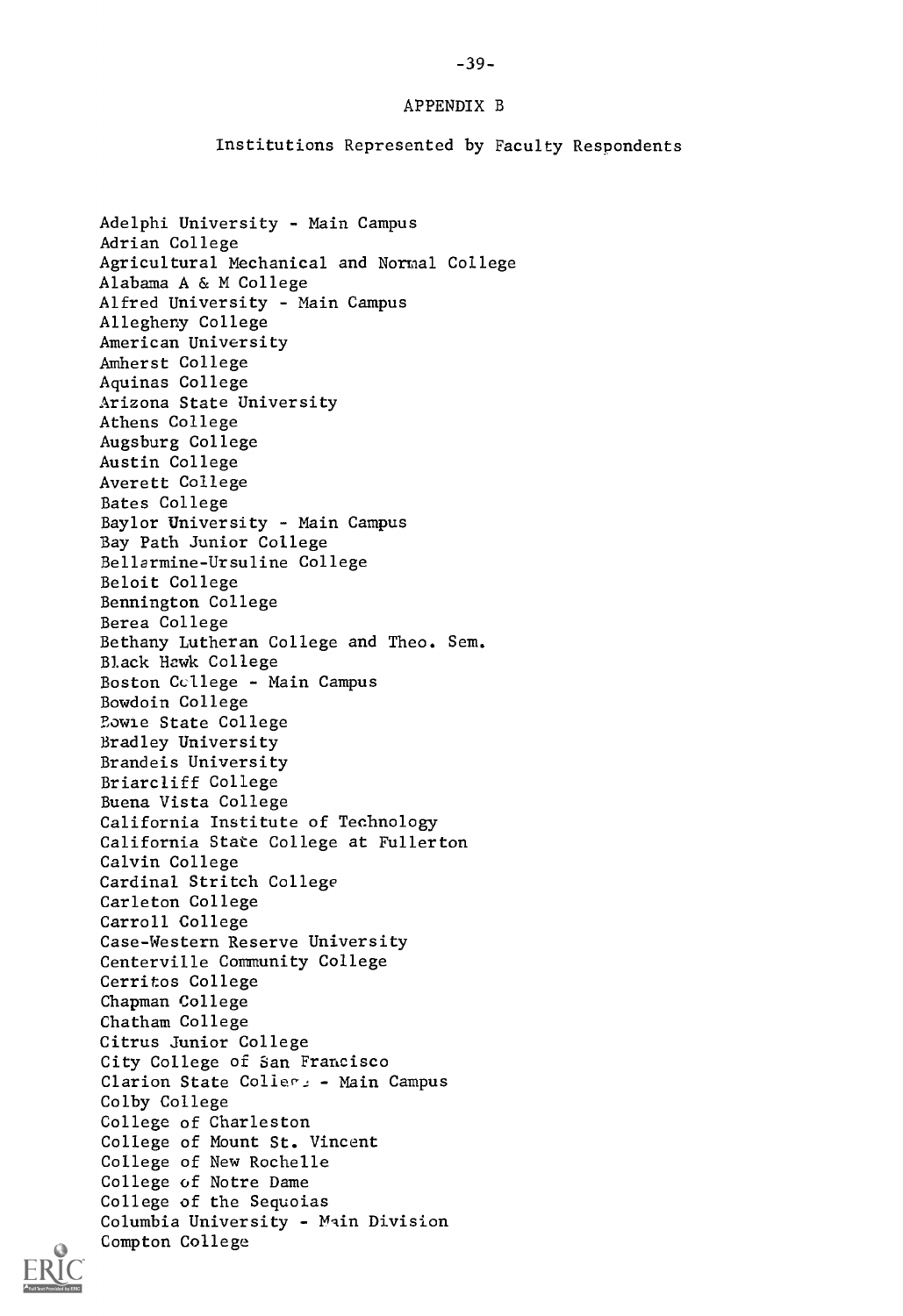# APPENDIX B

## Institutions Represented by Faculty Respondents

Adelphi University - Main Campus
Adrian College
Agricultural Mechanical and Normal College
Alabama A & M College
Alfred University - Main Campus
Allegheny College
American University
Amherst College
Aquinas College
Arizona State University
Athens College
Augsburg College
Austin College
Averett College
Bates College
Baylor University - Main Campus
Bay Path Junior College
Bellarmine-Ursuline College
Beloit College
Bennington College
Berea College
Bethany Lutheran College and Theo. Sem.
Black Hawk College
Boston College - Main Campus
Bowdoin College
Bowie State College
Bradley University
Brandeis University
Briarcliff College
Buena Vista College
California Institute of Technology
California State College at Fullerton
Calvin College
Cardinal Stritch College
Carleton College
Carroll College
Case-Western Reserve University
Centerville Community College
Cerritos College
Chapman College
Chatham College
Citrus Junior College
City College of San Francisco
Clarion State College - Main Campus
Colby College
College of Charleston
College of Mount St. Vincent
College of New Rochelle
College of Notre Dame
College of the Sequoias
Columbia University - Main Division
Compton College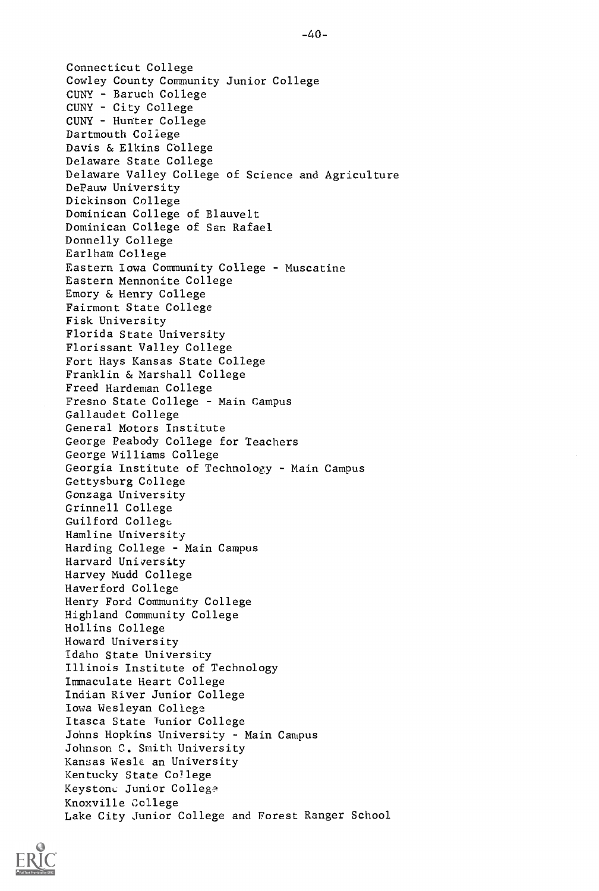Connecticut College
Cowley County Community Junior College
CUNY - Baruch College
CUNY - City College
CUNY - Hunter College
Dartmouth College
Davis & Elkins College
Delaware State College
Delaware Valley College of Science and Agriculture
DePauw University
Dickinson College
Dominican College of Blauvelt
Dominican College of San Rafael
Donnelly College
Earlham College
Eastern Iowa Community College - Muscatine
Eastern Mennonite College
Emory & Henry College
Fairmont State College
Fisk University
Florida State University
Florissant Valley College
Fort Hays Kansas State College
Franklin & Marshall College
Freed Hardeman College
Fresno State College - Main Campus
Gallaudet College
General Motors Institute
George Peabody College for Teachers
George Williams College
Georgia Institute of Technology - Main Campus
Gettysburg College
Gonzaga University
Grinnell College
Guilford College
Hamline University
Harding College - Main Campus
Harvard University
Harvey Mudd College
Haverford College
Henry Ford Community College
Highland Community College
Hollins College
Howard University
Idaho State University
Illinois Institute of Technology
Immaculate Heart College
Indian River Junior College
Iowa Wesleyan College
Itasca State Junior College
Johns Hopkins University - Main Campus
Johnson C. Smith University
Kansas Wesleyan University
Kentucky State College
Keystone Junior College
Knoxville College
Lake City Junior College and Forest Ranger School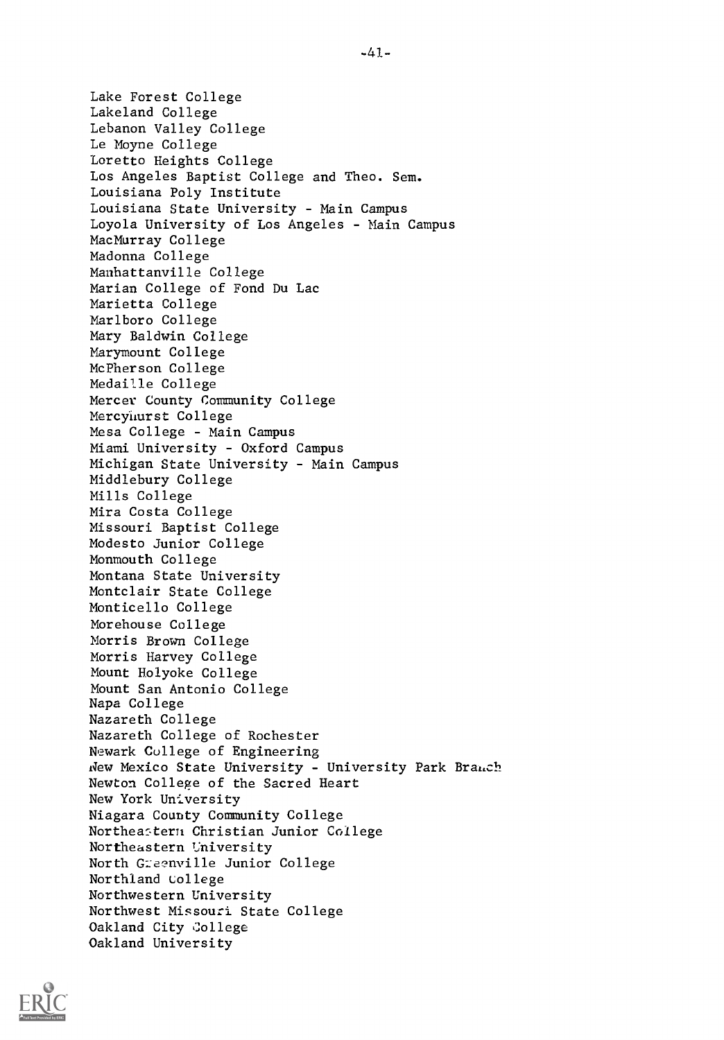Lake Forest College
Lakeland College
Lebanon Valley College
Le Moyne College
Loretto Heights College
Los Angeles Baptist College and Theo. Sem.
Louisiana Poly Institute
Louisiana State University - Main Campus
Loyola University of Los Angeles - Main Campus
MacMurray College
Madonna College
Manhattanville College
Marian College of Fond Du Lac
Marietta College
Marlboro College
Mary Baldwin College
Marymount College
McPherson College
Medaille College
Mercer County Community College
Mercyhurst College
Mesa College - Main Campus
Miami University - Oxford Campus
Michigan State University - Main Campus
Middlebury College
Mills College
Mira Costa College
Missouri Baptist College
Modesto Junior College
Monmouth College
Montana State University
Montclair State College
Monticello College
Morehouse College
Morris Brown College
Morris Harvey College
Mount Holyoke College
Mount San Antonio College
Napa College
Nazareth College
Nazareth College of Rochester
Newark College of Engineering
New Mexico State University - University Park Branch
Newton College of the Sacred Heart
New York University
Niagara County Community College
Northeastern Christian Junior College
Northeastern University
North Greenville Junior College
Northland College
Northwestern University
Northwest Missouri State College
Oakland City College
Oakland University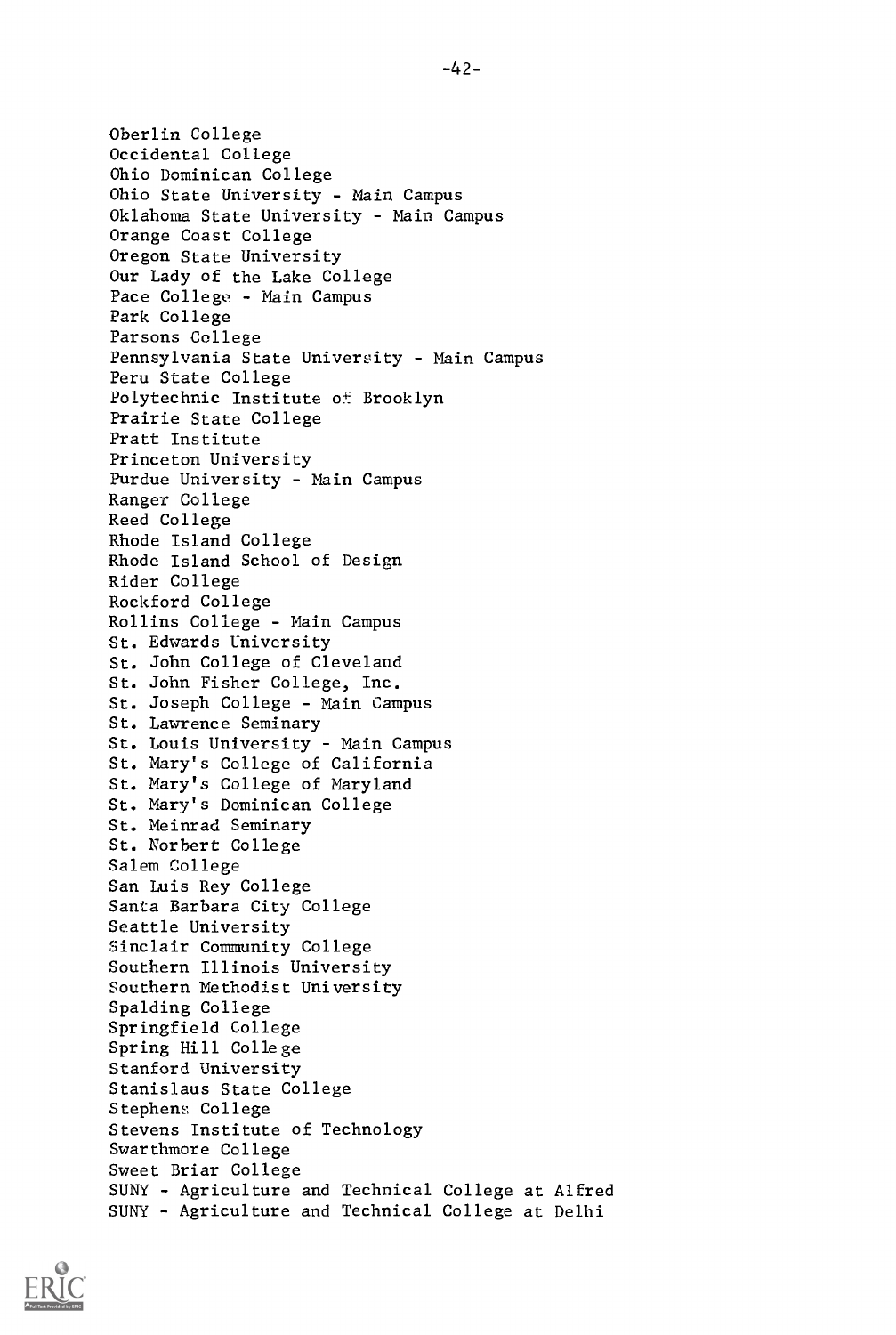Oberlin College
Occidental College
Ohio Dominican College
Ohio State University - Main Campus
Oklahoma State University - Main Campus
Orange Coast College
Oregon State University
Our Lady of the Lake College
Pace College - Main Campus
Park College
Parsons College
Pennsylvania State University - Main Campus
Peru State College
Polytechnic Institute of Brooklyn
Prairie State College
Pratt Institute
Princeton University
Purdue University - Main Campus
Ranger College
Reed College
Rhode Island College
Rhode Island School of Design
Rider College
Rockford College
Rollins College - Main Campus
St. Edwards University
St. John College of Cleveland
St. John Fisher College, Inc.
St. Joseph College - Main Campus
St. Lawrence Seminary
St. Louis University - Main Campus
St. Mary's College of California
St. Mary's College of Maryland
St. Mary's Dominican College
St. Meinrad Seminary
St. Norbert College
Salem College
San Luis Rey College
Santa Barbara City College
Seattle University
Sinclair Community College
Southern Illinois University
Southern Methodist University
Spalding College
Springfield College
Spring Hill College
Stanford University
Stanislaus State College
Stephens College
Stevens Institute of Technology
Swarthmore College
Sweet Briar College
SUNY - Agriculture and Technical College at Alfred
SUNY - Agriculture and Technical College at Delhi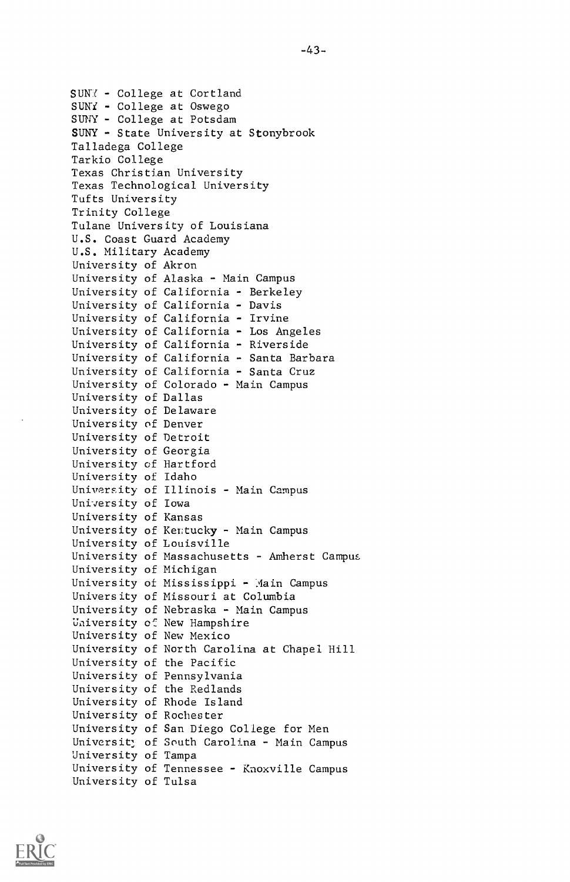SUNY - College at Cortland
SUNY - College at Oswego
SUNY - College at Potsdam
SUNY - State University at Stonybrook
Talladega College
Tarkio College
Texas Christian University
Texas Technological University
Tufts University
Trinity College
Tulane University of Louisiana
U.S. Coast Guard Academy
U.S. Military Academy
University of Akron
University of Alaska - Main Campus
University of California - Berkeley
University of California - Davis
University of California - Irvine
University of California - Los Angeles
University of California - Riverside
University of California - Santa Barbara
University of California - Santa Cruz
University of Colorado - Main Campus
University of Dallas
University of Delaware
University of Denver
University of Detroit
University of Georgia
University of Hartford
University of Idaho
University of Illinois - Main Campus
University of Iowa
University of Kansas
University of Kentucky - Main Campus
University of Louisville
University of Massachusetts - Amherst Campus
University of Michigan
University of Mississippi - Main Campus
University of Missouri at Columbia
University of Nebraska - Main Campus
University of New Hampshire
University of New Mexico
University of North Carolina at Chapel Hill
University of the Pacific
University of Pennsylvania
University of the Redlands
University of Rhode Island
University of Rochester
University of San Diego College for Men
University of South Carolina - Main Campus
University of Tampa
University of Tennessee - Knoxville Campus
University of Tulsa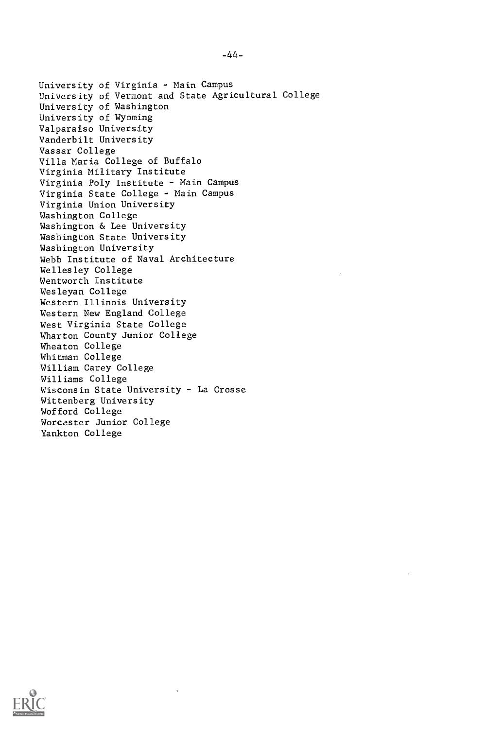University of Virginia - Main Campus
University of Vermont and State Agricultural College
University of Washington
University of Wyoming
Valparaiso University
Vanderbilt University
Vassar College
Villa Maria College of Buffalo
Virginia Military Institute
Virginia Poly Institute - Main Campus
Virginia State College - Main Campus
Virginia Union University
Washington College
Washington & Lee University
Washington State University
Washington University
Webb Institute of Naval Architecture
Wellesley College
Wentworth Institute
Wesleyan College
Western Illinois University
Western New England College
West Virginia State College
Wharton County Junior College
Wheaton College
Whitman College
William Carey College
Williams College
Wisconsin State University - La Crosse
Wittenberg University
Wofford College
Worcester Junior College
Yankton College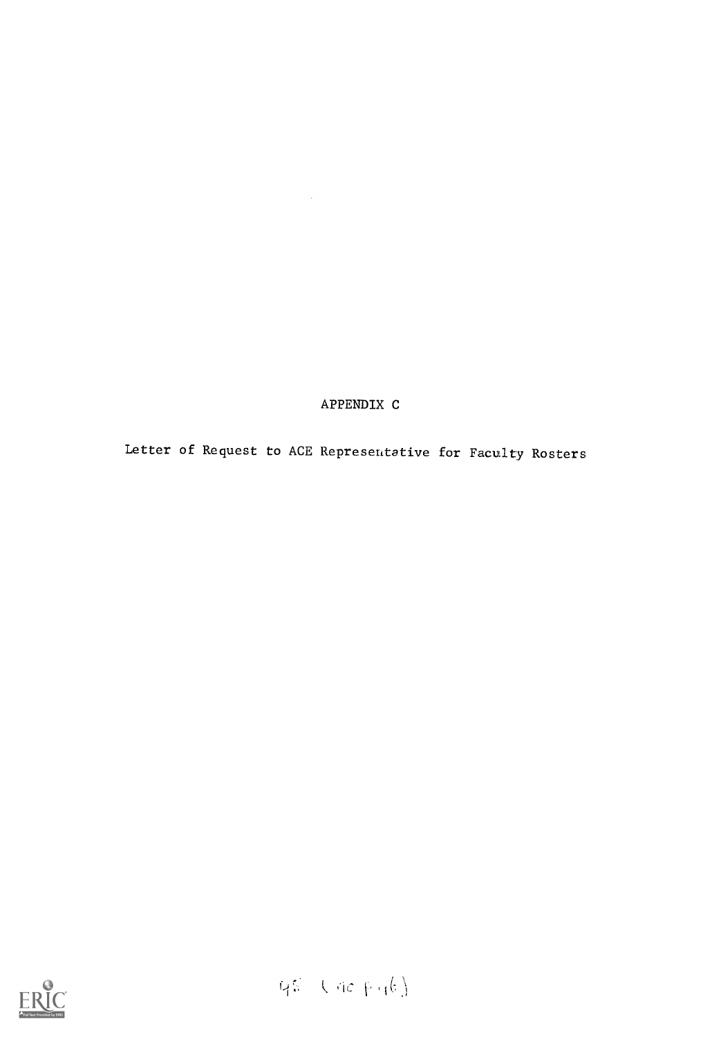# APPENDIX C

Letter of Request to ACE Representative for Faculty Rosters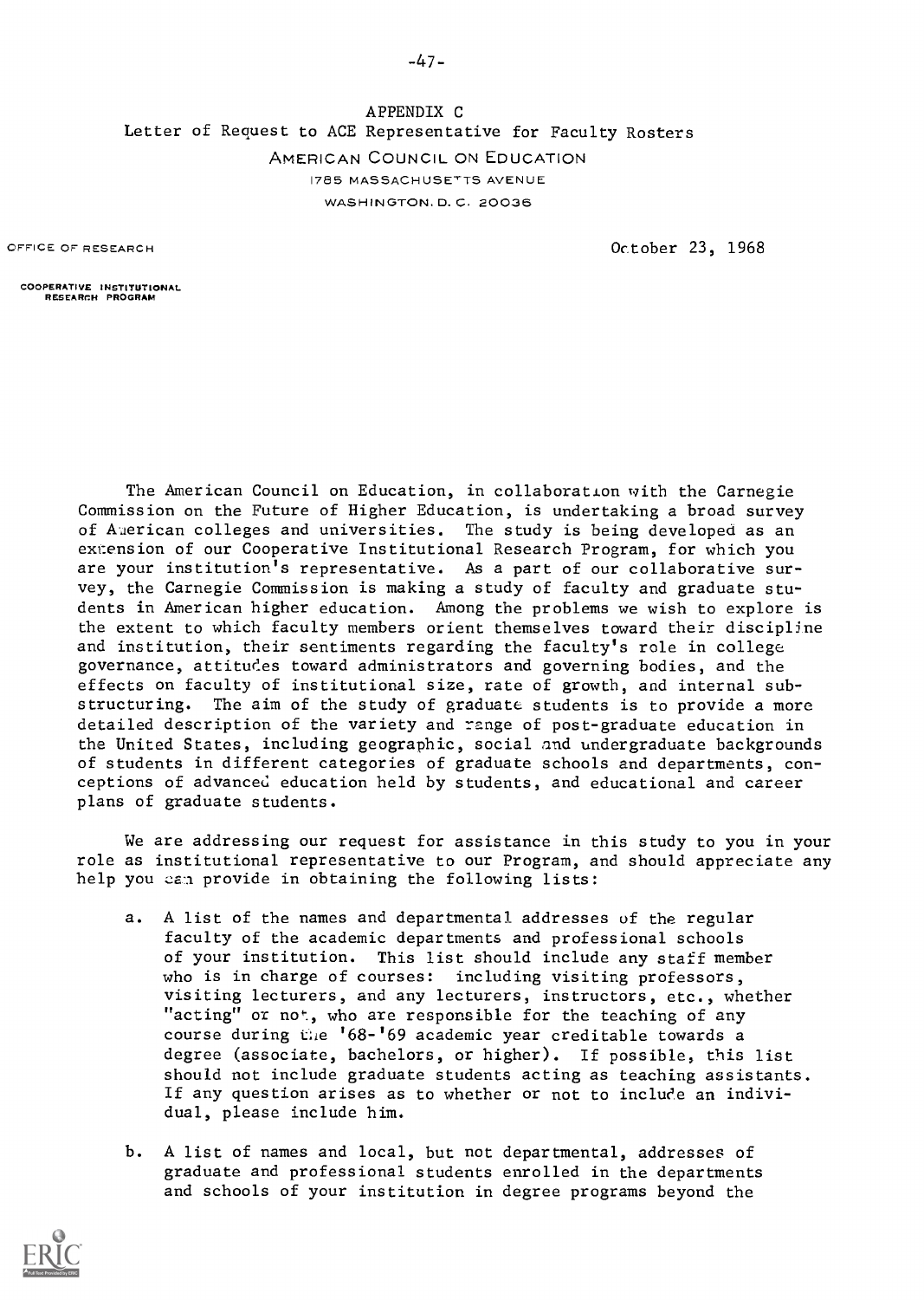APPENDIX C

Letter of Request to ACE Representative for Faculty Rosters

AMERICAN COUNCIL ON EDUCATION
1785 MASSACHUSETTS AVENUE
WASHINGTON, D. C. 20036

OFFICE OF RESEARCH

COOPERATIVE INSTITUTIONAL RESEARCH PROGRAM

October 23, 1968

The American Council on Education, in collaboration with the Carnegie Commission on the Future of Higher Education, is undertaking a broad survey of American colleges and universities. The study is being developed as an extension of our Cooperative Institutional Research Program, for which you are your institution's representative. As a part of our collaborative survey, the Carnegie Commission is making a study of faculty and graduate students in American higher education. Among the problems we wish to explore is the extent to which faculty members orient themselves toward their discipline and institution, their sentiments regarding the faculty's role in college governance, attitudes toward administrators and governing bodies, and the effects on faculty of institutional size, rate of growth, and internal substructuring. The aim of the study of graduate students is to provide a more detailed description of the variety and range of post-graduate education in the United States, including geographic, social and undergraduate backgrounds of students in different categories of graduate schools and departments, conceptions of advanced education held by students, and educational and career plans of graduate students.

We are addressing our request for assistance in this study to you in your role as institutional representative to our Program, and should appreciate any help you can provide in obtaining the following lists:

a. A list of the names and departmental addresses of the regular faculty of the academic departments and professional schools of your institution. This list should include any staff member who is in charge of courses: including visiting professors, visiting lecturers, and any lecturers, instructors, etc., whether "acting" or not, who are responsible for the teaching of any course during the '68-'69 academic year creditable towards a degree (associate, bachelors, or higher). If possible, this list should not include graduate students acting as teaching assistants. If any question arises as to whether or not to include an individual, please include him.

b. A list of names and local, but not departmental, addresses of graduate and professional students enrolled in the departments and schools of your institution in degree programs beyond the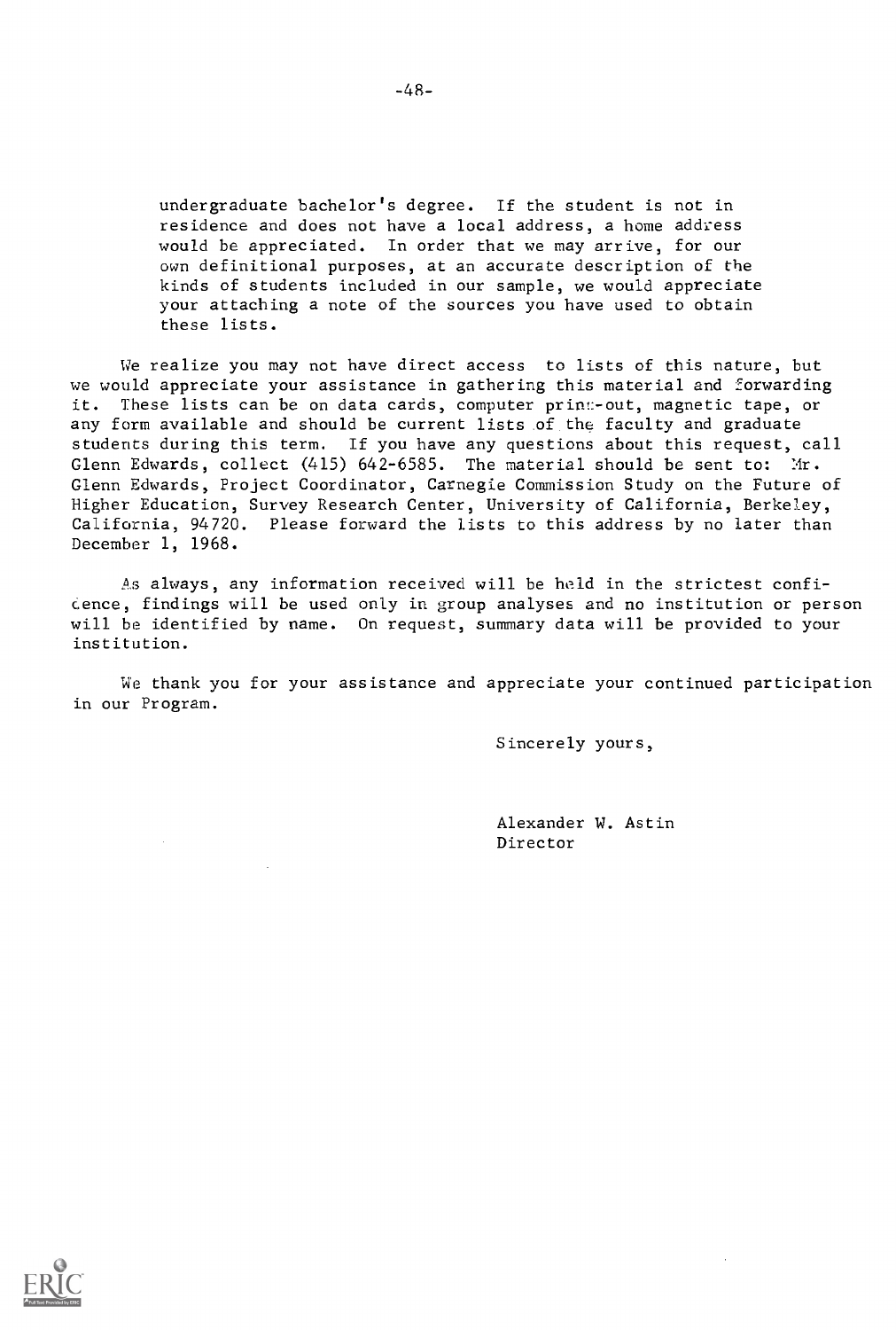undergraduate bachelor's degree. If the student is not in residence and does not have a local address, a home address would be appreciated. In order that we may arrive, for our own definitional purposes, at an accurate description of the kinds of students included in our sample, we would appreciate your attaching a note of the sources you have used to obtain these lists.

We realize you may not have direct access to lists of this nature, but we would appreciate your assistance in gathering this material and forwarding it. These lists can be on data cards, computer print-out, magnetic tape, or any form available and should be current lists of the faculty and graduate students during this term. If you have any questions about this request, call Glenn Edwards, collect (415) 642-6585. The material should be sent to: Mr. Glenn Edwards, Project Coordinator, Carnegie Commission Study on the Future of Higher Education, Survey Research Center, University of California, Berkeley, California, 94720. Please forward the lists to this address by no later than December 1, 1968.

As always, any information received will be held in the strictest confidence, findings will be used only in group analyses and no institution or person will be identified by name. On request, summary data will be provided to your institution.

We thank you for your assistance and appreciate your continued participation in our Program.

Sincerely yours,

Alexander W. Astin
Director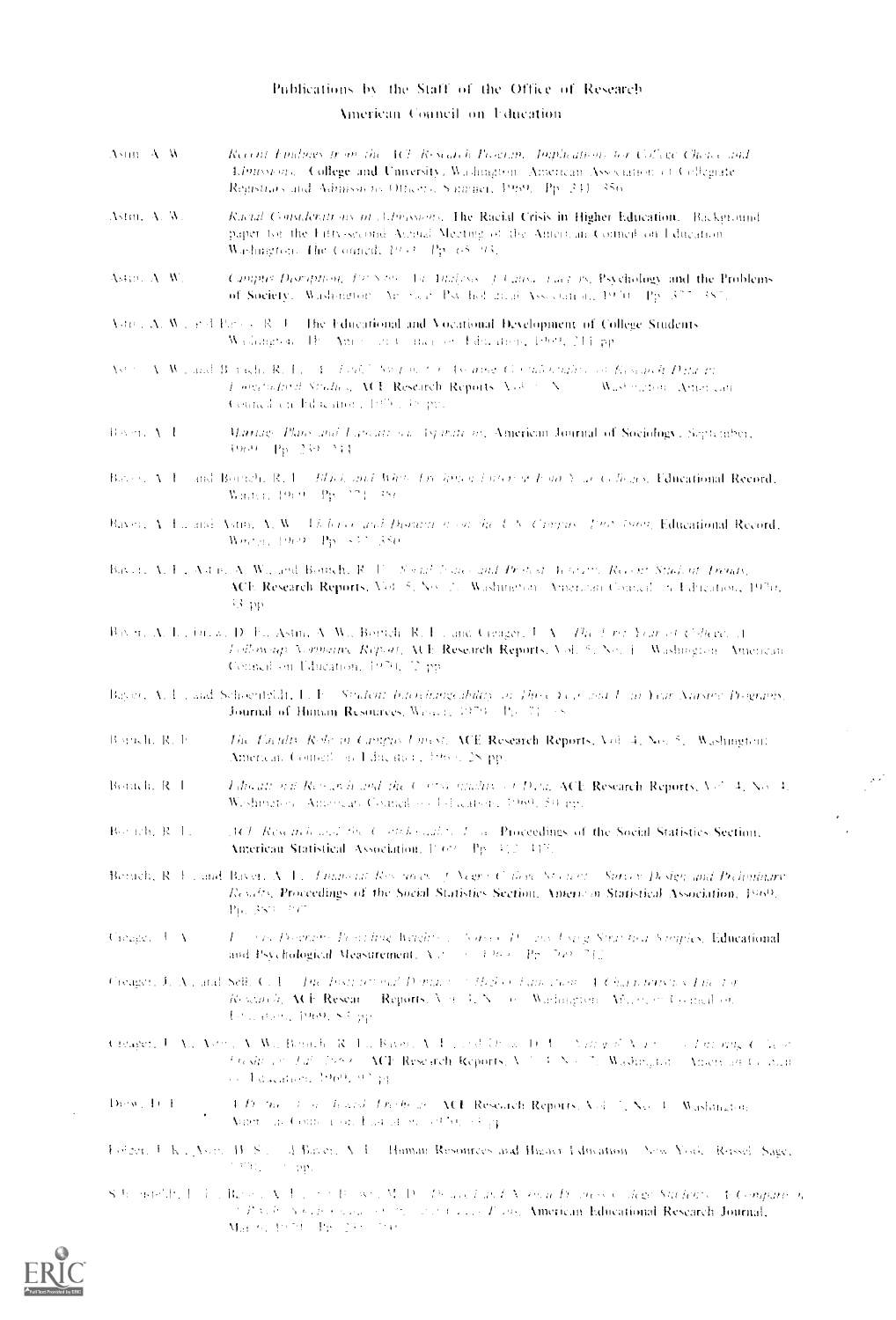# Publications by the Staff of the Office of Research
## American Council on Education

Astin, A. W. *Recent Findings from the ACE Research Program: Implications for College Choice and Admissions.* **College and University**, Washington: American Association of Collegiate Registrars and Admissions Officers, Summer, 1969. Pp. 341–356.

Astin, A. W. *Racial Considerations in Admissions.* **The Racial Crisis in Higher Education.** Background paper for the Fifty-second Annual Meeting of the American Council on Education. Washington: The Council, 1969. Pp. 65–95.

Astin, A. W. *Campus Disruption, 1968-69: An Analysis of Causal Factors.* **Psychology and the Problems of Society.** Washington: American Psychological Association, 1970. Pp. 377–387.

Astin, A. W., and Panos, R. J. **The Educational and Vocational Development of College Students.** Washington, D.C.: American Council on Education, 1969. 211 pp.

Astin, A. W., and Boruch, R. F. *A "Link" System for Assuring Confidentiality of Research Data in Longitudinal Studies.* **ACE Research Reports**, Vol. 5, No. . Washington: American Council on Education, 1970. 15 pp.

Bayer, A. E. *Marriage Plans and Educational Aspirations.* **American Journal of Sociology**, September, 1969. Pp. 239–244.

Bayer, A. E., and Boruch, R. F. *Black and White Freshmen Entering Four-Year Colleges.* **Educational Record**, Winter, 1969. Pp. 371–386.

Bayer, A. E., and Astin, A. W. *Violence and Disruption on the U. S. Campus, 1968-1969.* **Educational Record**, Winter, 1969. Pp. 337–350.

Bayer, A. E., Astin, A. W., and Boruch, R. F. *Social Issues and Protest Activity: Recent Student Trends.* **ACE Research Reports**, Vol. 5, No. 2. Washington: American Council on Education, 1970. 33 pp.

Bayer, A. E., Drew, D. E., Astin, A. W., Boruch, R. F., and Creager, J. A. *The First Year of College: A Follow-up Normative Report.* **ACE Research Reports**, Vol. 5, No. 1. Washington: American Council on Education, 1970. 72 pp.

Bayer, A. E., and Schoenfeldt, L. F. *Student Interchangeability in Three-Year and Four-Year Nursing Programs.* **Journal of Human Resources**, Winter, 1970. Pp. 71–88.

Boruch, R. F. *The Faculty Role in Campus Unrest.* **ACE Research Reports**, Vol. 4, No. 5. Washington: American Council on Education, 1969. 28 pp.

Boruch, R. F. *Educational Research and the Confidentiality of Data.* **ACE Research Reports**, Vol. 4, No. 4. Washington: American Council on Education, 1969. 50 pp.

Boruch, R. F. *ACE Research and the Confidentiality of Data.* **Proceedings of the Social Statistics Section, American Statistical Association**, 1969. Pp. 332–337.

Boruch, R. F., and Bayer, A. E. *Financial Resources of Negro College Students: Survey Design and Preliminary Results.* **Proceedings of the Social Statistics Section, American Statistical Association**, 1969. Pp. 380–387.

Creager, J. A. *... Procedure Involving Weighted ... Scores ... Using Statistical Samples.* **Educational and Psychological Measurement**, Vol. ..., 1969. Pp. 709–712.

Creager, J. A., and Sell, C. L. *The Institutional Domain of Higher Education: A Characteristics File for Research.* **ACE Research Reports**, Vol. 4, No. 6. Washington: American Council on Education, 1969. 83 pp.

Creager, J. A., Astin, A. W., Boruch, R. F., Bayer, A. E., and Drew, D. E. *National Norms for Entering College Freshmen—Fall 1969.* **ACE Research Reports**, Vol. 4, No. 7. Washington: American Council on Education, 1969. 97 pp.

Drew, D. E. *A Profile of the Jewish Freshman.* **ACE Research Reports**, Vol. 5, No. 4. Washington: American Council on Education, 1970. 43 pp.

Folger, J. K., Astin, H. S., and Bayer, A. E. **Human Resources and Higher Education.** New York: Russell Sage, 1970. ... pp.

Schoenfeldt, L. F., Bayer, A. E., and Brown, M. D. *Disadvantaged Negro Freshmen in ... College Students: A Comparison of ... Negro ... Colleges.* **American Educational Research Journal**, March, 1970. Pp. 235–250.